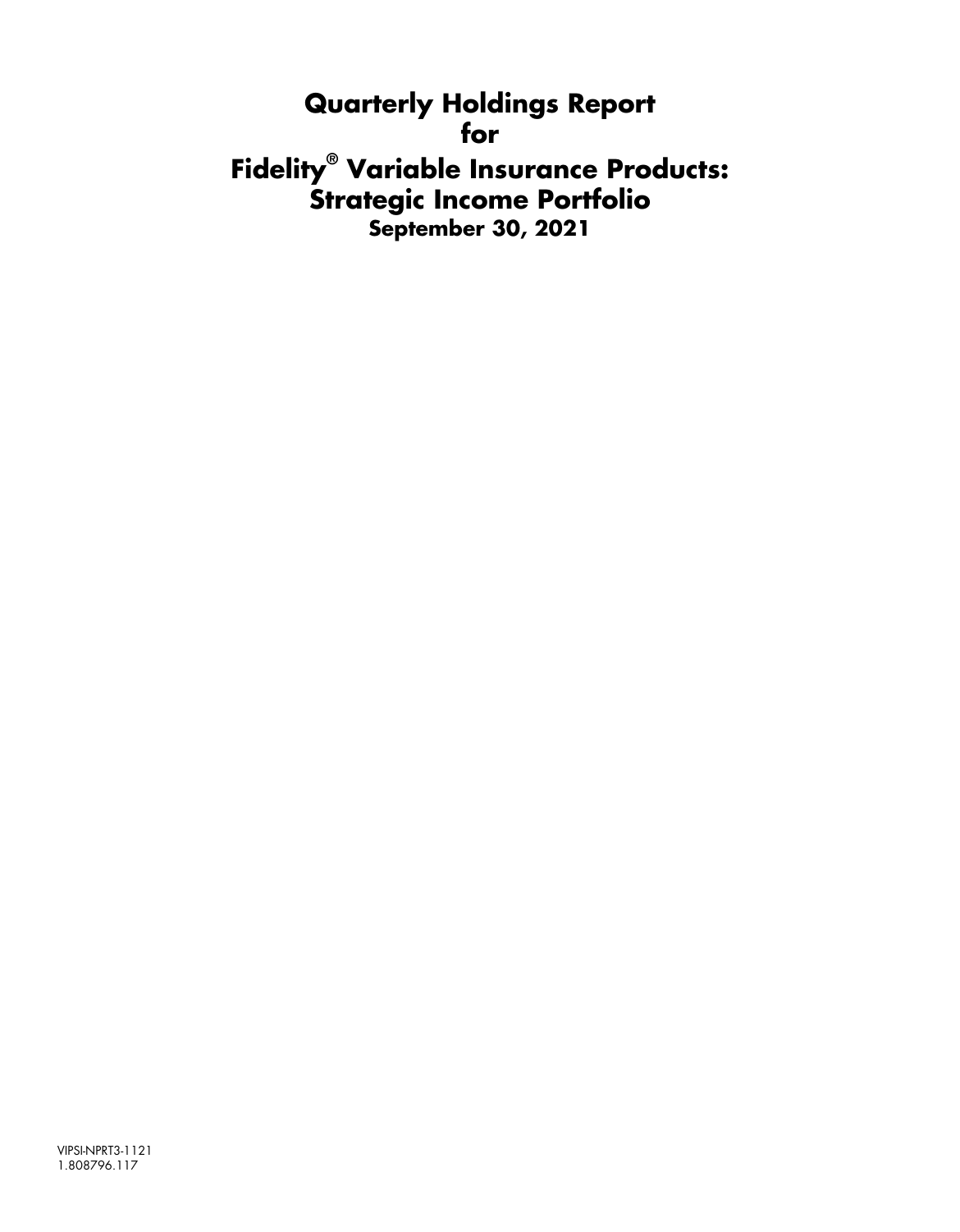# Quarterly Holdings Report
# for
# Fidelity® Variable Insurance Products: Strategic Income Portfolio

## September 30, 2021

VIPSI-NPRT3-1121
1.808796.117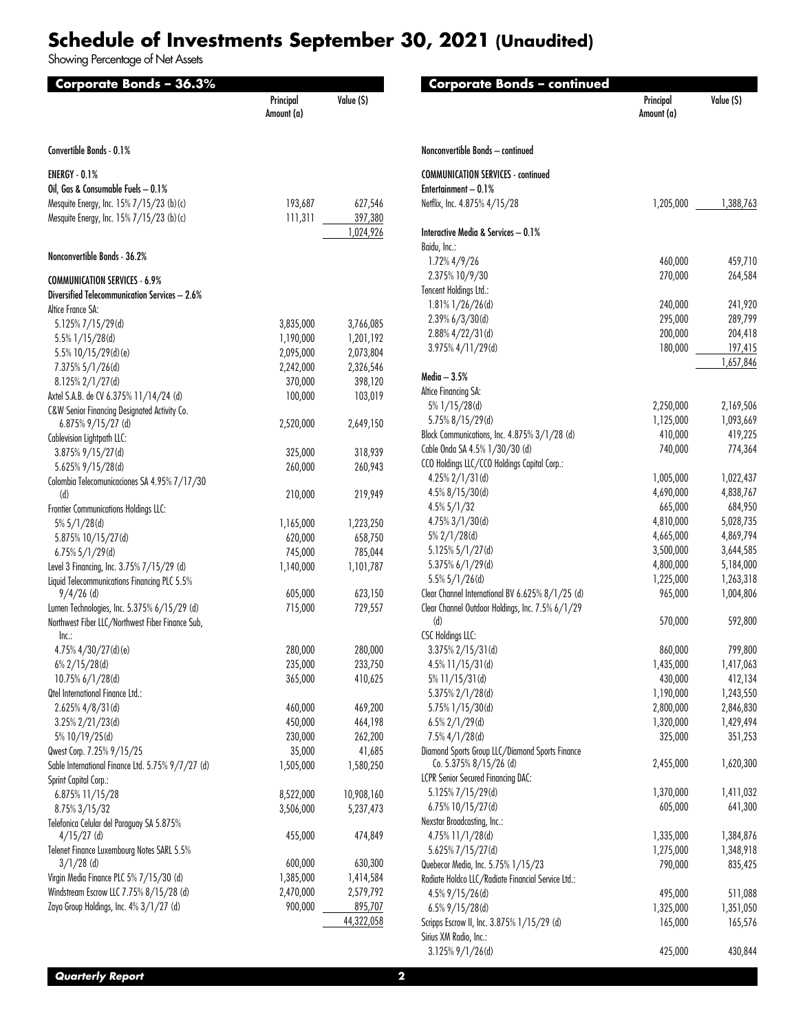# Schedule of Investments September 30, 2021 (Unaudited)

Showing Percentage of Net Assets

## Corporate Bonds – 36.3%

| | Principal Amount (a) | Value ($) |
|---|---|---|
| **Convertible Bonds - 0.1%** | | |
| **ENERGY - 0.1%** | | |
| Oil, Gas & Consumable Fuels – 0.1% | | |
| Mesquite Energy, Inc. 15% 7/15/23 (b)(c) | 193,687 | 627,546 |
| Mesquite Energy, Inc. 15% 7/15/23 (b)(c) | 111,311 | 397,380 |
| | | 1,024,926 |
| **Nonconvertible Bonds - 36.2%** | | |
| **COMMUNICATION SERVICES - 6.9%** | | |
| Diversified Telecommunication Services – 2.6% | | |
| Altice France SA: | | |
| 5.125% 7/15/29(d) | 3,835,000 | 3,766,085 |
| 5.5% 1/15/28(d) | 1,190,000 | 1,201,192 |
| 5.5% 10/15/29(d)(e) | 2,095,000 | 2,073,804 |
| 7.375% 5/1/26(d) | 2,242,000 | 2,326,546 |
| 8.125% 2/1/27(d) | 370,000 | 398,120 |
| Axtel S.A.B. de CV 6.375% 11/14/24 (d) | 100,000 | 103,019 |
| C&W Senior Financing Designated Activity Co. 6.875% 9/15/27 (d) | 2,520,000 | 2,649,150 |
| Cablevision Lightpath LLC: | | |
| 3.875% 9/15/27(d) | 325,000 | 318,939 |
| 5.625% 9/15/28(d) | 260,000 | 260,943 |
| Colombia Telecomunicaciones SA 4.95% 7/17/30 (d) | 210,000 | 219,949 |
| Frontier Communications Holdings LLC: | | |
| 5% 5/1/28(d) | 1,165,000 | 1,223,250 |
| 5.875% 10/15/27(d) | 620,000 | 658,750 |
| 6.75% 5/1/29(d) | 745,000 | 785,044 |
| Level 3 Financing, Inc. 3.75% 7/15/29 (d) | 1,140,000 | 1,101,787 |
| Liquid Telecommunications Financing PLC 5.5% 9/4/26 (d) | 605,000 | 623,150 |
| Lumen Technologies, Inc. 5.375% 6/15/29 (d) | 715,000 | 729,557 |
| Northwest Fiber LLC/Northwest Fiber Finance Sub, Inc.: | | |
| 4.75% 4/30/27(d)(e) | 280,000 | 280,000 |
| 6% 2/15/28(d) | 235,000 | 233,750 |
| 10.75% 6/1/28(d) | 365,000 | 410,625 |
| Qtel International Finance Ltd.: | | |
| 2.625% 4/8/31(d) | 460,000 | 469,200 |
| 3.25% 2/21/23(d) | 450,000 | 464,198 |
| 5% 10/19/25(d) | 230,000 | 262,200 |
| Qwest Corp. 7.25% 9/15/25 | 35,000 | 41,685 |
| Sable International Finance Ltd. 5.75% 9/7/27 (d) | 1,505,000 | 1,580,250 |
| Sprint Capital Corp.: | | |
| 6.875% 11/15/28 | 8,522,000 | 10,908,160 |
| 8.75% 3/15/32 | 3,506,000 | 5,237,473 |
| Telefonica Celular del Paraguay SA 5.875% 4/15/27 (d) | 455,000 | 474,849 |
| Telenet Finance Luxembourg Notes SARL 5.5% 3/1/28 (d) | 600,000 | 630,300 |
| Virgin Media Finance PLC 5% 7/15/30 (d) | 1,385,000 | 1,414,584 |
| Windstream Escrow LLC 7.75% 8/15/28 (d) | 2,470,000 | 2,579,792 |
| Zayo Group Holdings, Inc. 4% 3/1/27 (d) | 900,000 | 895,707 |
| | | 44,322,058 |

## Corporate Bonds – continued

| | Principal Amount (a) | Value ($) |
|---|---|---|
| **Nonconvertible Bonds – continued** | | |
| **COMMUNICATION SERVICES - continued** | | |
| Entertainment – 0.1% | | |
| Netflix, Inc. 4.875% 4/15/28 | 1,205,000 | 1,388,763 |
| Interactive Media & Services – 0.1% | | |
| Baidu, Inc.: | | |
| 1.72% 4/9/26 | 460,000 | 459,710 |
| 2.375% 10/9/30 | 270,000 | 264,584 |
| Tencent Holdings Ltd.: | | |
| 1.81% 1/26/26(d) | 240,000 | 241,920 |
| 2.39% 6/3/30(d) | 295,000 | 289,799 |
| 2.88% 4/22/31(d) | 200,000 | 204,418 |
| 3.975% 4/11/29(d) | 180,000 | 197,415 |
| | | 1,657,846 |
| Media – 3.5% | | |
| Altice Financing SA: | | |
| 5% 1/15/28(d) | 2,250,000 | 2,169,506 |
| 5.75% 8/15/29(d) | 1,125,000 | 1,093,669 |
| Block Communications, Inc. 4.875% 3/1/28 (d) | 410,000 | 419,225 |
| Cable Onda SA 4.5% 1/30/30 (d) | 740,000 | 774,364 |
| CCO Holdings LLC/CCO Holdings Capital Corp.: | | |
| 4.25% 2/1/31(d) | 1,005,000 | 1,022,437 |
| 4.5% 8/15/30(d) | 4,690,000 | 4,838,767 |
| 4.5% 5/1/32 | 665,000 | 684,950 |
| 4.75% 3/1/30(d) | 4,810,000 | 5,028,735 |
| 5% 2/1/28(d) | 4,665,000 | 4,869,794 |
| 5.125% 5/1/27(d) | 3,500,000 | 3,644,585 |
| 5.375% 6/1/29(d) | 4,800,000 | 5,184,000 |
| 5.5% 5/1/26(d) | 1,225,000 | 1,263,318 |
| Clear Channel International BV 6.625% 8/1/25 (d) | 965,000 | 1,004,806 |
| Clear Channel Outdoor Holdings, Inc. 7.5% 6/1/29 (d) | 570,000 | 592,800 |
| CSC Holdings LLC: | | |
| 3.375% 2/15/31(d) | 860,000 | 799,800 |
| 4.5% 11/15/31(d) | 1,435,000 | 1,417,063 |
| 5% 11/15/31(d) | 430,000 | 412,134 |
| 5.375% 2/1/28(d) | 1,190,000 | 1,243,550 |
| 5.75% 1/15/30(d) | 2,800,000 | 2,846,830 |
| 6.5% 2/1/29(d) | 1,320,000 | 1,429,494 |
| 7.5% 4/1/28(d) | 325,000 | 351,253 |
| Diamond Sports Group LLC/Diamond Sports Finance Co. 5.375% 8/15/26 (d) | 2,455,000 | 1,620,300 |
| LCPR Senior Secured Financing DAC: | | |
| 5.125% 7/15/29(d) | 1,370,000 | 1,411,032 |
| 6.75% 10/15/27(d) | 605,000 | 641,300 |
| Nexstar Broadcasting, Inc.: | | |
| 4.75% 11/1/28(d) | 1,335,000 | 1,384,876 |
| 5.625% 7/15/27(d) | 1,275,000 | 1,348,918 |
| Quebecor Media, Inc. 5.75% 1/15/23 | 790,000 | 835,425 |
| Radiate Holdco LLC/Radiate Financial Service Ltd.: | | |
| 4.5% 9/15/26(d) | 495,000 | 511,088 |
| 6.5% 9/15/28(d) | 1,325,000 | 1,351,050 |
| Scripps Escrow II, Inc. 3.875% 1/15/29 (d) | 165,000 | 165,576 |
| Sirius XM Radio, Inc.: | | |
| 3.125% 9/1/26(d) | 425,000 | 430,844 |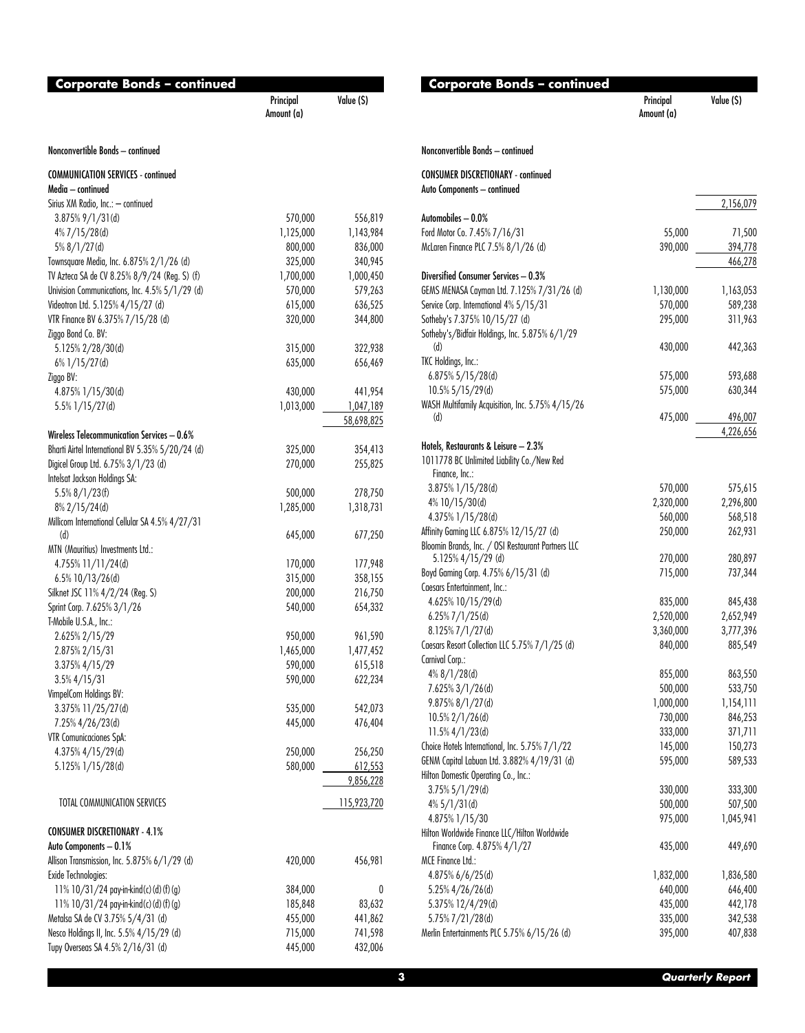## Corporate Bonds – continued

| | Principal Amount (a) | Value ($) |
|---|---|---|
| **Nonconvertible Bonds – continued** | | |
| **COMMUNICATION SERVICES - continued** | | |
| **Media – continued** | | |
| Sirius XM Radio, Inc.: – continued | | |
| 3.875% 9/1/31(d) | 570,000 | 556,819 |
| 4% 7/15/28(d) | 1,125,000 | 1,143,984 |
| 5% 8/1/27(d) | 800,000 | 836,000 |
| Townsquare Media, Inc. 6.875% 2/1/26 (d) | 325,000 | 340,945 |
| TV Azteca SA de CV 8.25% 8/9/24 (Reg. S) (f) | 1,700,000 | 1,000,450 |
| Univision Communications, Inc. 4.5% 5/1/29 (d) | 570,000 | 579,263 |
| Videotron Ltd. 5.125% 4/15/27 (d) | 615,000 | 636,525 |
| VTR Finance BV 6.375% 7/15/28 (d) | 320,000 | 344,800 |
| Ziggo Bond Co. BV: | | |
| 5.125% 2/28/30(d) | 315,000 | 322,938 |
| 6% 1/15/27(d) | 635,000 | 656,469 |
| Ziggo BV: | | |
| 4.875% 1/15/30(d) | 430,000 | 441,954 |
| 5.5% 1/15/27(d) | 1,013,000 | 1,047,189 |
| | | 58,698,825 |
| **Wireless Telecommunication Services – 0.6%** | | |
| Bharti Airtel International BV 5.35% 5/20/24 (d) | 325,000 | 354,413 |
| Digicel Group Ltd. 6.75% 3/1/23 (d) | 270,000 | 255,825 |
| Intelsat Jackson Holdings SA: | | |
| 5.5% 8/1/23(f) | 500,000 | 278,750 |
| 8% 2/15/24(d) | 1,285,000 | 1,318,731 |
| Millicom International Cellular SA 4.5% 4/27/31 (d) | 645,000 | 677,250 |
| MTN (Mauritius) Investments Ltd.: | | |
| 4.755% 11/11/24(d) | 170,000 | 177,948 |
| 6.5% 10/13/26(d) | 315,000 | 358,155 |
| Silknet JSC 11% 4/2/24 (Reg. S) | 200,000 | 216,750 |
| Sprint Corp. 7.625% 3/1/26 | 540,000 | 654,332 |
| T-Mobile U.S.A., Inc.: | | |
| 2.625% 2/15/29 | 950,000 | 961,590 |
| 2.875% 2/15/31 | 1,465,000 | 1,477,452 |
| 3.375% 4/15/29 | 590,000 | 615,518 |
| 3.5% 4/15/31 | 590,000 | 622,234 |
| VimpelCom Holdings BV: | | |
| 3.375% 11/25/27(d) | 535,000 | 542,073 |
| 7.25% 4/26/23(d) | 445,000 | 476,404 |
| VTR Comunicaciones SpA: | | |
| 4.375% 4/15/29(d) | 250,000 | 256,250 |
| 5.125% 1/15/28(d) | 580,000 | 612,553 |
| | | 9,856,228 |
| TOTAL COMMUNICATION SERVICES | | 115,923,720 |
| **CONSUMER DISCRETIONARY - 4.1%** | | |
| **Auto Components – 0.1%** | | |
| Allison Transmission, Inc. 5.875% 6/1/29 (d) | 420,000 | 456,981 |
| Exide Technologies: | | |
| 11% 10/31/24 pay-in-kind(c)(d)(f)(g) | 384,000 | 0 |
| 11% 10/31/24 pay-in-kind(c)(d)(f)(g) | 185,848 | 83,632 |
| Metalsa SA de CV 3.75% 5/4/31 (d) | 455,000 | 441,862 |
| Nesco Holdings II, Inc. 5.5% 4/15/29 (d) | 715,000 | 741,598 |
| Tupy Overseas SA 4.5% 2/16/31 (d) | 445,000 | 432,006 |
| | | 2,156,079 |
| **Automobiles – 0.0%** | | |
| Ford Motor Co. 7.45% 7/16/31 | 55,000 | 71,500 |
| McLaren Finance PLC 7.5% 8/1/26 (d) | 390,000 | 394,778 |
| | | 466,278 |
| **Diversified Consumer Services – 0.3%** | | |
| GEMS MENASA Cayman Ltd. 7.125% 7/31/26 (d) | 1,130,000 | 1,163,053 |
| Service Corp. International 4% 5/15/31 | 570,000 | 589,238 |
| Sotheby's 7.375% 10/15/27 (d) | 295,000 | 311,963 |
| Sotheby's/Bidfair Holdings, Inc. 5.875% 6/1/29 (d) | 430,000 | 442,363 |
| TKC Holdings, Inc.: | | |
| 6.875% 5/15/28(d) | 575,000 | 593,688 |
| 10.5% 5/15/29(d) | 575,000 | 630,344 |
| WASH Multifamily Acquisition, Inc. 5.75% 4/15/26 (d) | 475,000 | 496,007 |
| | | 4,226,656 |
| **Hotels, Restaurants & Leisure – 2.3%** | | |
| 1011778 BC Unlimited Liability Co./New Red Finance, Inc.: | | |
| 3.875% 1/15/28(d) | 570,000 | 575,615 |
| 4% 10/15/30(d) | 2,320,000 | 2,296,800 |
| 4.375% 1/15/28(d) | 560,000 | 568,518 |
| Affinity Gaming LLC 6.875% 12/15/27 (d) | 250,000 | 262,931 |
| Bloomin Brands, Inc. / OSI Restaurant Partners LLC 5.125% 4/15/29 (d) | 270,000 | 280,897 |
| Boyd Gaming Corp. 4.75% 6/15/31 (d) | 715,000 | 737,344 |
| Caesars Entertainment, Inc.: | | |
| 4.625% 10/15/29(d) | 835,000 | 845,438 |
| 6.25% 7/1/25(d) | 2,520,000 | 2,652,949 |
| 8.125% 7/1/27(d) | 3,360,000 | 3,777,396 |
| Caesars Resort Collection LLC 5.75% 7/1/25 (d) | 840,000 | 885,549 |
| Carnival Corp.: | | |
| 4% 8/1/28(d) | 855,000 | 863,550 |
| 7.625% 3/1/26(d) | 500,000 | 533,750 |
| 9.875% 8/1/27(d) | 1,000,000 | 1,154,111 |
| 10.5% 2/1/26(d) | 730,000 | 846,253 |
| 11.5% 4/1/23(d) | 333,000 | 371,711 |
| Choice Hotels International, Inc. 5.75% 7/1/22 | 145,000 | 150,273 |
| GENM Capital Labuan Ltd. 3.882% 4/19/31 (d) | 595,000 | 589,533 |
| Hilton Domestic Operating Co., Inc.: | | |
| 3.75% 5/1/29(d) | 330,000 | 333,300 |
| 4% 5/1/31(d) | 500,000 | 507,500 |
| 4.875% 1/15/30 | 975,000 | 1,045,941 |
| Hilton Worldwide Finance LLC/Hilton Worldwide Finance Corp. 4.875% 4/1/27 | 435,000 | 449,690 |
| MCE Finance Ltd.: | | |
| 4.875% 6/6/25(d) | 1,832,000 | 1,836,580 |
| 5.25% 4/26/26(d) | 640,000 | 646,400 |
| 5.375% 12/4/29(d) | 435,000 | 442,178 |
| 5.75% 7/21/28(d) | 335,000 | 342,538 |
| Merlin Entertainments PLC 5.75% 6/15/26 (d) | 395,000 | 407,838 |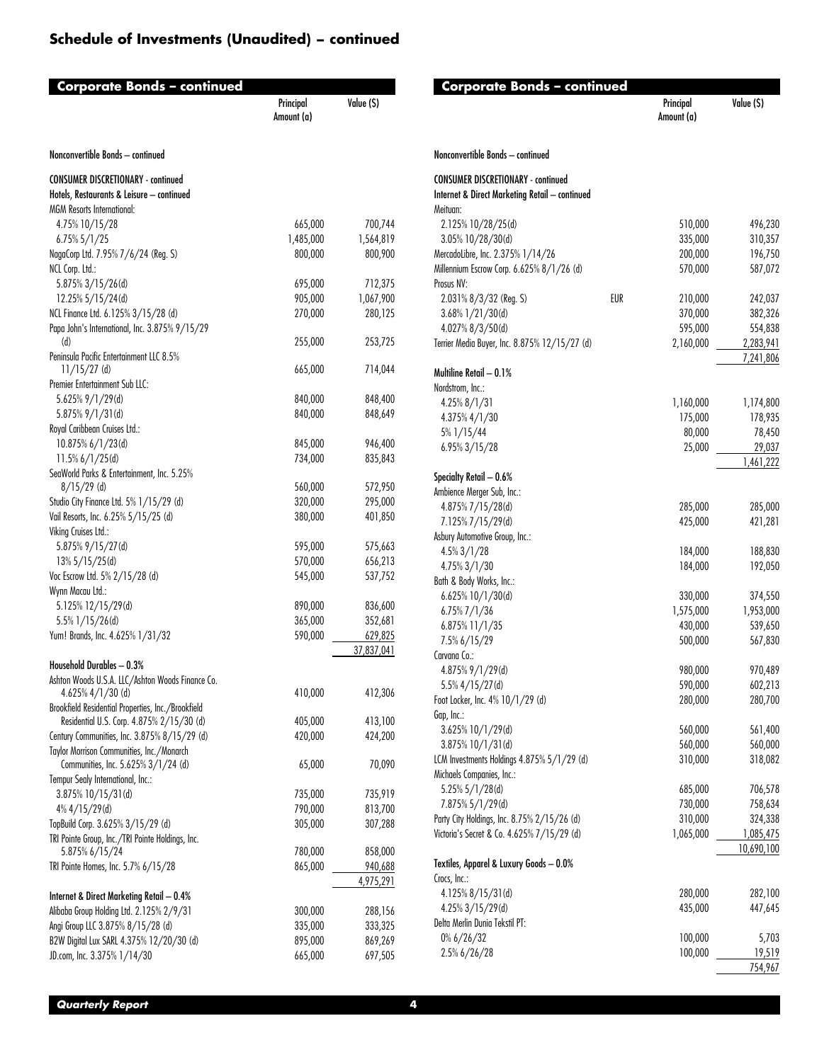## Schedule of Investments (Unaudited) – continued

### Corporate Bonds – continued

| | | Principal Amount (a) | Value ($) |
|---|---|---|---|
| **Nonconvertible Bonds – continued** | | | |
| **CONSUMER DISCRETIONARY - continued** | | | |
| **Hotels, Restaurants & Leisure – continued** | | | |
| MGM Resorts International: | | | |
| 4.75% 10/15/28 | | 665,000 | 700,744 |
| 6.75% 5/1/25 | | 1,485,000 | 1,564,819 |
| NagaCorp Ltd. 7.95% 7/6/24 (Reg. S) | | 800,000 | 800,900 |
| NCL Corp. Ltd.: | | | |
| 5.875% 3/15/26(d) | | 695,000 | 712,375 |
| 12.25% 5/15/24(d) | | 905,000 | 1,067,900 |
| NCL Finance Ltd. 6.125% 3/15/28 (d) | | 270,000 | 280,125 |
| Papa John's International, Inc. 3.875% 9/15/29 (d) | | 255,000 | 253,725 |
| Peninsula Pacific Entertainment LLC 8.5% 11/15/27 (d) | | 665,000 | 714,044 |
| Premier Entertainment Sub LLC: | | | |
| 5.625% 9/1/29(d) | | 840,000 | 848,400 |
| 5.875% 9/1/31(d) | | 840,000 | 848,649 |
| Royal Caribbean Cruises Ltd.: | | | |
| 10.875% 6/1/23(d) | | 845,000 | 946,400 |
| 11.5% 6/1/25(d) | | 734,000 | 835,843 |
| SeaWorld Parks & Entertainment, Inc. 5.25% 8/15/29 (d) | | 560,000 | 572,950 |
| Studio City Finance Ltd. 5% 1/15/29 (d) | | 320,000 | 295,000 |
| Vail Resorts, Inc. 6.25% 5/15/25 (d) | | 380,000 | 401,850 |
| Viking Cruises Ltd.: | | | |
| 5.875% 9/15/27(d) | | 595,000 | 575,663 |
| 13% 5/15/25(d) | | 570,000 | 656,213 |
| Voc Escrow Ltd. 5% 2/15/28 (d) | | 545,000 | 537,752 |
| Wynn Macau Ltd.: | | | |
| 5.125% 12/15/29(d) | | 890,000 | 836,600 |
| 5.5% 1/15/26(d) | | 365,000 | 352,681 |
| Yum! Brands, Inc. 4.625% 1/31/32 | | 590,000 | 629,825 |
| | | | 37,837,041 |
| **Household Durables – 0.3%** | | | |
| Ashton Woods U.S.A. LLC/Ashton Woods Finance Co. 4.625% 4/1/30 (d) | | 410,000 | 412,306 |
| Brookfield Residential Properties, Inc./Brookfield Residential U.S. Corp. 4.875% 2/15/30 (d) | | 405,000 | 413,100 |
| Century Communities, Inc. 3.875% 8/15/29 (d) | | 420,000 | 424,200 |
| Taylor Morrison Communities, Inc./Monarch Communities, Inc. 5.625% 3/1/24 (d) | | 65,000 | 70,090 |
| Tempur Sealy International, Inc.: | | | |
| 3.875% 10/15/31(d) | | 735,000 | 735,919 |
| 4% 4/15/29(d) | | 790,000 | 813,700 |
| TopBuild Corp. 3.625% 3/15/29 (d) | | 305,000 | 307,288 |
| TRI Pointe Group, Inc./TRI Pointe Holdings, Inc. 5.875% 6/15/24 | | 780,000 | 858,000 |
| TRI Pointe Homes, Inc. 5.7% 6/15/28 | | 865,000 | 940,688 |
| | | | 4,975,291 |
| **Internet & Direct Marketing Retail – 0.4%** | | | |
| Alibaba Group Holding Ltd. 2.125% 2/9/31 | | 300,000 | 288,156 |
| Angi Group LLC 3.875% 8/15/28 (d) | | 335,000 | 333,325 |
| B2W Digital Lux SARL 4.375% 12/20/30 (d) | | 895,000 | 869,269 |
| JD.com, Inc. 3.375% 1/14/30 | | 665,000 | 697,505 |
| Meituan: | | | |
| 2.125% 10/28/25(d) | | 510,000 | 496,230 |
| 3.05% 10/28/30(d) | | 335,000 | 310,357 |
| MercadoLibre, Inc. 2.375% 1/14/26 | | 200,000 | 196,750 |
| Millennium Escrow Corp. 6.625% 8/1/26 (d) | | 570,000 | 587,072 |
| Prosus NV: | | | |
| 2.031% 8/3/32 (Reg. S) | EUR | 210,000 | 242,037 |
| 3.68% 1/21/30(d) | | 370,000 | 382,326 |
| 4.027% 8/3/50(d) | | 595,000 | 554,838 |
| Terrier Media Buyer, Inc. 8.875% 12/15/27 (d) | | 2,160,000 | 2,283,941 |
| | | | 7,241,806 |
| **Multiline Retail – 0.1%** | | | |
| Nordstrom, Inc.: | | | |
| 4.25% 8/1/31 | | 1,160,000 | 1,174,800 |
| 4.375% 4/1/30 | | 175,000 | 178,935 |
| 5% 1/15/44 | | 80,000 | 78,450 |
| 6.95% 3/15/28 | | 25,000 | 29,037 |
| | | | 1,461,222 |
| **Specialty Retail – 0.6%** | | | |
| Ambience Merger Sub, Inc.: | | | |
| 4.875% 7/15/28(d) | | 285,000 | 285,000 |
| 7.125% 7/15/29(d) | | 425,000 | 421,281 |
| Asbury Automotive Group, Inc.: | | | |
| 4.5% 3/1/28 | | 184,000 | 188,830 |
| 4.75% 3/1/30 | | 184,000 | 192,050 |
| Bath & Body Works, Inc.: | | | |
| 6.625% 10/1/30(d) | | 330,000 | 374,550 |
| 6.75% 7/1/36 | | 1,575,000 | 1,953,000 |
| 6.875% 11/1/35 | | 430,000 | 539,650 |
| 7.5% 6/15/29 | | 500,000 | 567,830 |
| Carvana Co.: | | | |
| 4.875% 9/1/29(d) | | 980,000 | 970,489 |
| 5.5% 4/15/27(d) | | 590,000 | 602,213 |
| Foot Locker, Inc. 4% 10/1/29 (d) | | 280,000 | 280,700 |
| Gap, Inc.: | | | |
| 3.625% 10/1/29(d) | | 560,000 | 561,400 |
| 3.875% 10/1/31(d) | | 560,000 | 560,000 |
| LCM Investments Holdings 4.875% 5/1/29 (d) | | 310,000 | 318,082 |
| Michaels Companies, Inc.: | | | |
| 5.25% 5/1/28(d) | | 685,000 | 706,578 |
| 7.875% 5/1/29(d) | | 730,000 | 758,634 |
| Party City Holdings, Inc. 8.75% 2/15/26 (d) | | 310,000 | 324,338 |
| Victoria's Secret & Co. 4.625% 7/15/29 (d) | | 1,065,000 | 1,085,475 |
| | | | 10,690,100 |
| **Textiles, Apparel & Luxury Goods – 0.0%** | | | |
| Crocs, Inc.: | | | |
| 4.125% 8/15/31(d) | | 280,000 | 282,100 |
| 4.25% 3/15/29(d) | | 435,000 | 447,645 |
| Delta Merlin Dunia Tekstil PT: | | | |
| 0% 6/26/32 | | 100,000 | 5,703 |
| 2.5% 6/26/28 | | 100,000 | 19,519 |
| | | | 754,967 |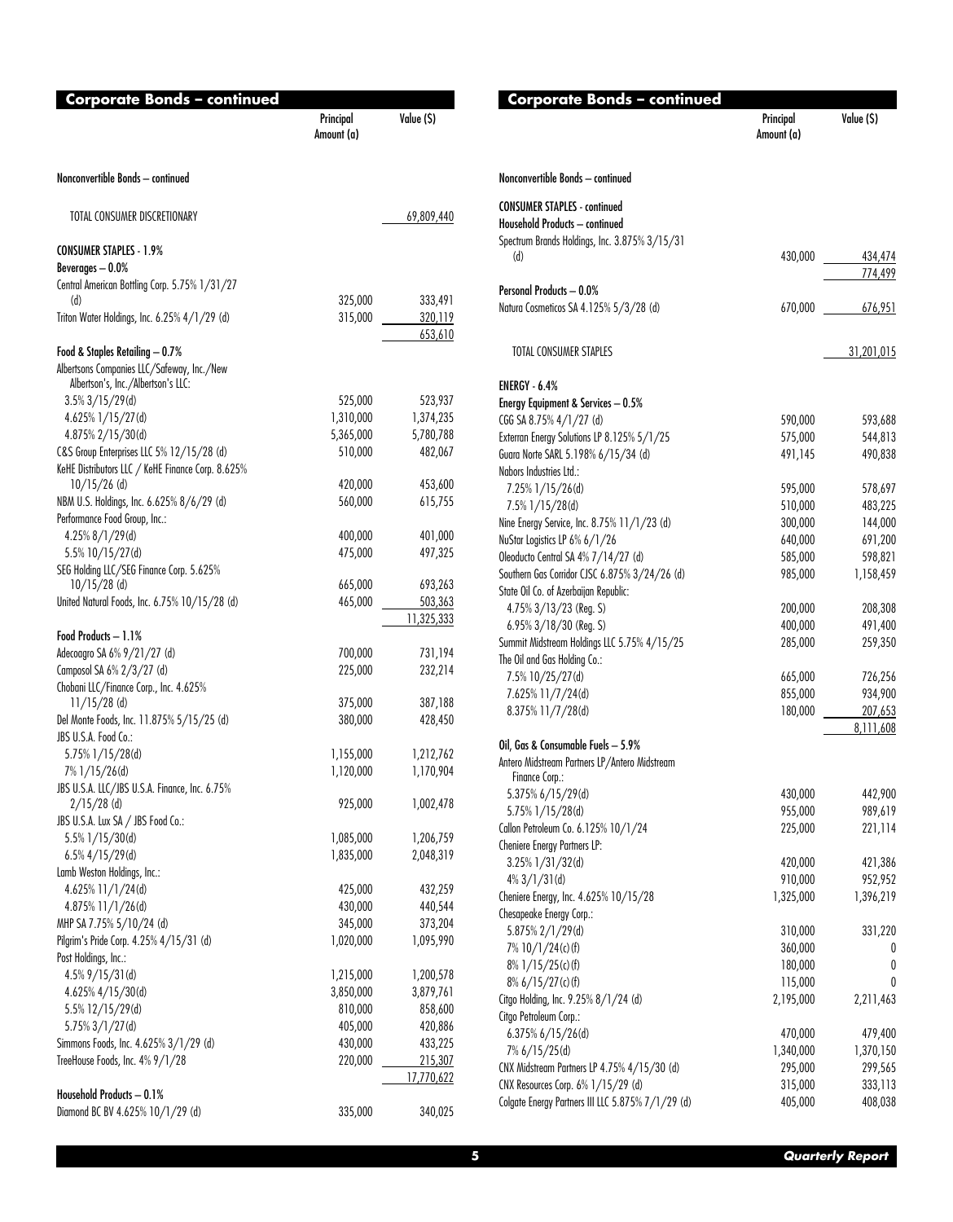## Corporate Bonds – continued

| | Principal Amount (a) | Value ($) |
|---|---|---|
| **Nonconvertible Bonds – continued** | | |
| TOTAL CONSUMER DISCRETIONARY | | 69,809,440 |
| **CONSUMER STAPLES - 1.9%** | | |
| **Beverages – 0.0%** | | |
| Central American Bottling Corp. 5.75% 1/31/27 (d) | 325,000 | 333,491 |
| Triton Water Holdings, Inc. 6.25% 4/1/29 (d) | 315,000 | 320,119 |
| | | 653,610 |
| **Food & Staples Retailing – 0.7%** | | |
| Albertsons Companies LLC/Safeway, Inc./New Albertson's, Inc./Albertson's LLC: | | |
| 3.5% 3/15/29(d) | 525,000 | 523,937 |
| 4.625% 1/15/27(d) | 1,310,000 | 1,374,235 |
| 4.875% 2/15/30(d) | 5,365,000 | 5,780,788 |
| C&S Group Enterprises LLC 5% 12/15/28 (d) | 510,000 | 482,067 |
| KeHE Distributors LLC / KeHE Finance Corp. 8.625% 10/15/26 (d) | 420,000 | 453,600 |
| NBM U.S. Holdings, Inc. 6.625% 8/6/29 (d) | 560,000 | 615,755 |
| Performance Food Group, Inc.: | | |
| 4.25% 8/1/29(d) | 400,000 | 401,000 |
| 5.5% 10/15/27(d) | 475,000 | 497,325 |
| SEG Holding LLC/SEG Finance Corp. 5.625% 10/15/28 (d) | 665,000 | 693,263 |
| United Natural Foods, Inc. 6.75% 10/15/28 (d) | 465,000 | 503,363 |
| | | 11,325,333 |
| **Food Products – 1.1%** | | |
| Adecoagro SA 6% 9/21/27 (d) | 700,000 | 731,194 |
| Camposol SA 6% 2/3/27 (d) | 225,000 | 232,214 |
| Chobani LLC/Finance Corp., Inc. 4.625% 11/15/28 (d) | 375,000 | 387,188 |
| Del Monte Foods, Inc. 11.875% 5/15/25 (d) | 380,000 | 428,450 |
| JBS U.S.A. Food Co.: | | |
| 5.75% 1/15/28(d) | 1,155,000 | 1,212,762 |
| 7% 1/15/26(d) | 1,120,000 | 1,170,904 |
| JBS U.S.A. LLC/JBS U.S.A. Finance, Inc. 6.75% 2/15/28 (d) | 925,000 | 1,002,478 |
| JBS U.S.A. Lux SA / JBS Food Co.: | | |
| 5.5% 1/15/30(d) | 1,085,000 | 1,206,759 |
| 6.5% 4/15/29(d) | 1,835,000 | 2,048,319 |
| Lamb Weston Holdings, Inc.: | | |
| 4.625% 11/1/24(d) | 425,000 | 432,259 |
| 4.875% 11/1/26(d) | 430,000 | 440,544 |
| MHP SA 7.75% 5/10/24 (d) | 345,000 | 373,204 |
| Pilgrim's Pride Corp. 4.25% 4/15/31 (d) | 1,020,000 | 1,095,990 |
| Post Holdings, Inc.: | | |
| 4.5% 9/15/31(d) | 1,215,000 | 1,200,578 |
| 4.625% 4/15/30(d) | 3,850,000 | 3,879,761 |
| 5.5% 12/15/29(d) | 810,000 | 858,600 |
| 5.75% 3/1/27(d) | 405,000 | 420,886 |
| Simmons Foods, Inc. 4.625% 3/1/29 (d) | 430,000 | 433,225 |
| TreeHouse Foods, Inc. 4% 9/1/28 | 220,000 | 215,307 |
| | | 17,770,622 |
| **Household Products – 0.1%** | | |
| Diamond BC BV 4.625% 10/1/29 (d) | 335,000 | 340,025 |
| Spectrum Brands Holdings, Inc. 3.875% 3/15/31 (d) | 430,000 | 434,474 |
| | | 774,499 |
| **Personal Products – 0.0%** | | |
| Natura Cosmeticos SA 4.125% 5/3/28 (d) | 670,000 | 676,951 |
| TOTAL CONSUMER STAPLES | | 31,201,015 |
| **ENERGY - 6.4%** | | |
| **Energy Equipment & Services – 0.5%** | | |
| CGG SA 8.75% 4/1/27 (d) | 590,000 | 593,688 |
| Exterran Energy Solutions LP 8.125% 5/1/25 | 575,000 | 544,813 |
| Guara Norte SARL 5.198% 6/15/34 (d) | 491,145 | 490,838 |
| Nabors Industries Ltd.: | | |
| 7.25% 1/15/26(d) | 595,000 | 578,697 |
| 7.5% 1/15/28(d) | 510,000 | 483,225 |
| Nine Energy Service, Inc. 8.75% 11/1/23 (d) | 300,000 | 144,000 |
| NuStar Logistics LP 6% 6/1/26 | 640,000 | 691,200 |
| Oleoducto Central SA 4% 7/14/27 (d) | 585,000 | 598,821 |
| Southern Gas Corridor CJSC 6.875% 3/24/26 (d) | 985,000 | 1,158,459 |
| State Oil Co. of Azerbaijan Republic: | | |
| 4.75% 3/13/23 (Reg. S) | 200,000 | 208,308 |
| 6.95% 3/18/30 (Reg. S) | 400,000 | 491,400 |
| Summit Midstream Holdings LLC 5.75% 4/15/25 | 285,000 | 259,350 |
| The Oil and Gas Holding Co.: | | |
| 7.5% 10/25/27(d) | 665,000 | 726,256 |
| 7.625% 11/7/24(d) | 855,000 | 934,900 |
| 8.375% 11/7/28(d) | 180,000 | 207,653 |
| | | 8,111,608 |
| **Oil, Gas & Consumable Fuels – 5.9%** | | |
| Antero Midstream Partners LP/Antero Midstream Finance Corp.: | | |
| 5.375% 6/15/29(d) | 430,000 | 442,900 |
| 5.75% 1/15/28(d) | 955,000 | 989,619 |
| Callon Petroleum Co. 6.125% 10/1/24 | 225,000 | 221,114 |
| Cheniere Energy Partners LP: | | |
| 3.25% 1/31/32(d) | 420,000 | 421,386 |
| 4% 3/1/31(d) | 910,000 | 952,952 |
| Cheniere Energy, Inc. 4.625% 10/15/28 | 1,325,000 | 1,396,219 |
| Chesapeake Energy Corp.: | | |
| 5.875% 2/1/29(d) | 310,000 | 331,220 |
| 7% 10/1/24(c)(f) | 360,000 | 0 |
| 8% 1/15/25(c)(f) | 180,000 | 0 |
| 8% 6/15/27(c)(f) | 115,000 | 0 |
| Citgo Holding, Inc. 9.25% 8/1/24 (d) | 2,195,000 | 2,211,463 |
| Citgo Petroleum Corp.: | | |
| 6.375% 6/15/26(d) | 470,000 | 479,400 |
| 7% 6/15/25(d) | 1,340,000 | 1,370,150 |
| CNX Midstream Partners LP 4.75% 4/15/30 (d) | 295,000 | 299,565 |
| CNX Resources Corp. 6% 1/15/29 (d) | 315,000 | 333,113 |
| Colgate Energy Partners III LLC 5.875% 7/1/29 (d) | 405,000 | 408,038 |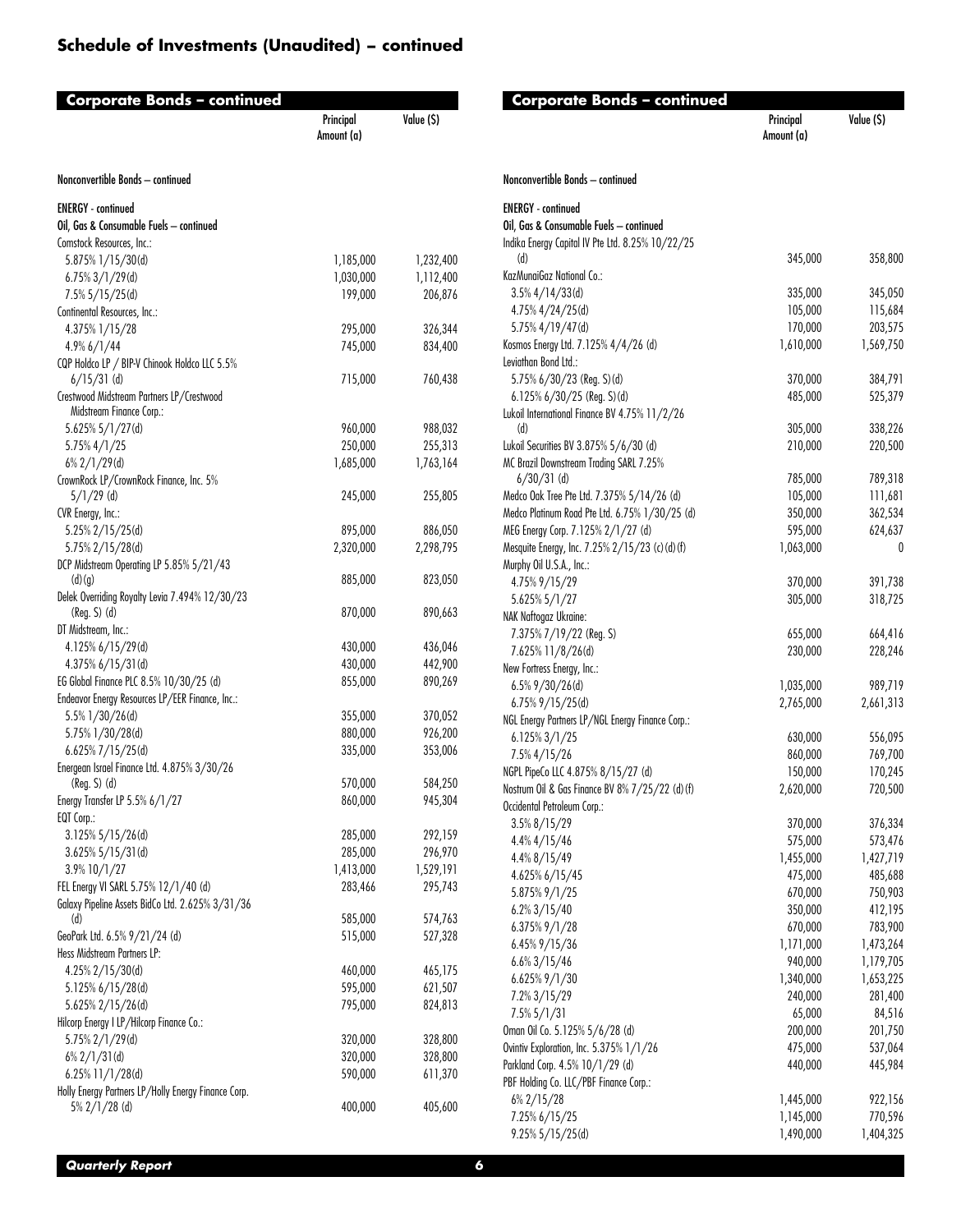## Schedule of Investments (Unaudited) – continued

### Corporate Bonds – continued

| | Principal Amount (a) | Value ($) |
|---|---|---|
| **Nonconvertible Bonds – continued** | | |
| **ENERGY - continued** | | |
| **Oil, Gas & Consumable Fuels – continued** | | |
| Comstock Resources, Inc.: | | |
| 5.875% 1/15/30(d) | 1,185,000 | 1,232,400 |
| 6.75% 3/1/29(d) | 1,030,000 | 1,112,400 |
| 7.5% 5/15/25(d) | 199,000 | 206,876 |
| Continental Resources, Inc.: | | |
| 4.375% 1/15/28 | 295,000 | 326,344 |
| 4.9% 6/1/44 | 745,000 | 834,400 |
| CQP Holdco LP / BIP-V Chinook Holdco LLC 5.5% 6/15/31 (d) | 715,000 | 760,438 |
| Crestwood Midstream Partners LP/Crestwood Midstream Finance Corp.: | | |
| 5.625% 5/1/27(d) | 960,000 | 988,032 |
| 5.75% 4/1/25 | 250,000 | 255,313 |
| 6% 2/1/29(d) | 1,685,000 | 1,763,164 |
| CrownRock LP/CrownRock Finance, Inc. 5% 5/1/29 (d) | 245,000 | 255,805 |
| CVR Energy, Inc.: | | |
| 5.25% 2/15/25(d) | 895,000 | 886,050 |
| 5.75% 2/15/28(d) | 2,320,000 | 2,298,795 |
| DCP Midstream Operating LP 5.85% 5/21/43 (d)(g) | 885,000 | 823,050 |
| Delek Overriding Royalty Levia 7.494% 12/30/23 (Reg. S) (d) | 870,000 | 890,663 |
| DT Midstream, Inc.: | | |
| 4.125% 6/15/29(d) | 430,000 | 436,046 |
| 4.375% 6/15/31(d) | 430,000 | 442,900 |
| EG Global Finance PLC 8.5% 10/30/25 (d) | 855,000 | 890,269 |
| Endeavor Energy Resources LP/EER Finance, Inc.: | | |
| 5.5% 1/30/26(d) | 355,000 | 370,052 |
| 5.75% 1/30/28(d) | 880,000 | 926,200 |
| 6.625% 7/15/25(d) | 335,000 | 353,006 |
| Energean Israel Finance Ltd. 4.875% 3/30/26 (Reg. S) (d) | 570,000 | 584,250 |
| Energy Transfer LP 5.5% 6/1/27 | 860,000 | 945,304 |
| EQT Corp.: | | |
| 3.125% 5/15/26(d) | 285,000 | 292,159 |
| 3.625% 5/15/31(d) | 285,000 | 296,970 |
| 3.9% 10/1/27 | 1,413,000 | 1,529,191 |
| FEL Energy VI SARL 5.75% 12/1/40 (d) | 283,466 | 295,743 |
| Galaxy Pipeline Assets BidCo Ltd. 2.625% 3/31/36 (d) | 585,000 | 574,763 |
| GeoPark Ltd. 6.5% 9/21/24 (d) | 515,000 | 527,328 |
| Hess Midstream Partners LP: | | |
| 4.25% 2/15/30(d) | 460,000 | 465,175 |
| 5.125% 6/15/28(d) | 595,000 | 621,507 |
| 5.625% 2/15/26(d) | 795,000 | 824,813 |
| Hilcorp Energy I LP/Hilcorp Finance Co.: | | |
| 5.75% 2/1/29(d) | 320,000 | 328,800 |
| 6% 2/1/31(d) | 320,000 | 328,800 |
| 6.25% 11/1/28(d) | 590,000 | 611,370 |
| Holly Energy Partners LP/Holly Energy Finance Corp. 5% 2/1/28 (d) | 400,000 | 405,600 |
| Indika Energy Capital IV Pte Ltd. 8.25% 10/22/25 (d) | 345,000 | 358,800 |
| KazMunaiGaz National Co.: | | |
| 3.5% 4/14/33(d) | 335,000 | 345,050 |
| 4.75% 4/24/25(d) | 105,000 | 115,684 |
| 5.75% 4/19/47(d) | 170,000 | 203,575 |
| Kosmos Energy Ltd. 7.125% 4/4/26 (d) | 1,610,000 | 1,569,750 |
| Leviathan Bond Ltd.: | | |
| 5.75% 6/30/23 (Reg. S)(d) | 370,000 | 384,791 |
| 6.125% 6/30/25 (Reg. S)(d) | 485,000 | 525,379 |
| Lukoil International Finance BV 4.75% 11/2/26 (d) | 305,000 | 338,226 |
| Lukoil Securities BV 3.875% 5/6/30 (d) | 210,000 | 220,500 |
| MC Brazil Downstream Trading SARL 7.25% 6/30/31 (d) | 785,000 | 789,318 |
| Medco Oak Tree Pte Ltd. 7.375% 5/14/26 (d) | 105,000 | 111,681 |
| Medco Platinum Road Pte Ltd. 6.75% 1/30/25 (d) | 350,000 | 362,534 |
| MEG Energy Corp. 7.125% 2/1/27 (d) | 595,000 | 624,637 |
| Mesquite Energy, Inc. 7.25% 2/15/23 (c)(d)(f) | 1,063,000 | 0 |
| Murphy Oil U.S.A., Inc.: | | |
| 4.75% 9/15/29 | 370,000 | 391,738 |
| 5.625% 5/1/27 | 305,000 | 318,725 |
| NAK Naftogaz Ukraine: | | |
| 7.375% 7/19/22 (Reg. S) | 655,000 | 664,416 |
| 7.625% 11/8/26(d) | 230,000 | 228,246 |
| New Fortress Energy, Inc.: | | |
| 6.5% 9/30/26(d) | 1,035,000 | 989,719 |
| 6.75% 9/15/25(d) | 2,765,000 | 2,661,313 |
| NGL Energy Partners LP/NGL Energy Finance Corp.: | | |
| 6.125% 3/1/25 | 630,000 | 556,095 |
| 7.5% 4/15/26 | 860,000 | 769,700 |
| NGPL PipeCo LLC 4.875% 8/15/27 (d) | 150,000 | 170,245 |
| Nostrum Oil & Gas Finance BV 8% 7/25/22 (d)(f) | 2,620,000 | 720,500 |
| Occidental Petroleum Corp.: | | |
| 3.5% 8/15/29 | 370,000 | 376,334 |
| 4.4% 4/15/46 | 575,000 | 573,476 |
| 4.4% 8/15/49 | 1,455,000 | 1,427,719 |
| 4.625% 6/15/45 | 475,000 | 485,688 |
| 5.875% 9/1/25 | 670,000 | 750,903 |
| 6.2% 3/15/40 | 350,000 | 412,195 |
| 6.375% 9/1/28 | 670,000 | 783,900 |
| 6.45% 9/15/36 | 1,171,000 | 1,473,264 |
| 6.6% 3/15/46 | 940,000 | 1,179,705 |
| 6.625% 9/1/30 | 1,340,000 | 1,653,225 |
| 7.2% 3/15/29 | 240,000 | 281,400 |
| 7.5% 5/1/31 | 65,000 | 84,516 |
| Oman Oil Co. 5.125% 5/6/28 (d) | 200,000 | 201,750 |
| Ovintiv Exploration, Inc. 5.375% 1/1/26 | 475,000 | 537,064 |
| Parkland Corp. 4.5% 10/1/29 (d) | 440,000 | 445,984 |
| PBF Holding Co. LLC/PBF Finance Corp.: | | |
| 6% 2/15/28 | 1,445,000 | 922,156 |
| 7.25% 6/15/25 | 1,145,000 | 770,596 |
| 9.25% 5/15/25(d) | 1,490,000 | 1,404,325 |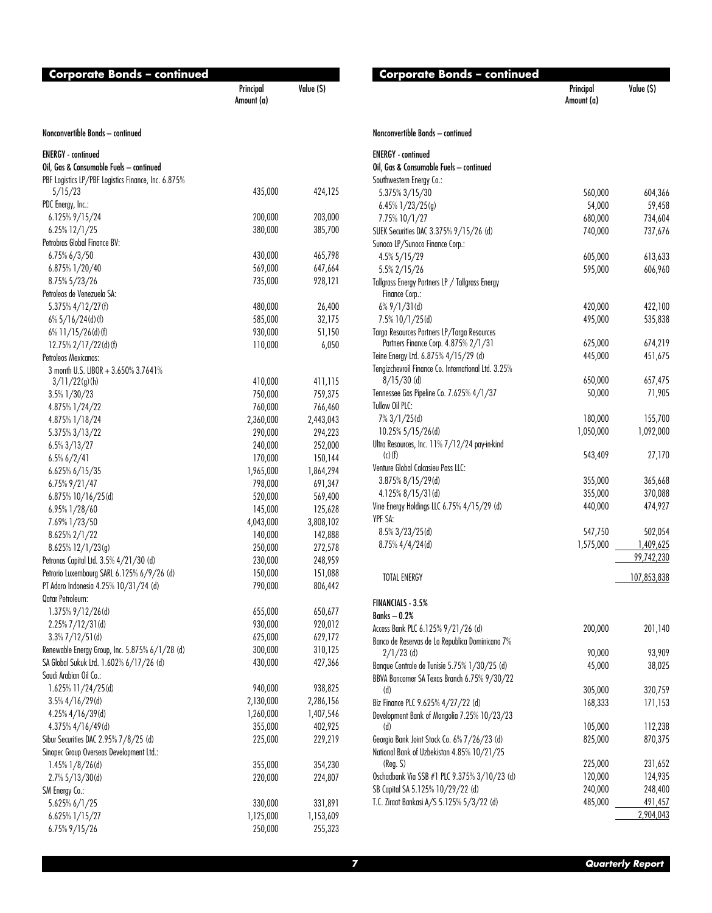## Corporate Bonds – continued

| | Principal Amount (a) | Value ($) |
|---|---|---|
| **Nonconvertible Bonds – continued** | | |
| **ENERGY - continued** | | |
| **Oil, Gas & Consumable Fuels – continued** | | |
| PBF Logistics LP/PBF Logistics Finance, Inc. 6.875% 5/15/23 | 435,000 | 424,125 |
| PDC Energy, Inc.: | | |
| 6.125% 9/15/24 | 200,000 | 203,000 |
| 6.25% 12/1/25 | 380,000 | 385,700 |
| Petrobras Global Finance BV: | | |
| 6.75% 6/3/50 | 430,000 | 465,798 |
| 6.875% 1/20/40 | 569,000 | 647,664 |
| 8.75% 5/23/26 | 735,000 | 928,121 |
| Petroleos de Venezuela SA: | | |
| 5.375% 4/12/27(f) | 480,000 | 26,400 |
| 6% 5/16/24(d)(f) | 585,000 | 32,175 |
| 6% 11/15/26(d)(f) | 930,000 | 51,150 |
| 12.75% 2/17/22(d)(f) | 110,000 | 6,050 |
| Petroleos Mexicanos: | | |
| 3 month U.S. LIBOR + 3.650% 3.7641% 3/11/22(g)(h) | 410,000 | 411,115 |
| 3.5% 1/30/23 | 750,000 | 759,375 |
| 4.875% 1/24/22 | 760,000 | 766,460 |
| 4.875% 1/18/24 | 2,360,000 | 2,443,043 |
| 5.375% 3/13/22 | 290,000 | 294,223 |
| 6.5% 3/13/27 | 240,000 | 252,000 |
| 6.5% 6/2/41 | 170,000 | 150,144 |
| 6.625% 6/15/35 | 1,965,000 | 1,864,294 |
| 6.75% 9/21/47 | 798,000 | 691,347 |
| 6.875% 10/16/25(d) | 520,000 | 569,400 |
| 6.95% 1/28/60 | 145,000 | 125,628 |
| 7.69% 1/23/50 | 4,043,000 | 3,808,102 |
| 8.625% 2/1/22 | 140,000 | 142,888 |
| 8.625% 12/1/23(g) | 250,000 | 272,578 |
| Petronas Capital Ltd. 3.5% 4/21/30 (d) | 230,000 | 248,959 |
| Petrorio Luxembourg SARL 6.125% 6/9/26 (d) | 150,000 | 151,088 |
| PT Adaro Indonesia 4.25% 10/31/24 (d) | 790,000 | 806,442 |
| Qatar Petroleum: | | |
| 1.375% 9/12/26(d) | 655,000 | 650,677 |
| 2.25% 7/12/31(d) | 930,000 | 920,012 |
| 3.3% 7/12/51(d) | 625,000 | 629,172 |
| Renewable Energy Group, Inc. 5.875% 6/1/28 (d) | 300,000 | 310,125 |
| SA Global Sukuk Ltd. 1.602% 6/17/26 (d) | 430,000 | 427,366 |
| Saudi Arabian Oil Co.: | | |
| 1.625% 11/24/25(d) | 940,000 | 938,825 |
| 3.5% 4/16/29(d) | 2,130,000 | 2,286,156 |
| 4.25% 4/16/39(d) | 1,260,000 | 1,407,546 |
| 4.375% 4/16/49(d) | 355,000 | 402,925 |
| Sibur Securities DAC 2.95% 7/8/25 (d) | 225,000 | 229,219 |
| Sinopec Group Overseas Development Ltd.: | | |
| 1.45% 1/8/26(d) | 355,000 | 354,230 |
| 2.7% 5/13/30(d) | 220,000 | 224,807 |
| SM Energy Co.: | | |
| 5.625% 6/1/25 | 330,000 | 331,891 |
| 6.625% 1/15/27 | 1,125,000 | 1,153,609 |
| 6.75% 9/15/26 | 250,000 | 255,323 |
| Southwestern Energy Co.: | | |
| 5.375% 3/15/30 | 560,000 | 604,366 |
| 6.45% 1/23/25(g) | 54,000 | 59,458 |
| 7.75% 10/1/27 | 680,000 | 734,604 |
| SUEK Securities DAC 3.375% 9/15/26 (d) | 740,000 | 737,676 |
| Sunoco LP/Sunoco Finance Corp.: | | |
| 4.5% 5/15/29 | 605,000 | 613,633 |
| 5.5% 2/15/26 | 595,000 | 606,960 |
| Tallgrass Energy Partners LP / Tallgrass Energy Finance Corp.: | | |
| 6% 9/1/31(d) | 420,000 | 422,100 |
| 7.5% 10/1/25(d) | 495,000 | 535,838 |
| Targa Resources Partners LP/Targa Resources Partners Finance Corp. 4.875% 2/1/31 | 625,000 | 674,219 |
| Teine Energy Ltd. 6.875% 4/15/29 (d) | 445,000 | 451,675 |
| Tengizchevroil Finance Co. International Ltd. 3.25% 8/15/30 (d) | 650,000 | 657,475 |
| Tennessee Gas Pipeline Co. 7.625% 4/1/37 | 50,000 | 71,905 |
| Tullow Oil PLC: | | |
| 7% 3/1/25(d) | 180,000 | 155,700 |
| 10.25% 5/15/26(d) | 1,050,000 | 1,092,000 |
| Ultra Resources, Inc. 11% 7/12/24 pay-in-kind (c)(f) | 543,409 | 27,170 |
| Venture Global Calcasieu Pass LLC: | | |
| 3.875% 8/15/29(d) | 355,000 | 365,668 |
| 4.125% 8/15/31(d) | 355,000 | 370,088 |
| Vine Energy Holdings LLC 6.75% 4/15/29 (d) | 440,000 | 474,927 |
| YPF SA: | | |
| 8.5% 3/23/25(d) | 547,750 | 502,054 |
| 8.75% 4/4/24(d) | 1,575,000 | 1,409,625 |
| | | 99,742,230 |
| TOTAL ENERGY | | 107,853,838 |
| **FINANCIALS - 3.5%** | | |
| **Banks – 0.2%** | | |
| Access Bank PLC 6.125% 9/21/26 (d) | 200,000 | 201,140 |
| Banco de Reservas de La Republica Dominicana 7% 2/1/23 (d) | 90,000 | 93,909 |
| Banque Centrale de Tunisie 5.75% 1/30/25 (d) | 45,000 | 38,025 |
| BBVA Bancomer SA Texas Branch 6.75% 9/30/22 (d) | 305,000 | 320,759 |
| Biz Finance PLC 9.625% 4/27/22 (d) | 168,333 | 171,153 |
| Development Bank of Mongolia 7.25% 10/23/23 (d) | 105,000 | 112,238 |
| Georgia Bank Joint Stock Co. 6% 7/26/23 (d) | 825,000 | 870,375 |
| National Bank of Uzbekistan 4.85% 10/21/25 (Reg. S) | 225,000 | 231,652 |
| Oschadbank Via SSB #1 PLC 9.375% 3/10/23 (d) | 120,000 | 124,935 |
| SB Capital SA 5.125% 10/29/22 (d) | 240,000 | 248,400 |
| T.C. Ziraat Bankasi A/S 5.125% 5/3/22 (d) | 485,000 | 491,457 |
| | | 2,904,043 |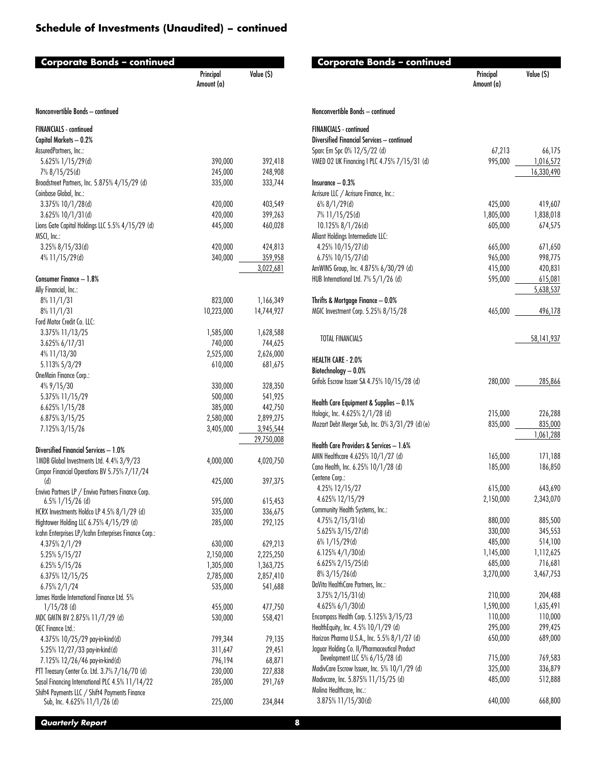## Schedule of Investments (Unaudited) – continued

**Corporate Bonds – continued**

| | Principal Amount (a) | Value ($) |
|---|---|---|
| **Nonconvertible Bonds – continued** | | |
| **FINANCIALS - continued** | | |
| **Capital Markets – 0.2%** | | |
| AssuredPartners, Inc.: | | |
| 5.625% 1/15/29(d) | 390,000 | 392,418 |
| 7% 8/15/25(d) | 245,000 | 248,908 |
| Broadstreet Partners, Inc. 5.875% 4/15/29 (d) | 335,000 | 333,744 |
| Coinbase Global, Inc.: | | |
| 3.375% 10/1/28(d) | 420,000 | 403,549 |
| 3.625% 10/1/31(d) | 420,000 | 399,263 |
| Lions Gate Capital Holdings LLC 5.5% 4/15/29 (d) | 445,000 | 460,028 |
| MSCI, Inc.: | | |
| 3.25% 8/15/33(d) | 420,000 | 424,813 |
| 4% 11/15/29(d) | 340,000 | 359,958 |
| | | 3,022,681 |
| **Consumer Finance – 1.8%** | | |
| Ally Financial, Inc.: | | |
| 8% 11/1/31 | 823,000 | 1,166,349 |
| 8% 11/1/31 | 10,223,000 | 14,744,927 |
| Ford Motor Credit Co. LLC: | | |
| 3.375% 11/13/25 | 1,585,000 | 1,628,588 |
| 3.625% 6/17/31 | 740,000 | 744,625 |
| 4% 11/13/30 | 2,525,000 | 2,626,000 |
| 5.113% 5/3/29 | 610,000 | 681,675 |
| OneMain Finance Corp.: | | |
| 4% 9/15/30 | 330,000 | 328,350 |
| 5.375% 11/15/29 | 500,000 | 541,925 |
| 6.625% 1/15/28 | 385,000 | 442,750 |
| 6.875% 3/15/25 | 2,580,000 | 2,899,275 |
| 7.125% 3/15/26 | 3,405,000 | 3,945,544 |
| | | 29,750,008 |
| **Diversified Financial Services – 1.0%** | | |
| 1MDB Global Investments Ltd. 4.4% 3/9/23 | 4,000,000 | 4,020,750 |
| Cimpor Financial Operations BV 5.75% 7/17/24 (d) | 425,000 | 397,375 |
| Enviva Partners LP / Enviva Partners Finance Corp. 6.5% 1/15/26 (d) | 595,000 | 615,453 |
| HCRX Investments Holdco LP 4.5% 8/1/29 (d) | 335,000 | 336,675 |
| Hightower Holding LLC 6.75% 4/15/29 (d) | 285,000 | 292,125 |
| Icahn Enterprises LP/Icahn Enterprises Finance Corp.: | | |
| 4.375% 2/1/29 | 630,000 | 629,213 |
| 5.25% 5/15/27 | 2,150,000 | 2,225,250 |
| 6.25% 5/15/26 | 1,305,000 | 1,363,725 |
| 6.375% 12/15/25 | 2,785,000 | 2,857,410 |
| 6.75% 2/1/24 | 535,000 | 541,688 |
| James Hardie International Finance Ltd. 5% 1/15/28 (d) | 455,000 | 477,750 |
| MDC GMTN BV 2.875% 11/7/29 (d) | 530,000 | 558,421 |
| OEC Finance Ltd.: | | |
| 4.375% 10/25/29 pay-in-kind(d) | 799,344 | 79,135 |
| 5.25% 12/27/33 pay-in-kind(d) | 311,647 | 29,451 |
| 7.125% 12/26/46 pay-in-kind(d) | 796,194 | 68,871 |
| PTT Treasury Center Co. Ltd. 3.7% 7/16/70 (d) | 230,000 | 227,838 |
| Sasol Financing International PLC 4.5% 11/14/22 | 285,000 | 291,769 |
| Shift4 Payments LLC / Shift4 Payments Finance Sub, Inc. 4.625% 11/1/26 (d) | 225,000 | 234,844 |
| Sparc Em Spc 0% 12/5/22 (d) | 67,213 | 66,175 |
| VMED O2 UK Financing I PLC 4.75% 7/15/31 (d) | 995,000 | 1,016,572 |
| | | 16,330,490 |
| **Insurance – 0.3%** | | |
| Acrisure LLC / Acrisure Finance, Inc.: | | |
| 6% 8/1/29(d) | 425,000 | 419,607 |
| 7% 11/15/25(d) | 1,805,000 | 1,838,018 |
| 10.125% 8/1/26(d) | 605,000 | 674,575 |
| Alliant Holdings Intermediate LLC: | | |
| 4.25% 10/15/27(d) | 665,000 | 671,650 |
| 6.75% 10/15/27(d) | 965,000 | 998,775 |
| AmWINS Group, Inc. 4.875% 6/30/29 (d) | 415,000 | 420,831 |
| HUB International Ltd. 7% 5/1/26 (d) | 595,000 | 615,081 |
| | | 5,638,537 |
| **Thrifts & Mortgage Finance – 0.0%** | | |
| MGIC Investment Corp. 5.25% 8/15/28 | 465,000 | 496,178 |
| TOTAL FINANCIALS | | 58,141,937 |
| **HEALTH CARE - 2.0%** | | |
| **Biotechnology – 0.0%** | | |
| Grifols Escrow Issuer SA 4.75% 10/15/28 (d) | 280,000 | 285,866 |
| **Health Care Equipment & Supplies – 0.1%** | | |
| Hologic, Inc. 4.625% 2/1/28 (d) | 215,000 | 226,288 |
| Mozart Debt Merger Sub, Inc. 0% 3/31/29 (d)(e) | 835,000 | 835,000 |
| | | 1,061,288 |
| **Health Care Providers & Services – 1.6%** | | |
| AMN Healthcare 4.625% 10/1/27 (d) | 165,000 | 171,188 |
| Cano Health, Inc. 6.25% 10/1/28 (d) | 185,000 | 186,850 |
| Centene Corp.: | | |
| 4.25% 12/15/27 | 615,000 | 643,690 |
| 4.625% 12/15/29 | 2,150,000 | 2,343,070 |
| Community Health Systems, Inc.: | | |
| 4.75% 2/15/31(d) | 880,000 | 885,500 |
| 5.625% 3/15/27(d) | 330,000 | 345,553 |
| 6% 1/15/29(d) | 485,000 | 514,100 |
| 6.125% 4/1/30(d) | 1,145,000 | 1,112,625 |
| 6.625% 2/15/25(d) | 685,000 | 716,681 |
| 8% 3/15/26(d) | 3,270,000 | 3,467,753 |
| DaVita HealthCare Partners, Inc.: | | |
| 3.75% 2/15/31(d) | 210,000 | 204,488 |
| 4.625% 6/1/30(d) | 1,590,000 | 1,635,491 |
| Encompass Health Corp. 5.125% 3/15/23 | 110,000 | 110,000 |
| HealthEquity, Inc. 4.5% 10/1/29 (d) | 295,000 | 299,425 |
| Horizon Pharma U.S.A., Inc. 5.5% 8/1/27 (d) | 650,000 | 689,000 |
| Jaguar Holding Co. II/Pharmaceutical Product Development LLC 5% 6/15/28 (d) | 715,000 | 769,583 |
| ModivCare Escrow Issuer, Inc. 5% 10/1/29 (d) | 325,000 | 336,879 |
| Modivcare, Inc. 5.875% 11/15/25 (d) | 485,000 | 512,888 |
| Molina Healthcare, Inc.: | | |
| 3.875% 11/15/30(d) | 640,000 | 668,800 |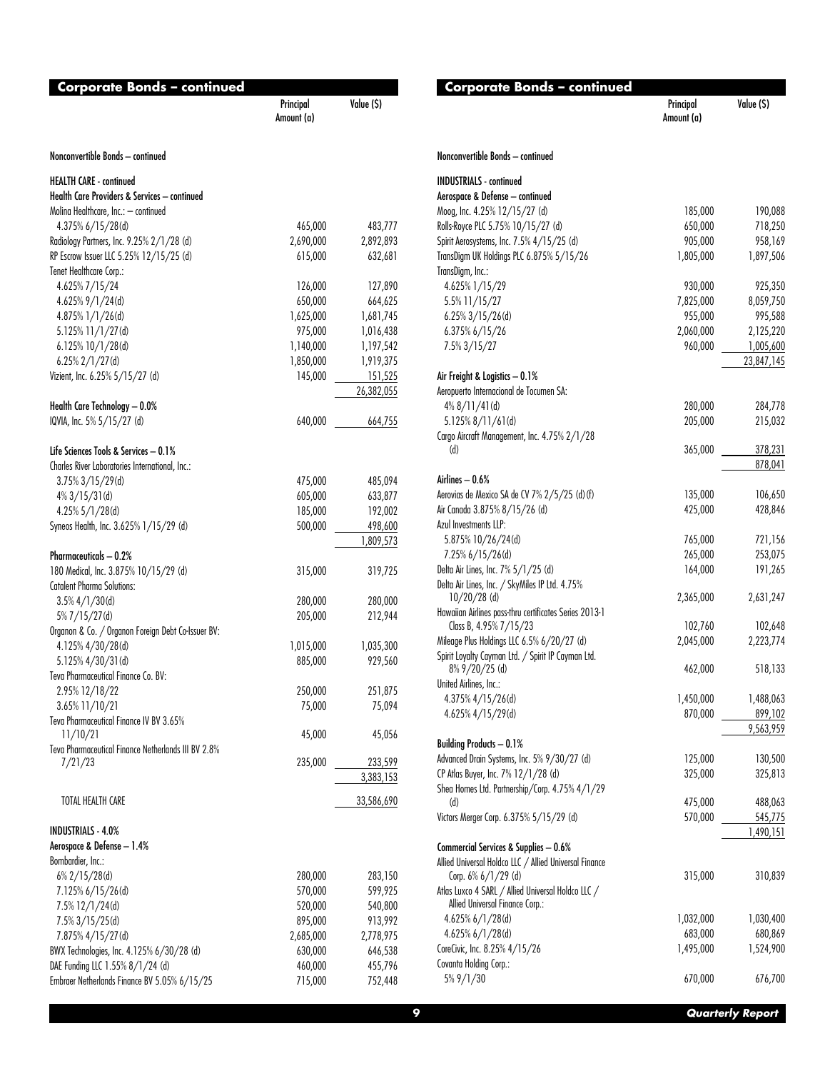## Corporate Bonds – continued

| | Principal Amount (a) | Value ($) |
|---|---|---|
| **Nonconvertible Bonds – continued** | | |
| **HEALTH CARE - continued** | | |
| **Health Care Providers & Services – continued** | | |
| Molina Healthcare, Inc.: – continued | | |
| 4.375% 6/15/28(d) | 465,000 | 483,777 |
| Radiology Partners, Inc. 9.25% 2/1/28 (d) | 2,690,000 | 2,892,893 |
| RP Escrow Issuer LLC 5.25% 12/15/25 (d) | 615,000 | 632,681 |
| Tenet Healthcare Corp.: | | |
| 4.625% 7/15/24 | 126,000 | 127,890 |
| 4.625% 9/1/24(d) | 650,000 | 664,625 |
| 4.875% 1/1/26(d) | 1,625,000 | 1,681,745 |
| 5.125% 11/1/27(d) | 975,000 | 1,016,438 |
| 6.125% 10/1/28(d) | 1,140,000 | 1,197,542 |
| 6.25% 2/1/27(d) | 1,850,000 | 1,919,375 |
| Vizient, Inc. 6.25% 5/15/27 (d) | 145,000 | 151,525 |
| | | 26,382,055 |
| **Health Care Technology – 0.0%** | | |
| IQVIA, Inc. 5% 5/15/27 (d) | 640,000 | 664,755 |
| **Life Sciences Tools & Services – 0.1%** | | |
| Charles River Laboratories International, Inc.: | | |
| 3.75% 3/15/29(d) | 475,000 | 485,094 |
| 4% 3/15/31(d) | 605,000 | 633,877 |
| 4.25% 5/1/28(d) | 185,000 | 192,002 |
| Syneos Health, Inc. 3.625% 1/15/29 (d) | 500,000 | 498,600 |
| | | 1,809,573 |
| **Pharmaceuticals – 0.2%** | | |
| 180 Medical, Inc. 3.875% 10/15/29 (d) | 315,000 | 319,725 |
| Catalent Pharma Solutions: | | |
| 3.5% 4/1/30(d) | 280,000 | 280,000 |
| 5% 7/15/27(d) | 205,000 | 212,944 |
| Organon & Co. / Organon Foreign Debt Co-Issuer BV: | | |
| 4.125% 4/30/28(d) | 1,015,000 | 1,035,300 |
| 5.125% 4/30/31(d) | 885,000 | 929,560 |
| Teva Pharmaceutical Finance Co. BV: | | |
| 2.95% 12/18/22 | 250,000 | 251,875 |
| 3.65% 11/10/21 | 75,000 | 75,094 |
| Teva Pharmaceutical Finance IV BV 3.65% 11/10/21 | 45,000 | 45,056 |
| Teva Pharmaceutical Finance Netherlands III BV 2.8% 7/21/23 | 235,000 | 233,599 |
| | | 3,383,153 |
| TOTAL HEALTH CARE | | 33,586,690 |
| **INDUSTRIALS - 4.0%** | | |
| **Aerospace & Defense – 1.4%** | | |
| Bombardier, Inc.: | | |
| 6% 2/15/28(d) | 280,000 | 283,150 |
| 7.125% 6/15/26(d) | 570,000 | 599,925 |
| 7.5% 12/1/24(d) | 520,000 | 540,800 |
| 7.5% 3/15/25(d) | 895,000 | 913,992 |
| 7.875% 4/15/27(d) | 2,685,000 | 2,778,975 |
| BWX Technologies, Inc. 4.125% 6/30/28 (d) | 630,000 | 646,538 |
| DAE Funding LLC 1.55% 8/1/24 (d) | 460,000 | 455,796 |
| Embraer Netherlands Finance BV 5.05% 6/15/25 | 715,000 | 752,448 |
| Moog, Inc. 4.25% 12/15/27 (d) | 185,000 | 190,088 |
| Rolls-Royce PLC 5.75% 10/15/27 (d) | 650,000 | 718,250 |
| Spirit Aerosystems, Inc. 7.5% 4/15/25 (d) | 905,000 | 958,169 |
| TransDigm UK Holdings PLC 6.875% 5/15/26 | 1,805,000 | 1,897,506 |
| TransDigm, Inc.: | | |
| 4.625% 1/15/29 | 930,000 | 925,350 |
| 5.5% 11/15/27 | 7,825,000 | 8,059,750 |
| 6.25% 3/15/26(d) | 955,000 | 995,588 |
| 6.375% 6/15/26 | 2,060,000 | 2,125,220 |
| 7.5% 3/15/27 | 960,000 | 1,005,600 |
| | | 23,847,145 |
| **Air Freight & Logistics – 0.1%** | | |
| Aeropuerto Internacional de Tocumen SA: | | |
| 4% 8/11/41(d) | 280,000 | 284,778 |
| 5.125% 8/11/61(d) | 205,000 | 215,032 |
| Cargo Aircraft Management, Inc. 4.75% 2/1/28 (d) | 365,000 | 378,231 |
| | | 878,041 |
| **Airlines – 0.6%** | | |
| Aerovias de Mexico SA de CV 7% 2/5/25 (d) (f) | 135,000 | 106,650 |
| Air Canada 3.875% 8/15/26 (d) | 425,000 | 428,846 |
| Azul Investments LLP: | | |
| 5.875% 10/26/24(d) | 765,000 | 721,156 |
| 7.25% 6/15/26(d) | 265,000 | 253,075 |
| Delta Air Lines, Inc. 7% 5/1/25 (d) | 164,000 | 191,265 |
| Delta Air Lines, Inc. / SkyMiles IP Ltd. 4.75% 10/20/28 (d) | 2,365,000 | 2,631,247 |
| Hawaiian Airlines pass-thru certificates Series 2013-1 Class B, 4.95% 7/15/23 | 102,760 | 102,648 |
| Mileage Plus Holdings LLC 6.5% 6/20/27 (d) | 2,045,000 | 2,223,774 |
| Spirit Loyalty Cayman Ltd. / Spirit IP Cayman Ltd. 8% 9/20/25 (d) | 462,000 | 518,133 |
| United Airlines, Inc.: | | |
| 4.375% 4/15/26(d) | 1,450,000 | 1,488,063 |
| 4.625% 4/15/29(d) | 870,000 | 899,102 |
| | | 9,563,959 |
| **Building Products – 0.1%** | | |
| Advanced Drain Systems, Inc. 5% 9/30/27 (d) | 125,000 | 130,500 |
| CP Atlas Buyer, Inc. 7% 12/1/28 (d) | 325,000 | 325,813 |
| Shea Homes Ltd. Partnership/Corp. 4.75% 4/1/29 (d) | 475,000 | 488,063 |
| Victors Merger Corp. 6.375% 5/15/29 (d) | 570,000 | 545,775 |
| | | 1,490,151 |
| **Commercial Services & Supplies – 0.6%** | | |
| Allied Universal Holdco LLC / Allied Universal Finance Corp. 6% 6/1/29 (d) | 315,000 | 310,839 |
| Atlas Luxco 4 SARL / Allied Universal Holdco LLC / Allied Universal Finance Corp.: | | |
| 4.625% 6/1/28(d) | 1,032,000 | 1,030,400 |
| 4.625% 6/1/28(d) | 683,000 | 680,869 |
| CoreCivic, Inc. 8.25% 4/15/26 | 1,495,000 | 1,524,900 |
| Covanta Holding Corp.: | | |
| 5% 9/1/30 | 670,000 | 676,700 |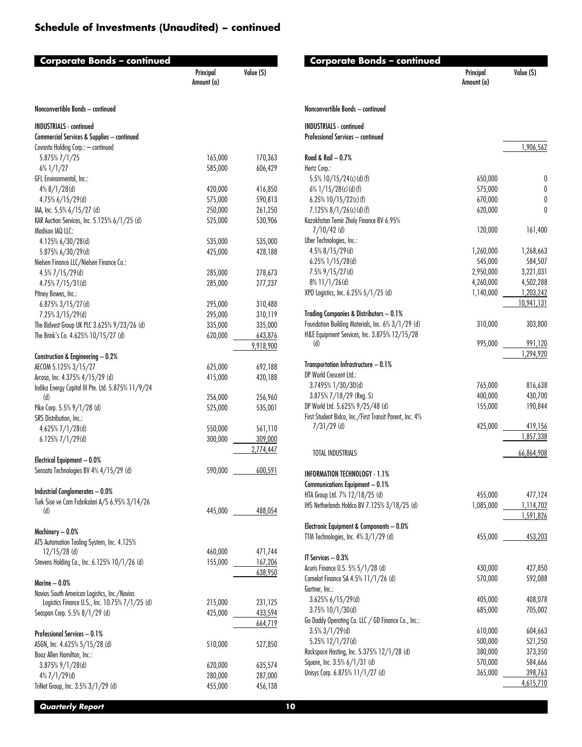## Schedule of Investments (Unaudited) – continued

**Corporate Bonds – continued**

| | Principal Amount (a) | Value ($) |
|---|---|---|
| **Nonconvertible Bonds – continued** | | |
| **INDUSTRIALS - continued** | | |
| **Commercial Services & Supplies – continued** | | |
| Covanta Holding Corp.: – continued | | |
| 5.875% 7/1/25 | 165,000 | 170,363 |
| 6% 1/1/27 | 585,000 | 606,429 |
| GFL Environmental, Inc.: | | |
| 4% 8/1/28(d) | 420,000 | 416,850 |
| 4.75% 6/15/29(d) | 575,000 | 590,813 |
| IAA, Inc. 5.5% 6/15/27 (d) | 250,000 | 261,250 |
| KAR Auction Services, Inc. 5.125% 6/1/25 (d) | 525,000 | 530,906 |
| Madison IAQ LLC: | | |
| 4.125% 6/30/28(d) | 535,000 | 535,000 |
| 5.875% 6/30/29(d) | 425,000 | 428,188 |
| Nielsen Finance LLC/Nielsen Finance Co.: | | |
| 4.5% 7/15/29(d) | 285,000 | 278,673 |
| 4.75% 7/15/31(d) | 285,000 | 277,237 |
| Pitney Bowes, Inc.: | | |
| 6.875% 3/15/27(d) | 295,000 | 310,488 |
| 7.25% 3/15/29(d) | 295,000 | 310,119 |
| The Bidvest Group UK PLC 3.625% 9/23/26 (d) | 335,000 | 335,000 |
| The Brink's Co. 4.625% 10/15/27 (d) | 620,000 | 643,876 |
| | | 9,918,900 |
| **Construction & Engineering – 0.2%** | | |
| AECOM 5.125% 3/15/27 | 625,000 | 692,188 |
| Arcosa, Inc. 4.375% 4/15/29 (d) | 415,000 | 420,188 |
| Indika Energy Capital III Pte. Ltd. 5.875% 11/9/24 (d) | 256,000 | 256,960 |
| Pike Corp. 5.5% 9/1/28 (d) | 525,000 | 535,001 |
| SRS Distribution, Inc.: | | |
| 4.625% 7/1/28(d) | 550,000 | 561,110 |
| 6.125% 7/1/29(d) | 300,000 | 309,000 |
| | | 2,774,447 |
| **Electrical Equipment – 0.0%** | | |
| Sensata Technologies BV 4% 4/15/29 (d) | 590,000 | 600,591 |
| **Industrial Conglomerates – 0.0%** | | |
| Turk Sise ve Cam Fabrikalari A/S 6.95% 3/14/26 (d) | 445,000 | 488,054 |
| **Machinery – 0.0%** | | |
| ATS Automation Tooling System, Inc. 4.125% 12/15/28 (d) | 460,000 | 471,744 |
| Stevens Holding Co., Inc. 6.125% 10/1/26 (d) | 155,000 | 167,206 |
| | | 638,950 |
| **Marine – 0.0%** | | |
| Navios South American Logistics, Inc./Navios Logistics Finance U.S., Inc. 10.75% 7/1/25 (d) | 215,000 | 231,125 |
| Seaspan Corp. 5.5% 8/1/29 (d) | 425,000 | 433,594 |
| | | 664,719 |
| **Professional Services – 0.1%** | | |
| ASGN, Inc. 4.625% 5/15/28 (d) | 510,000 | 527,850 |
| Booz Allen Hamilton, Inc.: | | |
| 3.875% 9/1/28(d) | 620,000 | 635,574 |
| 4% 7/1/29(d) | 280,000 | 287,000 |
| TriNet Group, Inc. 3.5% 3/1/29 (d) | 455,000 | 456,138 |
| | | 1,906,562 |
| **Road & Rail – 0.7%** | | |
| Hertz Corp.: | | |
| 5.5% 10/15/24(c)(d)(f) | 650,000 | 0 |
| 6% 1/15/28(c)(d)(f) | 575,000 | 0 |
| 6.25% 10/15/22(c)(f) | 670,000 | 0 |
| 7.125% 8/1/26(c)(d)(f) | 620,000 | 0 |
| Kazakhstan Temir Zholy Finance BV 6.95% 7/10/42 (d) | 120,000 | 161,400 |
| Uber Technologies, Inc.: | | |
| 4.5% 8/15/29(d) | 1,260,000 | 1,268,663 |
| 6.25% 1/15/28(d) | 545,000 | 584,507 |
| 7.5% 9/15/27(d) | 2,950,000 | 3,221,031 |
| 8% 11/1/26(d) | 4,260,000 | 4,502,288 |
| XPO Logistics, Inc. 6.25% 5/1/25 (d) | 1,140,000 | 1,203,242 |
| | | 10,941,131 |
| **Trading Companies & Distributors – 0.1%** | | |
| Foundation Building Materials, Inc. 6% 3/1/29 (d) | 310,000 | 303,800 |
| H&E Equipment Services, Inc. 3.875% 12/15/28 (d) | 995,000 | 991,120 |
| | | 1,294,920 |
| **Transportation Infrastructure – 0.1%** | | |
| DP World Crescent Ltd.: | | |
| 3.7495% 1/30/30(d) | 765,000 | 816,638 |
| 3.875% 7/18/29 (Reg. S) | 400,000 | 430,700 |
| DP World Ltd. 5.625% 9/25/48 (d) | 155,000 | 190,844 |
| First Student Bidco, Inc./First Transit Parent, Inc. 4% 7/31/29 (d) | 425,000 | 419,156 |
| | | 1,857,338 |
| TOTAL INDUSTRIALS | | 66,864,908 |
| **INFORMATION TECHNOLOGY - 1.1%** | | |
| **Communications Equipment – 0.1%** | | |
| HTA Group Ltd. 7% 12/18/25 (d) | 455,000 | 477,124 |
| IHS Netherlands Holdco BV 7.125% 3/18/25 (d) | 1,085,000 | 1,114,702 |
| | | 1,591,826 |
| **Electronic Equipment & Components – 0.0%** | | |
| TTM Technologies, Inc. 4% 3/1/29 (d) | 455,000 | 453,203 |
| **IT Services – 0.3%** | | |
| Acuris Finance U.S. 5% 5/1/28 (d) | 430,000 | 427,850 |
| Camelot Finance SA 4.5% 11/1/26 (d) | 570,000 | 592,088 |
| Gartner, Inc.: | | |
| 3.625% 6/15/29(d) | 405,000 | 408,078 |
| 3.75% 10/1/30(d) | 685,000 | 705,002 |
| Go Daddy Operating Co. LLC / GD Finance Co., Inc.: | | |
| 3.5% 3/1/29(d) | 610,000 | 604,663 |
| 5.25% 12/1/27(d) | 500,000 | 521,250 |
| Rackspace Hosting, Inc. 5.375% 12/1/28 (d) | 380,000 | 373,350 |
| Square, Inc. 3.5% 6/1/31 (d) | 570,000 | 584,666 |
| Unisys Corp. 6.875% 11/1/27 (d) | 365,000 | 398,763 |
| | | 4,615,710 |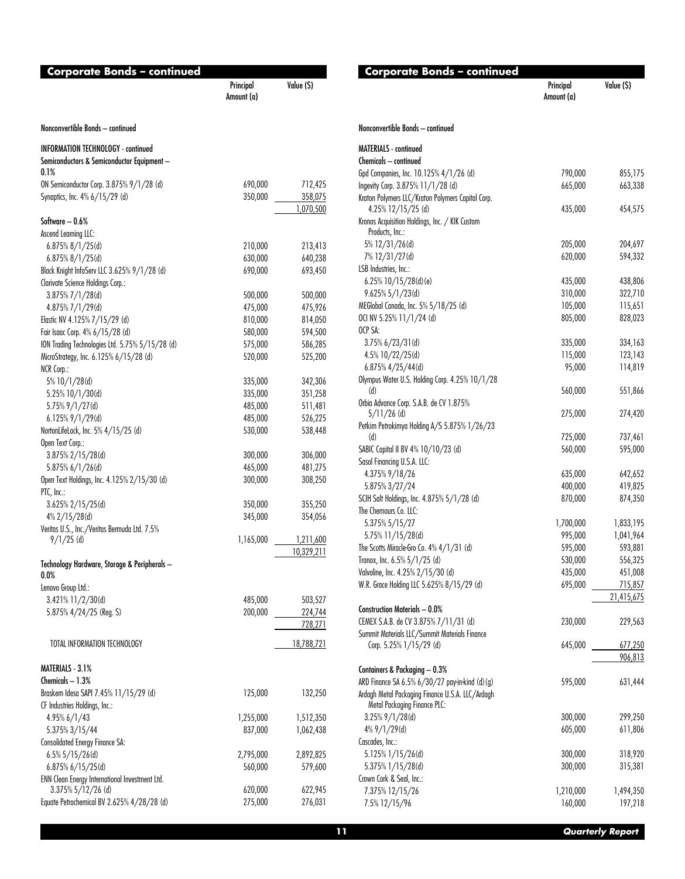## Corporate Bonds – continued

| | Principal Amount (a) | Value ($) |
|---|---|---|
| **Nonconvertible Bonds – continued** | | |
| **INFORMATION TECHNOLOGY - continued** | | |
| **Semiconductors & Semiconductor Equipment – 0.1%** | | |
| ON Semiconductor Corp. 3.875% 9/1/28 (d) | 690,000 | 712,425 |
| Synaptics, Inc. 4% 6/15/29 (d) | 350,000 | 358,075 |
| | | 1,070,500 |
| **Software – 0.6%** | | |
| Ascend Learning LLC: | | |
| 6.875% 8/1/25(d) | 210,000 | 213,413 |
| 6.875% 8/1/25(d) | 630,000 | 640,238 |
| Black Knight InfoServ LLC 3.625% 9/1/28 (d) | 690,000 | 693,450 |
| Clarivate Science Holdings Corp.: | | |
| 3.875% 7/1/28(d) | 500,000 | 500,000 |
| 4.875% 7/1/29(d) | 475,000 | 475,926 |
| Elastic NV 4.125% 7/15/29 (d) | 810,000 | 814,050 |
| Fair Isaac Corp. 4% 6/15/28 (d) | 580,000 | 594,500 |
| ION Trading Technologies Ltd. 5.75% 5/15/28 (d) | 575,000 | 586,285 |
| MicroStrategy, Inc. 6.125% 6/15/28 (d) | 520,000 | 525,200 |
| NCR Corp.: | | |
| 5% 10/1/28(d) | 335,000 | 342,306 |
| 5.25% 10/1/30(d) | 335,000 | 351,258 |
| 5.75% 9/1/27(d) | 485,000 | 511,481 |
| 6.125% 9/1/29(d) | 485,000 | 526,225 |
| NortonLifeLock, Inc. 5% 4/15/25 (d) | 530,000 | 538,448 |
| Open Text Corp.: | | |
| 3.875% 2/15/28(d) | 300,000 | 306,000 |
| 5.875% 6/1/26(d) | 465,000 | 481,275 |
| Open Text Holdings, Inc. 4.125% 2/15/30 (d) | 300,000 | 308,250 |
| PTC, Inc.: | | |
| 3.625% 2/15/25(d) | 350,000 | 355,250 |
| 4% 2/15/28(d) | 345,000 | 354,056 |
| Veritas U.S., Inc./Veritas Bermuda Ltd. 7.5% 9/1/25 (d) | 1,165,000 | 1,211,600 |
| | | 10,329,211 |
| **Technology Hardware, Storage & Peripherals – 0.0%** | | |
| Lenovo Group Ltd.: | | |
| 3.421% 11/2/30(d) | 485,000 | 503,527 |
| 5.875% 4/24/25 (Reg. S) | 200,000 | 224,744 |
| | | 728,271 |
| TOTAL INFORMATION TECHNOLOGY | | 18,788,721 |
| **MATERIALS - 3.1%** | | |
| **Chemicals – 1.3%** | | |
| Braskem Idesa SAPI 7.45% 11/15/29 (d) | 125,000 | 132,250 |
| CF Industries Holdings, Inc.: | | |
| 4.95% 6/1/43 | 1,255,000 | 1,512,350 |
| 5.375% 3/15/44 | 837,000 | 1,062,438 |
| Consolidated Energy Finance SA: | | |
| 6.5% 5/15/26(d) | 2,795,000 | 2,892,825 |
| 6.875% 6/15/25(d) | 560,000 | 579,600 |
| ENN Clean Energy International Investment Ltd. 3.375% 5/12/26 (d) | 620,000 | 622,945 |
| Equate Petrochemical BV 2.625% 4/28/28 (d) | 275,000 | 276,031 |
| Gpd Companies, Inc. 10.125% 4/1/26 (d) | 790,000 | 855,175 |
| Ingevity Corp. 3.875% 11/1/28 (d) | 665,000 | 663,338 |
| Kraton Polymers LLC/Kraton Polymers Capital Corp. 4.25% 12/15/25 (d) | 435,000 | 454,575 |
| Kronos Acquisition Holdings, Inc. / KIK Custom Products, Inc.: | | |
| 5% 12/31/26(d) | 205,000 | 204,697 |
| 7% 12/31/27(d) | 620,000 | 594,332 |
| LSB Industries, Inc.: | | |
| 6.25% 10/15/28(d)(e) | 435,000 | 438,806 |
| 9.625% 5/1/23(d) | 310,000 | 322,710 |
| MEGlobal Canada, Inc. 5% 5/18/25 (d) | 105,000 | 115,651 |
| OCI NV 5.25% 11/1/24 (d) | 805,000 | 828,023 |
| OCP SA: | | |
| 3.75% 6/23/31(d) | 335,000 | 334,163 |
| 4.5% 10/22/25(d) | 115,000 | 123,143 |
| 6.875% 4/25/44(d) | 95,000 | 114,819 |
| Olympus Water U.S. Holding Corp. 4.25% 10/1/28 (d) | 560,000 | 551,866 |
| Orbia Advance Corp. S.A.B. de CV 1.875% 5/11/26 (d) | 275,000 | 274,420 |
| Petkim Petrokimya Holding A/S 5.875% 1/26/23 (d) | 725,000 | 737,461 |
| SABIC Capital II BV 4% 10/10/23 (d) | 560,000 | 595,000 |
| Sasol Financing U.S.A. LLC: | | |
| 4.375% 9/18/26 | 635,000 | 642,652 |
| 5.875% 3/27/24 | 400,000 | 419,825 |
| SCIH Salt Holdings, Inc. 4.875% 5/1/28 (d) | 870,000 | 874,350 |
| The Chemours Co. LLC: | | |
| 5.375% 5/15/27 | 1,700,000 | 1,833,195 |
| 5.75% 11/15/28(d) | 995,000 | 1,041,964 |
| The Scotts Miracle-Gro Co. 4% 4/1/31 (d) | 595,000 | 593,881 |
| Tronox, Inc. 6.5% 5/1/25 (d) | 530,000 | 556,325 |
| Valvoline, Inc. 4.25% 2/15/30 (d) | 435,000 | 451,008 |
| W.R. Grace Holding LLC 5.625% 8/15/29 (d) | 695,000 | 715,857 |
| | | 21,415,675 |
| **Construction Materials – 0.0%** | | |
| CEMEX S.A.B. de CV 3.875% 7/11/31 (d) | 230,000 | 229,563 |
| Summit Materials LLC/Summit Materials Finance Corp. 5.25% 1/15/29 (d) | 645,000 | 677,250 |
| | | 906,813 |
| **Containers & Packaging – 0.3%** | | |
| ARD Finance SA 6.5% 6/30/27 pay-in-kind (d)(g) | 595,000 | 631,444 |
| Ardagh Metal Packaging Finance U.S.A. LLC/Ardagh Metal Packaging Finance PLC: | | |
| 3.25% 9/1/28(d) | 300,000 | 299,250 |
| 4% 9/1/29(d) | 605,000 | 611,806 |
| Cascades, Inc.: | | |
| 5.125% 1/15/26(d) | 300,000 | 318,920 |
| 5.375% 1/15/28(d) | 300,000 | 315,381 |
| Crown Cork & Seal, Inc.: | | |
| 7.375% 12/15/26 | 1,210,000 | 1,494,350 |
| 7.5% 12/15/96 | 160,000 | 197,218 |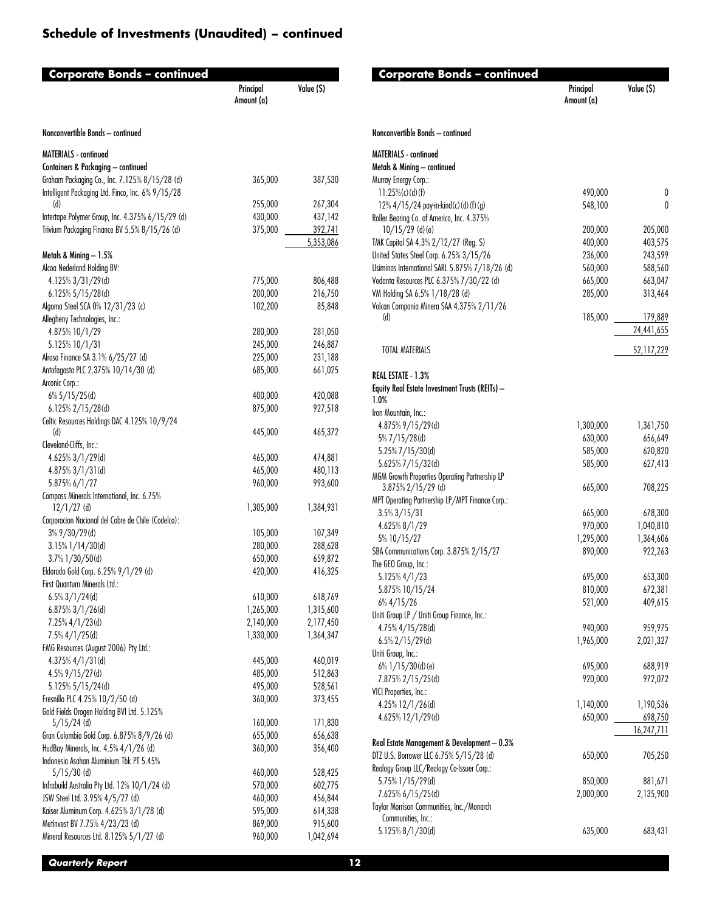# Schedule of Investments (Unaudited) – continued

## Corporate Bonds – continued

| | Principal Amount (a) | Value ($) |
|---|---|---|
| **Nonconvertible Bonds – continued** | | |
| **MATERIALS - continued** | | |
| **Containers & Packaging – continued** | | |
| Graham Packaging Co., Inc. 7.125% 8/15/28 (d) | 365,000 | 387,530 |
| Intelligent Packaging Ltd. Finco, Inc. 6% 9/15/28 (d) | 255,000 | 267,304 |
| Intertape Polymer Group, Inc. 4.375% 6/15/29 (d) | 430,000 | 437,142 |
| Trivium Packaging Finance BV 5.5% 8/15/26 (d) | 375,000 | 392,741 |
| | | 5,353,086 |
| **Metals & Mining – 1.5%** | | |
| Alcoa Nederland Holding BV: | | |
| 4.125% 3/31/29(d) | 775,000 | 806,488 |
| 6.125% 5/15/28(d) | 200,000 | 216,750 |
| Algoma Steel SCA 0% 12/31/23 (c) | 102,200 | 85,848 |
| Allegheny Technologies, Inc.: | | |
| 4.875% 10/1/29 | 280,000 | 281,050 |
| 5.125% 10/1/31 | 245,000 | 246,887 |
| Alrosa Finance SA 3.1% 6/25/27 (d) | 225,000 | 231,188 |
| Antofagasta PLC 2.375% 10/14/30 (d) | 685,000 | 661,025 |
| Arconic Corp.: | | |
| 6% 5/15/25(d) | 400,000 | 420,088 |
| 6.125% 2/15/28(d) | 875,000 | 927,518 |
| Celtic Resources Holdings DAC 4.125% 10/9/24 (d) | 445,000 | 465,372 |
| Cleveland-Cliffs, Inc.: | | |
| 4.625% 3/1/29(d) | 465,000 | 474,881 |
| 4.875% 3/1/31(d) | 465,000 | 480,113 |
| 5.875% 6/1/27 | 960,000 | 993,600 |
| Compass Minerals International, Inc. 6.75% 12/1/27 (d) | 1,305,000 | 1,384,931 |
| Corporacion Nacional del Cobre de Chile (Codelco): | | |
| 3% 9/30/29(d) | 105,000 | 107,349 |
| 3.15% 1/14/30(d) | 280,000 | 288,628 |
| 3.7% 1/30/50(d) | 650,000 | 659,872 |
| Eldorado Gold Corp. 6.25% 9/1/29 (d) | 420,000 | 416,325 |
| First Quantum Minerals Ltd.: | | |
| 6.5% 3/1/24(d) | 610,000 | 618,769 |
| 6.875% 3/1/26(d) | 1,265,000 | 1,315,600 |
| 7.25% 4/1/23(d) | 2,140,000 | 2,177,450 |
| 7.5% 4/1/25(d) | 1,330,000 | 1,364,347 |
| FMG Resources (August 2006) Pty Ltd.: | | |
| 4.375% 4/1/31(d) | 445,000 | 460,019 |
| 4.5% 9/15/27(d) | 485,000 | 512,863 |
| 5.125% 5/15/24(d) | 495,000 | 528,561 |
| Fresnillo PLC 4.25% 10/2/50 (d) | 360,000 | 373,455 |
| Gold Fields Orogen Holding BVI Ltd. 5.125% 5/15/24 (d) | 160,000 | 171,830 |
| Gran Colombia Gold Corp. 6.875% 8/9/26 (d) | 655,000 | 656,638 |
| HudBay Minerals, Inc. 4.5% 4/1/26 (d) | 360,000 | 356,400 |
| Indonesia Asahan Aluminium Tbk PT 5.45% 5/15/30 (d) | 460,000 | 528,425 |
| Infrabuild Australia Pty Ltd. 12% 10/1/24 (d) | 570,000 | 602,775 |
| JSW Steel Ltd. 3.95% 4/5/27 (d) | 460,000 | 456,844 |
| Kaiser Aluminum Corp. 4.625% 3/1/28 (d) | 595,000 | 614,338 |
| Metinvest BV 7.75% 4/23/23 (d) | 869,000 | 915,600 |
| Mineral Resources Ltd. 8.125% 5/1/27 (d) | 960,000 | 1,042,694 |
| Murray Energy Corp.: | | |
| 11.25%(c)(d)(f) | 490,000 | 0 |
| 12% 4/15/24 pay-in-kind(c)(d)(f)(g) | 548,100 | 0 |
| Roller Bearing Co. of America, Inc. 4.375% 10/15/29 (d)(e) | 200,000 | 205,000 |
| TMK Capital SA 4.3% 2/12/27 (Reg. S) | 400,000 | 403,575 |
| United States Steel Corp. 6.25% 3/15/26 | 236,000 | 243,599 |
| Usiminas International SARL 5.875% 7/18/26 (d) | 560,000 | 588,560 |
| Vedanta Resources PLC 6.375% 7/30/22 (d) | 665,000 | 663,047 |
| VM Holding SA 6.5% 1/18/28 (d) | 285,000 | 313,464 |
| Volcan Compania Minera SAA 4.375% 2/11/26 (d) | 185,000 | 179,889 |
| | | 24,441,655 |
| TOTAL MATERIALS | | 52,117,229 |
| **REAL ESTATE - 1.3%** | | |
| **Equity Real Estate Investment Trusts (REITs) – 1.0%** | | |
| Iron Mountain, Inc.: | | |
| 4.875% 9/15/29(d) | 1,300,000 | 1,361,750 |
| 5% 7/15/28(d) | 630,000 | 656,649 |
| 5.25% 7/15/30(d) | 585,000 | 620,820 |
| 5.625% 7/15/32(d) | 585,000 | 627,413 |
| MGM Growth Properties Operating Partnership LP 3.875% 2/15/29 (d) | 665,000 | 708,225 |
| MPT Operating Partnership LP/MPT Finance Corp.: | | |
| 3.5% 3/15/31 | 665,000 | 678,300 |
| 4.625% 8/1/29 | 970,000 | 1,040,810 |
| 5% 10/15/27 | 1,295,000 | 1,364,606 |
| SBA Communications Corp. 3.875% 2/15/27 | 890,000 | 922,263 |
| The GEO Group, Inc.: | | |
| 5.125% 4/1/23 | 695,000 | 653,300 |
| 5.875% 10/15/24 | 810,000 | 672,381 |
| 6% 4/15/26 | 521,000 | 409,615 |
| Uniti Group LP / Uniti Group Finance, Inc.: | | |
| 4.75% 4/15/28(d) | 940,000 | 959,975 |
| 6.5% 2/15/29(d) | 1,965,000 | 2,021,327 |
| Uniti Group, Inc.: | | |
| 6% 1/15/30(d)(e) | 695,000 | 688,919 |
| 7.875% 2/15/25(d) | 920,000 | 972,072 |
| VICI Properties, Inc.: | | |
| 4.25% 12/1/26(d) | 1,140,000 | 1,190,536 |
| 4.625% 12/1/29(d) | 650,000 | 698,750 |
| | | 16,247,711 |
| **Real Estate Management & Development – 0.3%** | | |
| DTZ U.S. Borrower LLC 6.75% 5/15/28 (d) | 650,000 | 705,250 |
| Realogy Group LLC/Realogy Co-Issuer Corp.: | | |
| 5.75% 1/15/29(d) | 850,000 | 881,671 |
| 7.625% 6/15/25(d) | 2,000,000 | 2,135,900 |
| Taylor Morrison Communities, Inc./Monarch Communities, Inc.: | | |
| 5.125% 8/1/30(d) | 635,000 | 683,431 |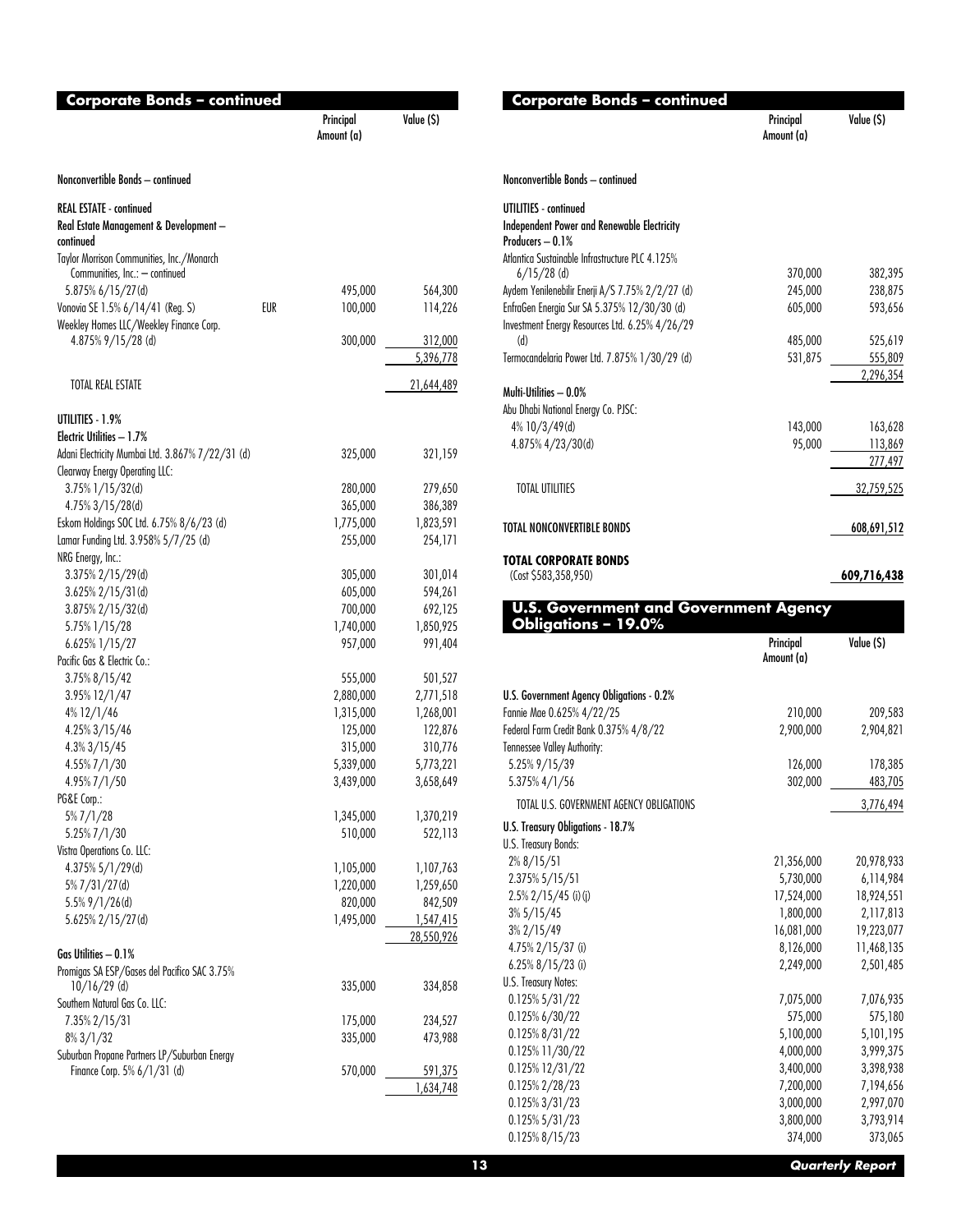## Corporate Bonds – continued

| | | Principal Amount (a) | Value ($) |
|---|---|---|---|
| **Nonconvertible Bonds – continued** | | | |
| **REAL ESTATE - continued** | | | |
| **Real Estate Management & Development – continued** | | | |
| Taylor Morrison Communities, Inc./Monarch Communities, Inc.: – continued | | | |
| 5.875% 6/15/27(d) | | 495,000 | 564,300 |
| Vonovia SE 1.5% 6/14/41 (Reg. S) | EUR | 100,000 | 114,226 |
| Weekley Homes LLC/Weekley Finance Corp. 4.875% 9/15/28 (d) | | 300,000 | 312,000 |
| | | | 5,396,778 |
| TOTAL REAL ESTATE | | | 21,644,489 |
| **UTILITIES - 1.9%** | | | |
| **Electric Utilities – 1.7%** | | | |
| Adani Electricity Mumbai Ltd. 3.867% 7/22/31 (d) | | 325,000 | 321,159 |
| Clearway Energy Operating LLC: | | | |
| 3.75% 1/15/32(d) | | 280,000 | 279,650 |
| 4.75% 3/15/28(d) | | 365,000 | 386,389 |
| Eskom Holdings SOC Ltd. 6.75% 8/6/23 (d) | | 1,775,000 | 1,823,591 |
| Lamar Funding Ltd. 3.958% 5/7/25 (d) | | 255,000 | 254,171 |
| NRG Energy, Inc.: | | | |
| 3.375% 2/15/29(d) | | 305,000 | 301,014 |
| 3.625% 2/15/31(d) | | 605,000 | 594,261 |
| 3.875% 2/15/32(d) | | 700,000 | 692,125 |
| 5.75% 1/15/28 | | 1,740,000 | 1,850,925 |
| 6.625% 1/15/27 | | 957,000 | 991,404 |
| Pacific Gas & Electric Co.: | | | |
| 3.75% 8/15/42 | | 555,000 | 501,527 |
| 3.95% 12/1/47 | | 2,880,000 | 2,771,518 |
| 4% 12/1/46 | | 1,315,000 | 1,268,001 |
| 4.25% 3/15/46 | | 125,000 | 122,876 |
| 4.3% 3/15/45 | | 315,000 | 310,776 |
| 4.55% 7/1/30 | | 5,339,000 | 5,773,221 |
| 4.95% 7/1/50 | | 3,439,000 | 3,658,649 |
| PG&E Corp.: | | | |
| 5% 7/1/28 | | 1,345,000 | 1,370,219 |
| 5.25% 7/1/30 | | 510,000 | 522,113 |
| Vistra Operations Co. LLC: | | | |
| 4.375% 5/1/29(d) | | 1,105,000 | 1,107,763 |
| 5% 7/31/27(d) | | 1,220,000 | 1,259,650 |
| 5.5% 9/1/26(d) | | 820,000 | 842,509 |
| 5.625% 2/15/27(d) | | 1,495,000 | 1,547,415 |
| | | | 28,550,926 |
| **Gas Utilities – 0.1%** | | | |
| Promigas SA ESP/Gases del Pacifico SAC 3.75% 10/16/29 (d) | | 335,000 | 334,858 |
| Southern Natural Gas Co. LLC: | | | |
| 7.35% 2/15/31 | | 175,000 | 234,527 |
| 8% 3/1/32 | | 335,000 | 473,988 |
| Suburban Propane Partners LP/Suburban Energy Finance Corp. 5% 6/1/31 (d) | | 570,000 | 591,375 |
| | | | 1,634,748 |
| **Independent Power and Renewable Electricity Producers – 0.1%** | | | |
| Atlantica Sustainable Infrastructure PLC 4.125% 6/15/28 (d) | | 370,000 | 382,395 |
| Aydem Yenilenebilir Enerji A/S 7.75% 2/2/27 (d) | | 245,000 | 238,875 |
| EnfraGen Energia Sur SA 5.375% 12/30/30 (d) | | 605,000 | 593,656 |
| Investment Energy Resources Ltd. 6.25% 4/26/29 (d) | | 485,000 | 525,619 |
| Termocandelaria Power Ltd. 7.875% 1/30/29 (d) | | 531,875 | 555,809 |
| | | | 2,296,354 |
| **Multi-Utilities – 0.0%** | | | |
| Abu Dhabi National Energy Co. PJSC: | | | |
| 4% 10/3/49(d) | | 143,000 | 163,628 |
| 4.875% 4/23/30(d) | | 95,000 | 113,869 |
| | | | 277,497 |
| TOTAL UTILITIES | | | 32,759,525 |
| **TOTAL NONCONVERTIBLE BONDS** | | | 608,691,512 |
| **TOTAL CORPORATE BONDS** (Cost $583,358,950) | | | **609,716,438** |

## U.S. Government and Government Agency Obligations – 19.0%

| | Principal Amount (a) | Value ($) |
|---|---|---|
| **U.S. Government Agency Obligations - 0.2%** | | |
| Fannie Mae 0.625% 4/22/25 | 210,000 | 209,583 |
| Federal Farm Credit Bank 0.375% 4/8/22 | 2,900,000 | 2,904,821 |
| Tennessee Valley Authority: | | |
| 5.25% 9/15/39 | 126,000 | 178,385 |
| 5.375% 4/1/56 | 302,000 | 483,705 |
| TOTAL U.S. GOVERNMENT AGENCY OBLIGATIONS | | 3,776,494 |
| **U.S. Treasury Obligations - 18.7%** | | |
| U.S. Treasury Bonds: | | |
| 2% 8/15/51 | 21,356,000 | 20,978,933 |
| 2.375% 5/15/51 | 5,730,000 | 6,114,984 |
| 2.5% 2/15/45 (i)(j) | 17,524,000 | 18,924,551 |
| 3% 5/15/45 | 1,800,000 | 2,117,813 |
| 3% 2/15/49 | 16,081,000 | 19,223,077 |
| 4.75% 2/15/37 (i) | 8,126,000 | 11,468,135 |
| 6.25% 8/15/23 (i) | 2,249,000 | 2,501,485 |
| U.S. Treasury Notes: | | |
| 0.125% 5/31/22 | 7,075,000 | 7,076,935 |
| 0.125% 6/30/22 | 575,000 | 575,180 |
| 0.125% 8/31/22 | 5,100,000 | 5,101,195 |
| 0.125% 11/30/22 | 4,000,000 | 3,999,375 |
| 0.125% 12/31/22 | 3,400,000 | 3,398,938 |
| 0.125% 2/28/23 | 7,200,000 | 7,194,656 |
| 0.125% 3/31/23 | 3,000,000 | 2,997,070 |
| 0.125% 5/31/23 | 3,800,000 | 3,793,914 |
| 0.125% 8/15/23 | 374,000 | 373,065 |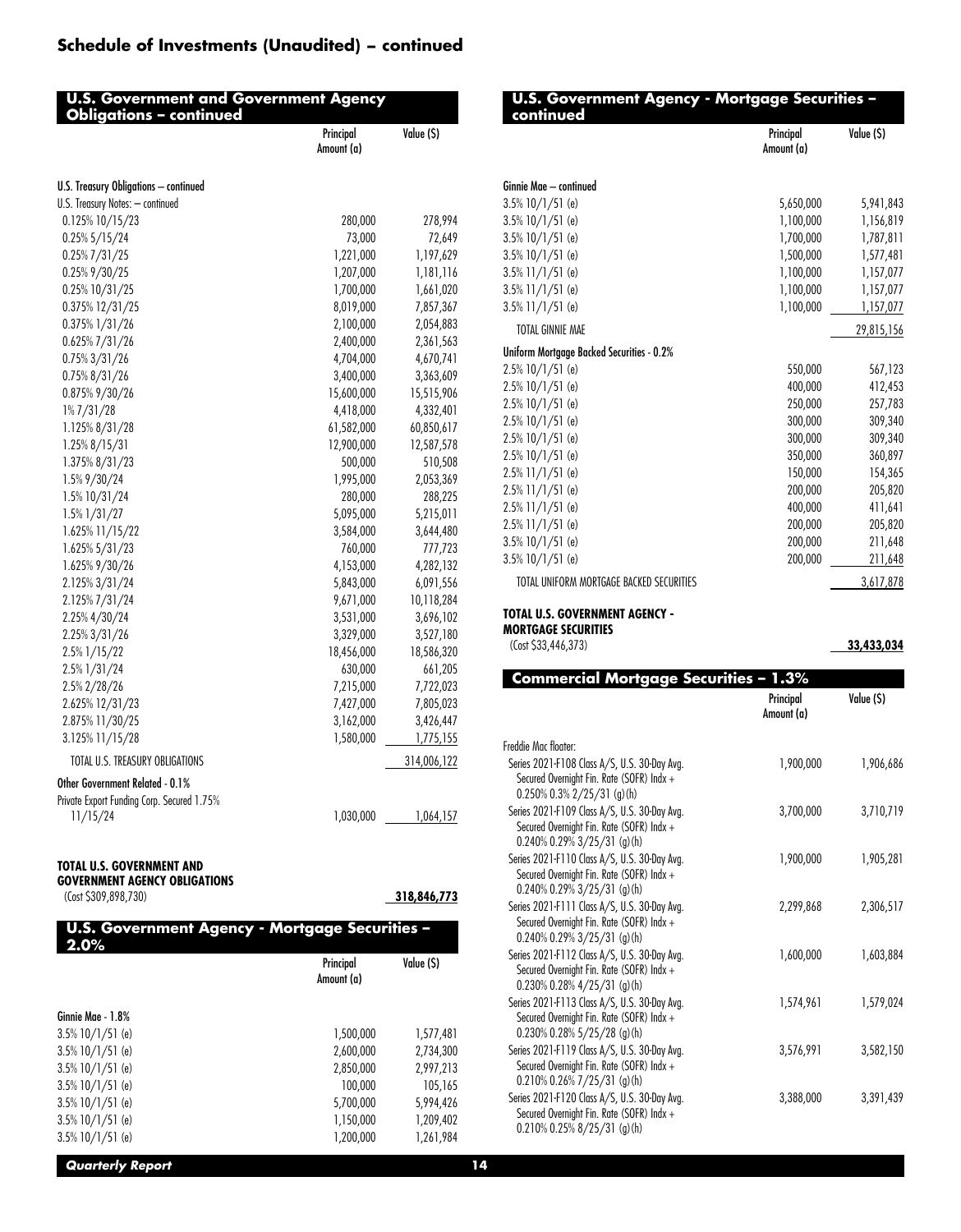## Schedule of Investments (Unaudited) – continued

### U.S. Government and Government Agency Obligations – continued

| | Principal Amount (a) | Value ($) |
|---|---|---|
| **U.S. Treasury Obligations – continued** | | |
| U.S. Treasury Notes: – continued | | |
| 0.125% 10/15/23 | 280,000 | 278,994 |
| 0.25% 5/15/24 | 73,000 | 72,649 |
| 0.25% 7/31/25 | 1,221,000 | 1,197,629 |
| 0.25% 9/30/25 | 1,207,000 | 1,181,116 |
| 0.25% 10/31/25 | 1,700,000 | 1,661,020 |
| 0.375% 12/31/25 | 8,019,000 | 7,857,367 |
| 0.375% 1/31/26 | 2,100,000 | 2,054,883 |
| 0.625% 7/31/26 | 2,400,000 | 2,361,563 |
| 0.75% 3/31/26 | 4,704,000 | 4,670,741 |
| 0.75% 8/31/26 | 3,400,000 | 3,363,609 |
| 0.875% 9/30/26 | 15,600,000 | 15,515,906 |
| 1% 7/31/28 | 4,418,000 | 4,332,401 |
| 1.125% 8/31/28 | 61,582,000 | 60,850,617 |
| 1.25% 8/15/31 | 12,900,000 | 12,587,578 |
| 1.375% 8/31/23 | 500,000 | 510,508 |
| 1.5% 9/30/24 | 1,995,000 | 2,053,369 |
| 1.5% 10/31/24 | 280,000 | 288,225 |
| 1.5% 1/31/27 | 5,095,000 | 5,215,011 |
| 1.625% 11/15/22 | 3,584,000 | 3,644,480 |
| 1.625% 5/31/23 | 760,000 | 777,723 |
| 1.625% 9/30/26 | 4,153,000 | 4,282,132 |
| 2.125% 3/31/24 | 5,843,000 | 6,091,556 |
| 2.125% 7/31/24 | 9,671,000 | 10,118,284 |
| 2.25% 4/30/24 | 3,531,000 | 3,696,102 |
| 2.25% 3/31/26 | 3,329,000 | 3,527,180 |
| 2.5% 1/15/22 | 18,456,000 | 18,586,320 |
| 2.5% 1/31/24 | 630,000 | 661,205 |
| 2.5% 2/28/26 | 7,215,000 | 7,722,023 |
| 2.625% 12/31/23 | 7,427,000 | 7,805,023 |
| 2.875% 11/30/25 | 3,162,000 | 3,426,447 |
| 3.125% 11/15/28 | 1,580,000 | 1,775,155 |
| TOTAL U.S. TREASURY OBLIGATIONS | | 314,006,122 |
| **Other Government Related - 0.1%** | | |
| Private Export Funding Corp. Secured 1.75% 11/15/24 | 1,030,000 | 1,064,157 |
| **TOTAL U.S. GOVERNMENT AND GOVERNMENT AGENCY OBLIGATIONS** (Cost $309,898,730) | | **318,846,773** |

### U.S. Government Agency - Mortgage Securities – 2.0%

| | Principal Amount (a) | Value ($) |
|---|---|---|
| **Ginnie Mae - 1.8%** | | |
| 3.5% 10/1/51 (e) | 1,500,000 | 1,577,481 |
| 3.5% 10/1/51 (e) | 2,600,000 | 2,734,300 |
| 3.5% 10/1/51 (e) | 2,850,000 | 2,997,213 |
| 3.5% 10/1/51 (e) | 100,000 | 105,165 |
| 3.5% 10/1/51 (e) | 5,700,000 | 5,994,426 |
| 3.5% 10/1/51 (e) | 1,150,000 | 1,209,402 |
| 3.5% 10/1/51 (e) | 1,200,000 | 1,261,984 |
| 3.5% 10/1/51 (e) | 5,650,000 | 5,941,843 |
| 3.5% 10/1/51 (e) | 1,100,000 | 1,156,819 |
| 3.5% 10/1/51 (e) | 1,700,000 | 1,787,811 |
| 3.5% 10/1/51 (e) | 1,500,000 | 1,577,481 |
| 3.5% 11/1/51 (e) | 1,100,000 | 1,157,077 |
| 3.5% 11/1/51 (e) | 1,100,000 | 1,157,077 |
| 3.5% 11/1/51 (e) | 1,100,000 | 1,157,077 |
| TOTAL GINNIE MAE | | 29,815,156 |
| **Uniform Mortgage Backed Securities - 0.2%** | | |
| 2.5% 10/1/51 (e) | 550,000 | 567,123 |
| 2.5% 10/1/51 (e) | 400,000 | 412,453 |
| 2.5% 10/1/51 (e) | 250,000 | 257,783 |
| 2.5% 10/1/51 (e) | 300,000 | 309,340 |
| 2.5% 10/1/51 (e) | 300,000 | 309,340 |
| 2.5% 10/1/51 (e) | 350,000 | 360,897 |
| 2.5% 11/1/51 (e) | 150,000 | 154,365 |
| 2.5% 11/1/51 (e) | 200,000 | 205,820 |
| 2.5% 11/1/51 (e) | 400,000 | 411,641 |
| 2.5% 11/1/51 (e) | 200,000 | 205,820 |
| 3.5% 10/1/51 (e) | 200,000 | 211,648 |
| 3.5% 10/1/51 (e) | 200,000 | 211,648 |
| TOTAL UNIFORM MORTGAGE BACKED SECURITIES | | 3,617,878 |
| **TOTAL U.S. GOVERNMENT AGENCY - MORTGAGE SECURITIES** (Cost $33,446,373) | | **33,433,034** |

### Commercial Mortgage Securities – 1.3%

| | Principal Amount (a) | Value ($) |
|---|---|---|
| Freddie Mac floater: | | |
| Series 2021-F108 Class A/S, U.S. 30-Day Avg. Secured Overnight Fin. Rate (SOFR) Index + 0.250% 0.3% 2/25/31 (g)(h) | 1,900,000 | 1,906,686 |
| Series 2021-F109 Class A/S, U.S. 30-Day Avg. Secured Overnight Fin. Rate (SOFR) Index + 0.240% 0.29% 3/25/31 (g)(h) | 3,700,000 | 3,710,719 |
| Series 2021-F110 Class A/S, U.S. 30-Day Avg. Secured Overnight Fin. Rate (SOFR) Index + 0.240% 0.29% 3/25/31 (g)(h) | 1,900,000 | 1,905,281 |
| Series 2021-F111 Class A/S, U.S. 30-Day Avg. Secured Overnight Fin. Rate (SOFR) Index + 0.240% 0.29% 3/25/31 (g)(h) | 2,299,868 | 2,306,517 |
| Series 2021-F112 Class A/S, U.S. 30-Day Avg. Secured Overnight Fin. Rate (SOFR) Index + 0.230% 0.28% 4/25/31 (g)(h) | 1,600,000 | 1,603,884 |
| Series 2021-F113 Class A/S, U.S. 30-Day Avg. Secured Overnight Fin. Rate (SOFR) Index + 0.230% 0.28% 5/25/28 (g)(h) | 1,574,961 | 1,579,024 |
| Series 2021-F119 Class A/S, U.S. 30-Day Avg. Secured Overnight Fin. Rate (SOFR) Index + 0.210% 0.26% 7/25/31 (g)(h) | 3,576,991 | 3,582,150 |
| Series 2021-F120 Class A/S, U.S. 30-Day Avg. Secured Overnight Fin. Rate (SOFR) Index + 0.210% 0.25% 8/25/31 (g)(h) | 3,388,000 | 3,391,439 |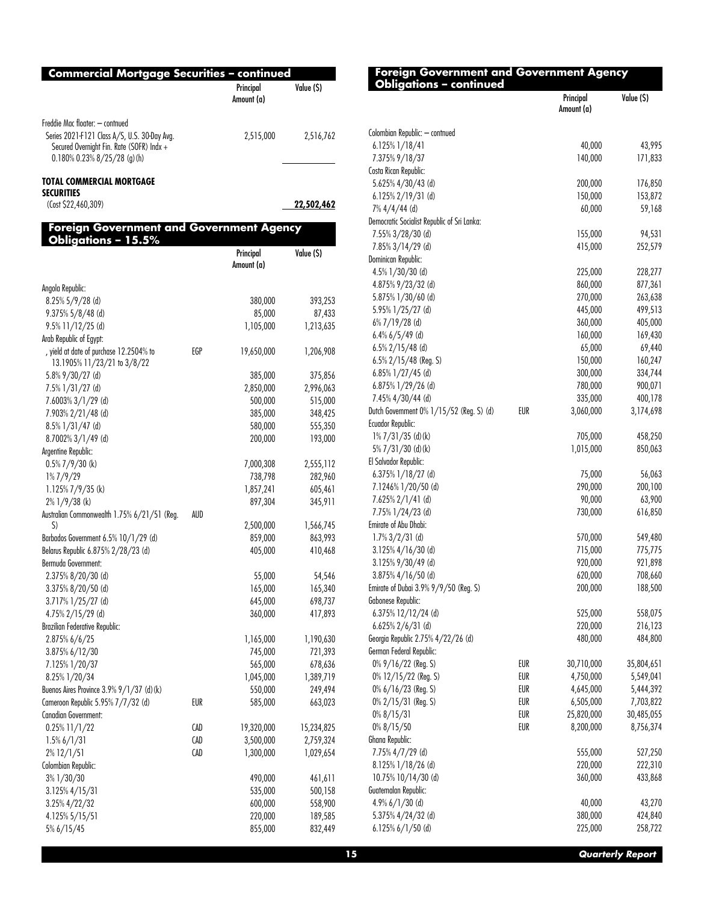## Commercial Mortgage Securities – continued

| | | Principal Amount (a) | Value ($) |
|---|---|---|---|
| Freddie Mac floater: – contnued | | | |
| Series 2021-F121 Class A/S, U.S. 30-Day Avg. Secured Overnight Fin. Rate (SOFR) Indx + 0.180% 0.23% 8/25/28 (g)(h) | | 2,515,000 | 2,516,762 |
| **TOTAL COMMERCIAL MORTGAGE SECURITIES** | | | |
| (Cost $22,460,309) | | | **22,502,462** |

## Foreign Government and Government Agency Obligations – 15.5%

| | | Principal Amount (a) | Value ($) |
|---|---|---|---|
| Angola Republic: | | | |
| 8.25% 5/9/28 (d) | | 380,000 | 393,253 |
| 9.375% 5/8/48 (d) | | 85,000 | 87,433 |
| 9.5% 11/12/25 (d) | | 1,105,000 | 1,213,635 |
| Arab Republic of Egypt: | | | |
| , yield at date of purchase 12.2504% to 13.1905% 11/23/21 to 3/8/22 | EGP | 19,650,000 | 1,206,908 |
| 5.8% 9/30/27 (d) | | 385,000 | 375,856 |
| 7.5% 1/31/27 (d) | | 2,850,000 | 2,996,063 |
| 7.6003% 3/1/29 (d) | | 500,000 | 515,000 |
| 7.903% 2/21/48 (d) | | 385,000 | 348,425 |
| 8.5% 1/31/47 (d) | | 580,000 | 555,350 |
| 8.7002% 3/1/49 (d) | | 200,000 | 193,000 |
| Argentine Republic: | | | |
| 0.5% 7/9/30 (k) | | 7,000,308 | 2,555,112 |
| 1% 7/9/29 | | 738,798 | 282,960 |
| 1.125% 7/9/35 (k) | | 1,857,241 | 605,461 |
| 2% 1/9/38 (k) | | 897,304 | 345,911 |
| Australian Commonwealth 1.75% 6/21/51 (Reg. S) | AUD | 2,500,000 | 1,566,745 |
| Barbados Government 6.5% 10/1/29 (d) | | 859,000 | 863,993 |
| Belarus Republic 6.875% 2/28/23 (d) | | 405,000 | 410,468 |
| Bermuda Government: | | | |
| 2.375% 8/20/30 (d) | | 55,000 | 54,546 |
| 3.375% 8/20/50 (d) | | 165,000 | 165,340 |
| 3.717% 1/25/27 (d) | | 645,000 | 698,737 |
| 4.75% 2/15/29 (d) | | 360,000 | 417,893 |
| Brazilian Federative Republic: | | | |
| 2.875% 6/6/25 | | 1,165,000 | 1,190,630 |
| 3.875% 6/12/30 | | 745,000 | 721,393 |
| 7.125% 1/20/37 | | 565,000 | 678,636 |
| 8.25% 1/20/34 | | 1,045,000 | 1,389,719 |
| Buenos Aires Province 3.9% 9/1/37 (d)(k) | | 550,000 | 249,494 |
| Cameroon Republic 5.95% 7/7/32 (d) | EUR | 585,000 | 663,023 |
| Canadian Government: | | | |
| 0.25% 11/1/22 | CAD | 19,320,000 | 15,234,825 |
| 1.5% 6/1/31 | CAD | 3,500,000 | 2,759,324 |
| 2% 12/1/51 | CAD | 1,300,000 | 1,029,654 |
| Colombian Republic: | | | |
| 3% 1/30/30 | | 490,000 | 461,611 |
| 3.125% 4/15/31 | | 535,000 | 500,158 |
| 3.25% 4/22/32 | | 600,000 | 558,900 |
| 4.125% 5/15/51 | | 220,000 | 189,585 |
| 5% 6/15/45 | | 855,000 | 832,449 |
| Colombian Republic: – contnued | | | |
| 6.125% 1/18/41 | | 40,000 | 43,995 |
| 7.375% 9/18/37 | | 140,000 | 171,833 |
| Costa Rican Republic: | | | |
| 5.625% 4/30/43 (d) | | 200,000 | 176,850 |
| 6.125% 2/19/31 (d) | | 150,000 | 153,872 |
| 7% 4/4/44 (d) | | 60,000 | 59,168 |
| Democratic Socialist Republic of Sri Lanka: | | | |
| 7.55% 3/28/30 (d) | | 155,000 | 94,531 |
| 7.85% 3/14/29 (d) | | 415,000 | 252,579 |
| Dominican Republic: | | | |
| 4.5% 1/30/30 (d) | | 225,000 | 228,277 |
| 4.875% 9/23/32 (d) | | 860,000 | 877,361 |
| 5.875% 1/30/60 (d) | | 270,000 | 263,638 |
| 5.95% 1/25/27 (d) | | 445,000 | 499,513 |
| 6% 7/19/28 (d) | | 360,000 | 405,000 |
| 6.4% 6/5/49 (d) | | 160,000 | 169,430 |
| 6.5% 2/15/48 (d) | | 65,000 | 69,440 |
| 6.5% 2/15/48 (Reg. S) | | 150,000 | 160,247 |
| 6.85% 1/27/45 (d) | | 300,000 | 334,744 |
| 6.875% 1/29/26 (d) | | 780,000 | 900,071 |
| 7.45% 4/30/44 (d) | | 335,000 | 400,178 |
| Dutch Government 0% 1/15/52 (Reg. S) (d) | EUR | 3,060,000 | 3,174,698 |
| Ecuador Republic: | | | |
| 1% 7/31/35 (d)(k) | | 705,000 | 458,250 |
| 5% 7/31/30 (d)(k) | | 1,015,000 | 850,063 |
| El Salvador Republic: | | | |
| 6.375% 1/18/27 (d) | | 75,000 | 56,063 |
| 7.1246% 1/20/50 (d) | | 290,000 | 200,100 |
| 7.625% 2/1/41 (d) | | 90,000 | 63,900 |
| 7.75% 1/24/23 (d) | | 730,000 | 616,850 |
| Emirate of Abu Dhabi: | | | |
| 1.7% 3/2/31 (d) | | 570,000 | 549,480 |
| 3.125% 4/16/30 (d) | | 715,000 | 775,775 |
| 3.125% 9/30/49 (d) | | 920,000 | 921,898 |
| 3.875% 4/16/50 (d) | | 620,000 | 708,660 |
| Emirate of Dubai 3.9% 9/9/50 (Reg. S) | | 200,000 | 188,500 |
| Gabonese Republic: | | | |
| 6.375% 12/12/24 (d) | | 525,000 | 558,075 |
| 6.625% 2/6/31 (d) | | 220,000 | 216,123 |
| Georgia Republic 2.75% 4/22/26 (d) | | 480,000 | 484,800 |
| German Federal Republic: | | | |
| 0% 9/16/22 (Reg. S) | EUR | 30,710,000 | 35,804,651 |
| 0% 12/15/22 (Reg. S) | EUR | 4,750,000 | 5,549,041 |
| 0% 6/16/23 (Reg. S) | EUR | 4,645,000 | 5,444,392 |
| 0% 2/15/31 (Reg. S) | EUR | 6,505,000 | 7,703,822 |
| 0% 8/15/31 | EUR | 25,820,000 | 30,485,055 |
| 0% 8/15/50 | EUR | 8,200,000 | 8,756,374 |
| Ghana Republic: | | | |
| 7.75% 4/7/29 (d) | | 555,000 | 527,250 |
| 8.125% 1/18/26 (d) | | 220,000 | 222,310 |
| 10.75% 10/14/30 (d) | | 360,000 | 433,868 |
| Guatemalan Republic: | | | |
| 4.9% 6/1/30 (d) | | 40,000 | 43,270 |
| 5.375% 4/24/32 (d) | | 380,000 | 424,840 |
| 6.125% 6/1/50 (d) | | 225,000 | 258,722 |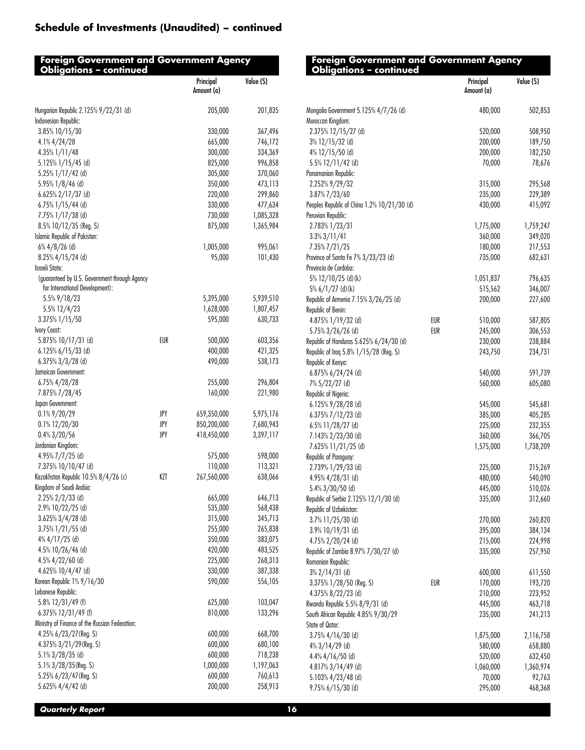## Schedule of Investments (Unaudited) – continued

| Foreign Government and Government Agency Obligations – continued | | Principal Amount (a) | Value ($) |
|---|---|---|---|
| Hungarian Republic 2.125% 9/22/31 (d) | | 205,000 | 201,835 |
| Indonesian Republic: | | | |
| 3.85% 10/15/30 | | 330,000 | 367,496 |
| 4.1% 4/24/28 | | 665,000 | 746,172 |
| 4.35% 1/11/48 | | 300,000 | 334,369 |
| 5.125% 1/15/45 (d) | | 825,000 | 996,858 |
| 5.25% 1/17/42 (d) | | 305,000 | 370,060 |
| 5.95% 1/8/46 (d) | | 350,000 | 473,113 |
| 6.625% 2/17/37 (d) | | 220,000 | 299,860 |
| 6.75% 1/15/44 (d) | | 330,000 | 477,634 |
| 7.75% 1/17/38 (d) | | 730,000 | 1,085,328 |
| 8.5% 10/12/35 (Reg. S) | | 875,000 | 1,365,984 |
| Islamic Republic of Pakistan: | | | |
| 6% 4/8/26 (d) | | 1,005,000 | 995,061 |
| 8.25% 4/15/24 (d) | | 95,000 | 101,430 |
| Israeli State: | | | |
| (guaranteed by U.S. Government through Agency for International Development): | | | |
| 5.5% 9/18/23 | | 5,395,000 | 5,939,510 |
| 5.5% 12/4/23 | | 1,628,000 | 1,807,457 |
| 3.375% 1/15/50 | | 595,000 | 630,733 |
| Ivory Coast: | | | |
| 5.875% 10/17/31 (d) | EUR | 500,000 | 603,356 |
| 6.125% 6/15/33 (d) | | 400,000 | 421,325 |
| 6.375% 3/3/28 (d) | | 490,000 | 538,173 |
| Jamaican Government: | | | |
| 6.75% 4/28/28 | | 255,000 | 296,804 |
| 7.875% 7/28/45 | | 160,000 | 221,980 |
| Japan Government: | | | |
| 0.1% 9/20/29 | JPY | 659,350,000 | 5,975,176 |
| 0.1% 12/20/30 | JPY | 850,200,000 | 7,680,943 |
| 0.4% 3/20/56 | JPY | 418,450,000 | 3,397,117 |
| Jordanian Kingdom: | | | |
| 4.95% 7/7/25 (d) | | 575,000 | 598,000 |
| 7.375% 10/10/47 (d) | | 110,000 | 113,321 |
| Kazakhstan Republic 10.5% 8/4/26 (c) | KZT | 267,560,000 | 638,066 |
| Kingdom of Saudi Arabia: | | | |
| 2.25% 2/2/33 (d) | | 665,000 | 646,713 |
| 2.9% 10/22/25 (d) | | 535,000 | 568,438 |
| 3.625% 3/4/28 (d) | | 315,000 | 345,713 |
| 3.75% 1/21/55 (d) | | 255,000 | 265,838 |
| 4% 4/17/25 (d) | | 350,000 | 383,075 |
| 4.5% 10/26/46 (d) | | 420,000 | 483,525 |
| 4.5% 4/22/60 (d) | | 225,000 | 268,313 |
| 4.625% 10/4/47 (d) | | 330,000 | 387,338 |
| Korean Republic 1% 9/16/30 | | 590,000 | 556,105 |
| Lebanese Republic: | | | |
| 5.8% 12/31/49 (f) | | 625,000 | 103,047 |
| 6.375% 12/31/49 (f) | | 810,000 | 133,296 |
| Ministry of Finance of the Russian Federation: | | | |
| 4.25% 6/23/27(Reg. S) | | 600,000 | 668,700 |
| 4.375% 3/21/29(Reg. S) | | 600,000 | 680,100 |
| 5.1% 3/28/35 (d) | | 600,000 | 718,238 |
| 5.1% 3/28/35(Reg. S) | | 1,000,000 | 1,197,063 |
| 5.25% 6/23/47(Reg. S) | | 600,000 | 760,613 |
| 5.625% 4/4/42 (d) | | 200,000 | 258,913 |
| Mongolia Government 5.125% 4/7/26 (d) | | 480,000 | 502,853 |
| Moroccan Kingdom: | | | |
| 2.375% 12/15/27 (d) | | 520,000 | 508,950 |
| 3% 12/15/32 (d) | | 200,000 | 189,750 |
| 4% 12/15/50 (d) | | 200,000 | 182,250 |
| 5.5% 12/11/42 (d) | | 70,000 | 78,676 |
| Panamanian Republic: | | | |
| 2.252% 9/29/32 | | 315,000 | 295,568 |
| 3.87% 7/23/60 | | 235,000 | 229,389 |
| Peoples Republic of China 1.2% 10/21/30 (d) | | 430,000 | 415,092 |
| Peruvian Republic: | | | |
| 2.783% 1/23/31 | | 1,775,000 | 1,759,247 |
| 3.3% 3/11/41 | | 360,000 | 349,020 |
| 7.35% 7/21/25 | | 180,000 | 217,553 |
| Province of Santa Fe 7% 3/23/23 (d) | | 735,000 | 682,631 |
| Provincia de Cordoba: | | | |
| 5% 12/10/25 (d)(k) | | 1,051,837 | 796,635 |
| 5% 6/1/27 (d)(k) | | 515,562 | 346,007 |
| Republic of Armenia 7.15% 3/26/25 (d) | | 200,000 | 227,600 |
| Republic of Benin: | | | |
| 4.875% 1/19/32 (d) | EUR | 510,000 | 587,805 |
| 5.75% 3/26/26 (d) | EUR | 245,000 | 306,553 |
| Republic of Honduras 5.625% 6/24/30 (d) | | 230,000 | 238,884 |
| Republic of Iraq 5.8% 1/15/28 (Reg. S) | | 243,750 | 234,731 |
| Republic of Kenya: | | | |
| 6.875% 6/24/24 (d) | | 540,000 | 591,739 |
| 7% 5/22/27 (d) | | 560,000 | 605,080 |
| Republic of Nigeria: | | | |
| 6.125% 9/28/28 (d) | | 545,000 | 545,681 |
| 6.375% 7/12/23 (d) | | 385,000 | 405,285 |
| 6.5% 11/28/27 (d) | | 225,000 | 232,355 |
| 7.143% 2/23/30 (d) | | 360,000 | 366,705 |
| 7.625% 11/21/25 (d) | | 1,575,000 | 1,738,209 |
| Republic of Paraguay: | | | |
| 2.739% 1/29/33 (d) | | 225,000 | 215,269 |
| 4.95% 4/28/31 (d) | | 480,000 | 540,090 |
| 5.4% 3/30/50 (d) | | 445,000 | 510,026 |
| Republic of Serbia 2.125% 12/1/30 (d) | | 335,000 | 312,660 |
| Republic of Uzbekistan: | | | |
| 3.7% 11/25/30 (d) | | 270,000 | 260,820 |
| 3.9% 10/19/31 (d) | | 395,000 | 384,134 |
| 4.75% 2/20/24 (d) | | 215,000 | 224,998 |
| Republic of Zambia 8.97% 7/30/27 (d) | | 335,000 | 257,950 |
| Romanian Republic: | | | |
| 3% 2/14/31 (d) | | 600,000 | 611,550 |
| 3.375% 1/28/50 (Reg. S) | EUR | 170,000 | 193,720 |
| 4.375% 8/22/23 (d) | | 210,000 | 223,952 |
| Rwanda Republic 5.5% 8/9/31 (d) | | 445,000 | 463,718 |
| South African Republic 4.85% 9/30/29 | | 235,000 | 241,213 |
| State of Qatar: | | | |
| 3.75% 4/16/30 (d) | | 1,875,000 | 2,116,758 |
| 4% 3/14/29 (d) | | 580,000 | 658,880 |
| 4.4% 4/16/50 (d) | | 520,000 | 632,450 |
| 4.817% 3/14/49 (d) | | 1,060,000 | 1,360,974 |
| 5.103% 4/23/48 (d) | | 70,000 | 92,763 |
| 9.75% 6/15/30 (d) | | 295,000 | 468,368 |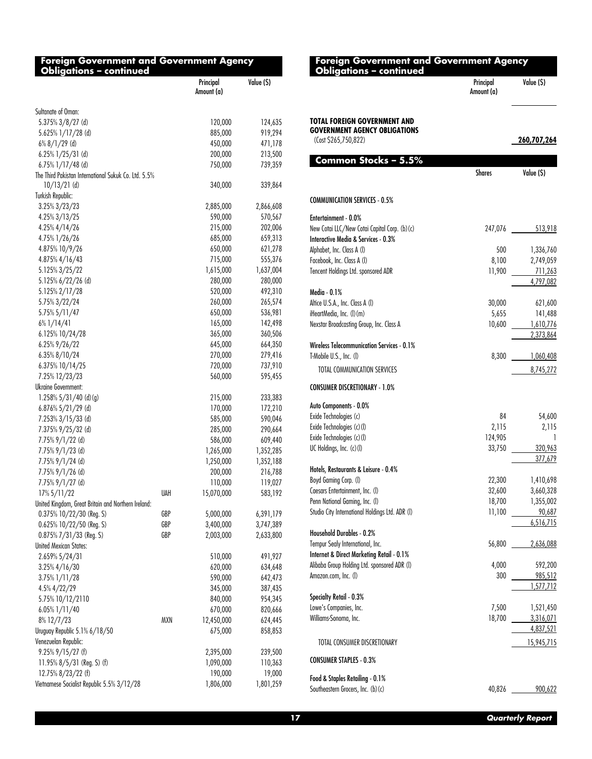## Foreign Government and Government Agency Obligations – continued

| | | Principal Amount (a) | Value ($) |
|---|---|---|---|
| Sultanate of Oman: | | | |
| 5.375% 3/8/27 (d) | | 120,000 | 124,635 |
| 5.625% 1/17/28 (d) | | 885,000 | 919,294 |
| 6% 8/1/29 (d) | | 450,000 | 471,178 |
| 6.25% 1/25/31 (d) | | 200,000 | 213,500 |
| 6.75% 1/17/48 (d) | | 750,000 | 739,359 |
| The Third Pakistan International Sukuk Co. Ltd. 5.5% 10/13/21 (d) | | 340,000 | 339,864 |
| Turkish Republic: | | | |
| 3.25% 3/23/23 | | 2,885,000 | 2,866,608 |
| 4.25% 3/13/25 | | 590,000 | 570,567 |
| 4.25% 4/14/26 | | 215,000 | 202,006 |
| 4.75% 1/26/26 | | 685,000 | 659,313 |
| 4.875% 10/9/26 | | 650,000 | 621,278 |
| 4.875% 4/16/43 | | 715,000 | 555,376 |
| 5.125% 3/25/22 | | 1,615,000 | 1,637,004 |
| 5.125% 6/22/26 (d) | | 280,000 | 280,000 |
| 5.125% 2/17/28 | | 520,000 | 492,310 |
| 5.75% 3/22/24 | | 260,000 | 265,574 |
| 5.75% 5/11/47 | | 650,000 | 536,981 |
| 6% 1/14/41 | | 165,000 | 142,498 |
| 6.125% 10/24/28 | | 365,000 | 360,506 |
| 6.25% 9/26/22 | | 645,000 | 664,350 |
| 6.35% 8/10/24 | | 270,000 | 279,416 |
| 6.375% 10/14/25 | | 720,000 | 737,910 |
| 7.25% 12/23/23 | | 560,000 | 595,455 |
| Ukraine Government: | | | |
| 1.258% 5/31/40 (d)(g) | | 215,000 | 233,383 |
| 6.876% 5/21/29 (d) | | 170,000 | 172,210 |
| 7.253% 3/15/33 (d) | | 585,000 | 590,046 |
| 7.375% 9/25/32 (d) | | 285,000 | 290,664 |
| 7.75% 9/1/22 (d) | | 586,000 | 609,440 |
| 7.75% 9/1/23 (d) | | 1,265,000 | 1,352,285 |
| 7.75% 9/1/24 (d) | | 1,250,000 | 1,352,188 |
| 7.75% 9/1/26 (d) | | 200,000 | 216,788 |
| 7.75% 9/1/27 (d) | | 110,000 | 119,027 |
| 17% 5/11/22 | UAH | 15,070,000 | 583,192 |
| United Kingdom, Great Britain and Northern Ireland: | | | |
| 0.375% 10/22/30 (Reg. S) | GBP | 5,000,000 | 6,391,179 |
| 0.625% 10/22/50 (Reg. S) | GBP | 3,400,000 | 3,747,389 |
| 0.875% 7/31/33 (Reg. S) | GBP | 2,003,000 | 2,633,800 |
| United Mexican States: | | | |
| 2.659% 5/24/31 | | 510,000 | 491,927 |
| 3.25% 4/16/30 | | 620,000 | 634,648 |
| 3.75% 1/11/28 | | 590,000 | 642,473 |
| 4.5% 4/22/29 | | 345,000 | 387,435 |
| 5.75% 10/12/2110 | | 840,000 | 954,345 |
| 6.05% 1/11/40 | | 670,000 | 820,666 |
| 8% 12/7/23 | MXN | 12,450,000 | 624,445 |
| Uruguay Republic 5.1% 6/18/50 | | 675,000 | 858,853 |
| Venezuelan Republic: | | | |
| 9.25% 9/15/27 (f) | | 2,395,000 | 239,500 |
| 11.95% 8/5/31 (Reg. S) (f) | | 1,090,000 | 110,363 |
| 12.75% 8/23/22 (f) | | 190,000 | 19,000 |
| Vietnamese Socialist Republic 5.5% 3/12/28 | | 1,806,000 | 1,801,259 |
| **TOTAL FOREIGN GOVERNMENT AND GOVERNMENT AGENCY OBLIGATIONS** (Cost $265,750,822) | | | **260,707,264** |

## Common Stocks – 5.5%

| | Shares | Value ($) |
|---|---|---|
| **COMMUNICATION SERVICES - 0.5%** | | |
| **Entertainment - 0.0%** | | |
| New Cotai LLC/New Cotai Capital Corp. (b)(c) | 247,076 | 513,918 |
| **Interactive Media & Services - 0.3%** | | |
| Alphabet, Inc. Class A (l) | 500 | 1,336,760 |
| Facebook, Inc. Class A (l) | 8,100 | 2,749,059 |
| Tencent Holdings Ltd. sponsored ADR | 11,900 | 711,263 |
| | | 4,797,082 |
| **Media - 0.1%** | | |
| Altice U.S.A., Inc. Class A (l) | 30,000 | 621,600 |
| iHeartMedia, Inc. (l)(m) | 5,655 | 141,488 |
| Nexstar Broadcasting Group, Inc. Class A | 10,600 | 1,610,776 |
| | | 2,373,864 |
| **Wireless Telecommunication Services - 0.1%** | | |
| T-Mobile U.S., Inc. (l) | 8,300 | 1,060,408 |
| TOTAL COMMUNICATION SERVICES | | 8,745,272 |
| **CONSUMER DISCRETIONARY - 1.0%** | | |
| **Auto Components - 0.0%** | | |
| Exide Technologies (c) | 84 | 54,600 |
| Exide Technologies (c)(l) | 2,115 | 2,115 |
| Exide Technologies (c)(l) | 124,905 | 1 |
| UC Holdings, Inc. (c)(l) | 33,750 | 320,963 |
| | | 377,679 |
| **Hotels, Restaurants & Leisure - 0.4%** | | |
| Boyd Gaming Corp. (l) | 22,300 | 1,410,698 |
| Caesars Entertainment, Inc. (l) | 32,600 | 3,660,328 |
| Penn National Gaming, Inc. (l) | 18,700 | 1,355,002 |
| Studio City International Holdings Ltd. ADR (l) | 11,100 | 90,687 |
| | | 6,516,715 |
| **Household Durables - 0.2%** | | |
| Tempur Sealy International, Inc. | 56,800 | 2,636,088 |
| **Internet & Direct Marketing Retail - 0.1%** | | |
| Alibaba Group Holding Ltd. sponsored ADR (l) | 4,000 | 592,200 |
| Amazon.com, Inc. (l) | 300 | 985,512 |
| | | 1,577,712 |
| **Specialty Retail - 0.3%** | | |
| Lowe's Companies, Inc. | 7,500 | 1,521,450 |
| Williams-Sonoma, Inc. | 18,700 | 3,316,071 |
| | | 4,837,521 |
| TOTAL CONSUMER DISCRETIONARY | | 15,945,715 |
| **CONSUMER STAPLES - 0.3%** | | |
| **Food & Staples Retailing - 0.1%** | | |
| Southeastern Grocers, Inc. (b)(c) | 40,826 | 900,622 |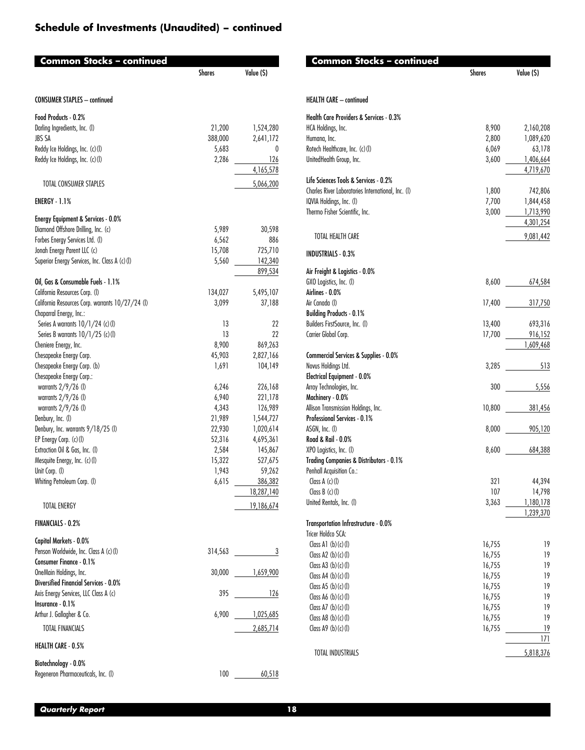## Schedule of Investments (Unaudited) – continued

### Common Stocks – continued

| | Shares | Value ($) |
|---|---|---|
| **CONSUMER STAPLES – continued** | | |
| **Food Products - 0.2%** | | |
| Darling Ingredients, Inc. (I) | 21,200 | 1,524,280 |
| JBS SA | 388,000 | 2,641,172 |
| Reddy Ice Holdings, Inc. (c) (I) | 5,683 | 0 |
| Reddy Ice Holdings, Inc. (c) (I) | 2,286 | 126 |
| | | 4,165,578 |
| TOTAL CONSUMER STAPLES | | 5,066,200 |
| **ENERGY - 1.1%** | | |
| **Energy Equipment & Services - 0.0%** | | |
| Diamond Offshore Drilling, Inc. (c) | 5,989 | 30,598 |
| Forbes Energy Services Ltd. (I) | 6,562 | 886 |
| Jonah Energy Parent LLC (c) | 15,708 | 725,710 |
| Superior Energy Services, Inc. Class A (c) (I) | 5,560 | 142,340 |
| | | 899,534 |
| **Oil, Gas & Consumable Fuels - 1.1%** | | |
| California Resources Corp. (I) | 134,027 | 5,495,107 |
| California Resources Corp. warrants 10/27/24 (I) | 3,099 | 37,188 |
| Chaparral Energy, Inc.: | | |
| Series A warrants 10/1/24 (c) (I) | 13 | 22 |
| Series B warrants 10/1/25 (c) (I) | 13 | 22 |
| Cheniere Energy, Inc. | 8,900 | 869,263 |
| Chesapeake Energy Corp. | 45,903 | 2,827,166 |
| Chesapeake Energy Corp. (b) | 1,691 | 104,149 |
| Chesapeake Energy Corp.: | | |
| warrants 2/9/26 (I) | 6,246 | 226,168 |
| warrants 2/9/26 (I) | 6,940 | 221,178 |
| warrants 2/9/26 (I) | 4,343 | 126,989 |
| Denbury, Inc. (I) | 21,989 | 1,544,727 |
| Denbury, Inc. warrants 9/18/25 (I) | 22,930 | 1,020,614 |
| EP Energy Corp. (c) (I) | 52,316 | 4,695,361 |
| Extraction Oil & Gas, Inc. (I) | 2,584 | 145,867 |
| Mesquite Energy, Inc. (c) (I) | 15,322 | 527,675 |
| Unit Corp. (I) | 1,943 | 59,262 |
| Whiting Petroleum Corp. (I) | 6,615 | 386,382 |
| | | 18,287,140 |
| TOTAL ENERGY | | 19,186,674 |
| **FINANCIALS - 0.2%** | | |
| **Capital Markets - 0.0%** | | |
| Penson Worldwide, Inc. Class A (c) (I) | 314,563 | 3 |
| **Consumer Finance - 0.1%** | | |
| OneMain Holdings, Inc. | 30,000 | 1,659,900 |
| **Diversified Financial Services - 0.0%** | | |
| Axis Energy Services, LLC Class A (c) | 395 | 126 |
| **Insurance - 0.1%** | | |
| Arthur J. Gallagher & Co. | 6,900 | 1,025,685 |
| TOTAL FINANCIALS | | 2,685,714 |
| **HEALTH CARE - 0.5%** | | |
| **Biotechnology - 0.0%** | | |
| Regeneron Pharmaceuticals, Inc. (I) | 100 | 60,518 |

### Common Stocks – continued

| | Shares | Value ($) |
|---|---|---|
| **HEALTH CARE – continued** | | |
| **Health Care Providers & Services - 0.3%** | | |
| HCA Holdings, Inc. | 8,900 | 2,160,208 |
| Humana, Inc. | 2,800 | 1,089,620 |
| Rotech Healthcare, Inc. (c) (I) | 6,069 | 63,178 |
| UnitedHealth Group, Inc. | 3,600 | 1,406,664 |
| | | 4,719,670 |
| **Life Sciences Tools & Services - 0.2%** | | |
| Charles River Laboratories International, Inc. (I) | 1,800 | 742,806 |
| IQVIA Holdings, Inc. (I) | 7,700 | 1,844,458 |
| Thermo Fisher Scientific, Inc. | 3,000 | 1,713,990 |
| | | 4,301,254 |
| TOTAL HEALTH CARE | | 9,081,442 |
| **INDUSTRIALS - 0.3%** | | |
| **Air Freight & Logistics - 0.0%** | | |
| GXO Logistics, Inc. (I) | 8,600 | 674,584 |
| **Airlines - 0.0%** | | |
| Air Canada (I) | 17,400 | 317,750 |
| **Building Products - 0.1%** | | |
| Builders FirstSource, Inc. (I) | 13,400 | 693,316 |
| Carrier Global Corp. | 17,700 | 916,152 |
| | | 1,609,468 |
| **Commercial Services & Supplies - 0.0%** | | |
| Novus Holdings Ltd. | 3,285 | 513 |
| **Electrical Equipment - 0.0%** | | |
| Array Technologies, Inc. | 300 | 5,556 |
| **Machinery - 0.0%** | | |
| Allison Transmission Holdings, Inc. | 10,800 | 381,456 |
| **Professional Services - 0.1%** | | |
| ASGN, Inc. (I) | 8,000 | 905,120 |
| **Road & Rail - 0.0%** | | |
| XPO Logistics, Inc. (I) | 8,600 | 684,388 |
| **Trading Companies & Distributors - 0.1%** | | |
| Penhall Acquisition Co.: | | |
| Class A (c) (I) | 321 | 44,394 |
| Class B (c) (I) | 107 | 14,798 |
| United Rentals, Inc. (I) | 3,363 | 1,180,178 |
| | | 1,239,370 |
| **Transportation Infrastructure - 0.0%** | | |
| Tricer Holdco SCA: | | |
| Class A1 (b) (c) (I) | 16,755 | 19 |
| Class A2 (b) (c) (I) | 16,755 | 19 |
| Class A3 (b) (c) (I) | 16,755 | 19 |
| Class A4 (b) (c) (I) | 16,755 | 19 |
| Class A5 (b) (c) (I) | 16,755 | 19 |
| Class A6 (b) (c) (I) | 16,755 | 19 |
| Class A7 (b) (c) (I) | 16,755 | 19 |
| Class A8 (b) (c) (I) | 16,755 | 19 |
| Class A9 (b) (c) (I) | 16,755 | 19 |
| | | 171 |
| TOTAL INDUSTRIALS | | 5,818,376 |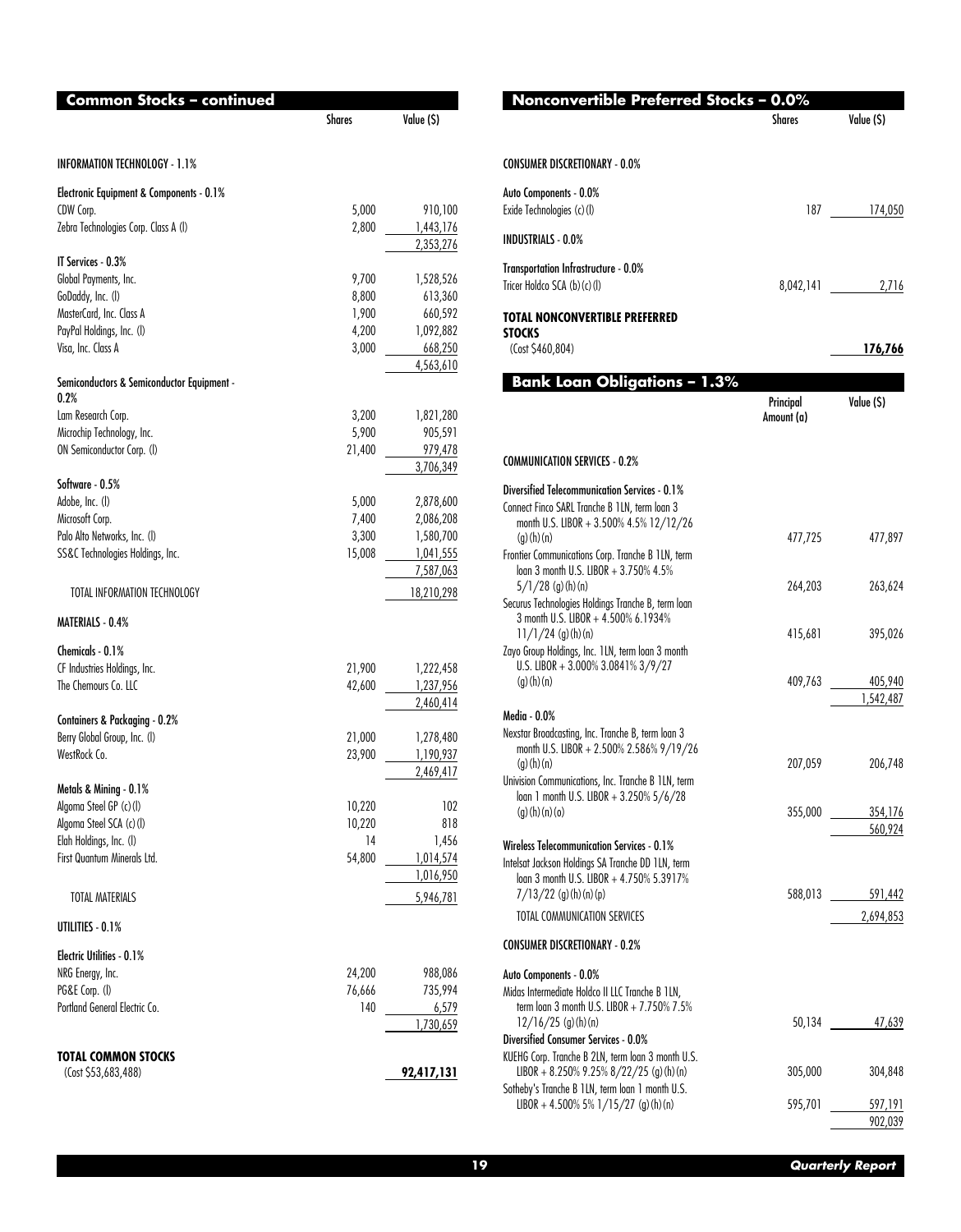## Common Stocks – continued

| | Shares | Value ($) |
|---|---|---|
| **INFORMATION TECHNOLOGY - 1.1%** | | |
| **Electronic Equipment & Components - 0.1%** | | |
| CDW Corp. | 5,000 | 910,100 |
| Zebra Technologies Corp. Class A (l) | 2,800 | 1,443,176 |
| | | 2,353,276 |
| **IT Services - 0.3%** | | |
| Global Payments, Inc. | 9,700 | 1,528,526 |
| GoDaddy, Inc. (l) | 8,800 | 613,360 |
| MasterCard, Inc. Class A | 1,900 | 660,592 |
| PayPal Holdings, Inc. (l) | 4,200 | 1,092,882 |
| Visa, Inc. Class A | 3,000 | 668,250 |
| | | 4,563,610 |
| **Semiconductors & Semiconductor Equipment - 0.2%** | | |
| Lam Research Corp. | 3,200 | 1,821,280 |
| Microchip Technology, Inc. | 5,900 | 905,591 |
| ON Semiconductor Corp. (l) | 21,400 | 979,478 |
| | | 3,706,349 |
| **Software - 0.5%** | | |
| Adobe, Inc. (l) | 5,000 | 2,878,600 |
| Microsoft Corp. | 7,400 | 2,086,208 |
| Palo Alto Networks, Inc. (l) | 3,300 | 1,580,700 |
| SS&C Technologies Holdings, Inc. | 15,008 | 1,041,555 |
| | | 7,587,063 |
| TOTAL INFORMATION TECHNOLOGY | | 18,210,298 |
| **MATERIALS - 0.4%** | | |
| **Chemicals - 0.1%** | | |
| CF Industries Holdings, Inc. | 21,900 | 1,222,458 |
| The Chemours Co. LLC | 42,600 | 1,237,956 |
| | | 2,460,414 |
| **Containers & Packaging - 0.2%** | | |
| Berry Global Group, Inc. (l) | 21,000 | 1,278,480 |
| WestRock Co. | 23,900 | 1,190,937 |
| | | 2,469,417 |
| **Metals & Mining - 0.1%** | | |
| Algoma Steel GP (c) (l) | 10,220 | 102 |
| Algoma Steel SCA (c) (l) | 10,220 | 818 |
| Elah Holdings, Inc. (l) | 14 | 1,456 |
| First Quantum Minerals Ltd. | 54,800 | 1,014,574 |
| | | 1,016,950 |
| TOTAL MATERIALS | | 5,946,781 |
| **UTILITIES - 0.1%** | | |
| **Electric Utilities - 0.1%** | | |
| NRG Energy, Inc. | 24,200 | 988,086 |
| PG&E Corp. (l) | 76,666 | 735,994 |
| Portland General Electric Co. | 140 | 6,579 |
| | | 1,730,659 |
| **TOTAL COMMON STOCKS** (Cost $53,683,488) | | **92,417,131** |

## Nonconvertible Preferred Stocks – 0.0%

| | Shares | Value ($) |
|---|---|---|
| **CONSUMER DISCRETIONARY - 0.0%** | | |
| **Auto Components - 0.0%** | | |
| Exide Technologies (c) (l) | 187 | 174,050 |
| **INDUSTRIALS - 0.0%** | | |
| **Transportation Infrastructure - 0.0%** | | |
| Tricer Holdco SCA (b) (c) (l) | 8,042,141 | 2,716 |
| **TOTAL NONCONVERTIBLE PREFERRED STOCKS** (Cost $460,804) | | **176,766** |

## Bank Loan Obligations – 1.3%

| | Principal Amount (a) | Value ($) |
|---|---|---|
| **COMMUNICATION SERVICES - 0.2%** | | |
| **Diversified Telecommunication Services - 0.1%** | | |
| Connect Finco SARL Tranche B 1LN, term loan 3 month U.S. LIBOR + 3.500% 4.5% 12/12/26 (g) (h) (n) | 477,725 | 477,897 |
| Frontier Communications Corp. Tranche B 1LN, term loan 3 month U.S. LIBOR + 3.750% 4.5% 5/1/28 (g) (h) (n) | 264,203 | 263,624 |
| Securus Technologies Holdings Tranche B, term loan 3 month U.S. LIBOR + 4.500% 6.1934% 11/1/24 (g) (h) (n) | 415,681 | 395,026 |
| Zayo Group Holdings, Inc. 1LN, term loan 3 month U.S. LIBOR + 3.000% 3.0841% 3/9/27 (g) (h) (n) | 409,763 | 405,940 |
| | | 1,542,487 |
| **Media - 0.0%** | | |
| Nexstar Broadcasting, Inc. Tranche B, term loan 3 month U.S. LIBOR + 2.500% 2.586% 9/19/26 (g) (h) (n) | 207,059 | 206,748 |
| Univision Communications, Inc. Tranche B 1LN, term loan 1 month U.S. LIBOR + 3.250% 5/6/28 (g) (h) (n) (o) | 355,000 | 354,176 |
| | | 560,924 |
| **Wireless Telecommunication Services - 0.1%** | | |
| Intelsat Jackson Holdings SA Tranche DD 1LN, term loan 3 month U.S. LIBOR + 4.750% 5.3917% 7/13/22 (g) (h) (n) (p) | 588,013 | 591,442 |
| TOTAL COMMUNICATION SERVICES | | 2,694,853 |
| **CONSUMER DISCRETIONARY - 0.2%** | | |
| **Auto Components - 0.0%** | | |
| Midas Intermediate Holdco II LLC Tranche B 1LN, term loan 3 month U.S. LIBOR + 7.750% 7.5% 12/16/25 (g) (h) (n) | 50,134 | 47,639 |
| **Diversified Consumer Services - 0.0%** | | |
| KUEHG Corp. Tranche B 2LN, term loan 3 month U.S. LIBOR + 8.250% 9.25% 8/22/25 (g) (h) (n) | 305,000 | 304,848 |
| Sotheby's Tranche B 1LN, term loan 1 month U.S. LIBOR + 4.500% 5% 1/15/27 (g) (h) (n) | 595,701 | 597,191 |
| | | 902,039 |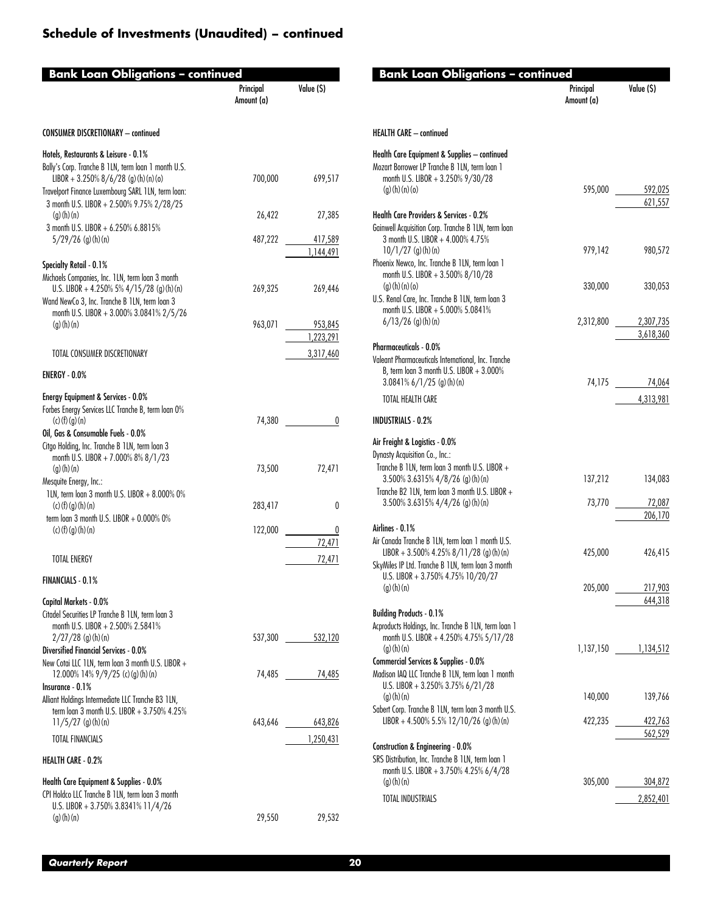## Schedule of Investments (Unaudited) – continued

### Bank Loan Obligations – continued

| | Principal Amount (a) | Value ($) |
|---|---|---|
| **CONSUMER DISCRETIONARY – continued** | | |
| **Hotels, Restaurants & Leisure - 0.1%** | | |
| Bally's Corp. Tranche B 1LN, term loan 1 month U.S. LIBOR + 3.250% 8/6/28 (g)(h)(n)(o) | 700,000 | 699,517 |
| Travelport Finance Luxembourg SARL 1LN, term loan: | | |
| 3 month U.S. LIBOR + 2.500% 9.75% 2/28/25 (g)(h)(n) | 26,422 | 27,385 |
| 3 month U.S. LIBOR + 6.250% 6.8815% 5/29/26 (g)(h)(n) | 487,222 | 417,589 |
| | | 1,144,491 |
| **Specialty Retail - 0.1%** | | |
| Michaels Companies, Inc. 1LN, term loan 3 month U.S. LIBOR + 4.250% 5% 4/15/28 (g)(h)(n) | 269,325 | 269,446 |
| Wand NewCo 3, Inc. Tranche B 1LN, term loan 3 month U.S. LIBOR + 3.000% 3.0841% 2/5/26 (g)(h)(n) | 963,071 | 953,845 |
| | | 1,223,291 |
| TOTAL CONSUMER DISCRETIONARY | | 3,317,460 |
| **ENERGY - 0.0%** | | |
| **Energy Equipment & Services - 0.0%** | | |
| Forbes Energy Services LLC Tranche B, term loan 0% (c)(f)(g)(n) | 74,380 | 0 |
| **Oil, Gas & Consumable Fuels - 0.0%** | | |
| Citgo Holding, Inc. Tranche B 1LN, term loan 3 month U.S. LIBOR + 7.000% 8% 8/1/23 (g)(h)(n) | 73,500 | 72,471 |
| Mesquite Energy, Inc.: | | |
| 1LN, term loan 3 month U.S. LIBOR + 8.000% 0% (c)(f)(g)(h)(n) | 283,417 | 0 |
| term loan 3 month U.S. LIBOR + 0.000% 0% (c)(f)(g)(h)(n) | 122,000 | 0 |
| | | 72,471 |
| TOTAL ENERGY | | 72,471 |
| **FINANCIALS - 0.1%** | | |
| **Capital Markets - 0.0%** | | |
| Citadel Securities LP Tranche B 1LN, term loan 3 month U.S. LIBOR + 2.500% 2.5841% 2/27/28 (g)(h)(n) | 537,300 | 532,120 |
| **Diversified Financial Services - 0.0%** | | |
| New Cotai LLC 1LN, term loan 3 month U.S. LIBOR + 12.000% 14% 9/9/25 (c)(g)(h)(n) | 74,485 | 74,485 |
| **Insurance - 0.1%** | | |
| Alliant Holdings Intermediate LLC Tranche B3 1LN, term loan 3 month U.S. LIBOR + 3.750% 4.25% 11/5/27 (g)(h)(n) | 643,646 | 643,826 |
| TOTAL FINANCIALS | | 1,250,431 |
| **HEALTH CARE - 0.2%** | | |
| **Health Care Equipment & Supplies - 0.0%** | | |
| CPI Holdco LLC Tranche B 1LN, term loan 3 month U.S. LIBOR + 3.750% 3.8341% 11/4/26 (g)(h)(n) | 29,550 | 29,532 |
| Mozart Borrower LP Tranche B 1LN, term loan 1 month U.S. LIBOR + 3.250% 9/30/28 (g)(h)(n)(o) | 595,000 | 592,025 |
| | | 621,557 |
| **Health Care Providers & Services - 0.2%** | | |
| Gainwell Acquisition Corp. Tranche B 1LN, term loan 3 month U.S. LIBOR + 4.000% 4.75% 10/1/27 (g)(h)(n) | 979,142 | 980,572 |
| Phoenix Newco, Inc. Tranche B 1LN, term loan 1 month U.S. LIBOR + 3.500% 8/10/28 (g)(h)(n)(o) | 330,000 | 330,053 |
| U.S. Renal Care, Inc. Tranche B 1LN, term loan 3 month U.S. LIBOR + 5.000% 5.0841% 6/13/26 (g)(h)(n) | 2,312,800 | 2,307,735 |
| | | 3,618,360 |
| **Pharmaceuticals - 0.0%** | | |
| Valeant Pharmaceuticals International, Inc. Tranche B, term loan 3 month U.S. LIBOR + 3.000% 3.0841% 6/1/25 (g)(h)(n) | 74,175 | 74,064 |
| TOTAL HEALTH CARE | | 4,313,981 |
| **INDUSTRIALS - 0.2%** | | |
| **Air Freight & Logistics - 0.0%** | | |
| Dynasty Acquisition Co., Inc.: | | |
| Tranche B 1LN, term loan 3 month U.S. LIBOR + 3.500% 3.6315% 4/8/26 (g)(h)(n) | 137,212 | 134,083 |
| Tranche B2 1LN, term loan 3 month U.S. LIBOR + 3.500% 3.6315% 4/4/26 (g)(h)(n) | 73,770 | 72,087 |
| | | 206,170 |
| **Airlines - 0.1%** | | |
| Air Canada Tranche B 1LN, term loan 1 month U.S. LIBOR + 3.500% 4.25% 8/11/28 (g)(h)(n) | 425,000 | 426,415 |
| SkyMiles IP Ltd. Tranche B 1LN, term loan 3 month U.S. LIBOR + 3.750% 4.75% 10/20/27 (g)(h)(n) | 205,000 | 217,903 |
| | | 644,318 |
| **Building Products - 0.1%** | | |
| Acproducts Holdings, Inc. Tranche B 1LN, term loan 1 month U.S. LIBOR + 4.250% 4.75% 5/17/28 (g)(h)(n) | 1,137,150 | 1,134,512 |
| **Commercial Services & Supplies - 0.0%** | | |
| Madison IAQ LLC Tranche B 1LN, term loan 1 month U.S. LIBOR + 3.250% 3.75% 6/21/28 (g)(h)(n) | 140,000 | 139,766 |
| Sabert Corp. Tranche B 1LN, term loan 3 month U.S. LIBOR + 4.500% 5.5% 12/10/26 (g)(h)(n) | 422,235 | 422,763 |
| | | 562,529 |
| **Construction & Engineering - 0.0%** | | |
| SRS Distribution, Inc. Tranche B 1LN, term loan 1 month U.S. LIBOR + 3.750% 4.25% 6/4/28 (g)(h)(n) | 305,000 | 304,872 |
| TOTAL INDUSTRIALS | | 2,852,401 |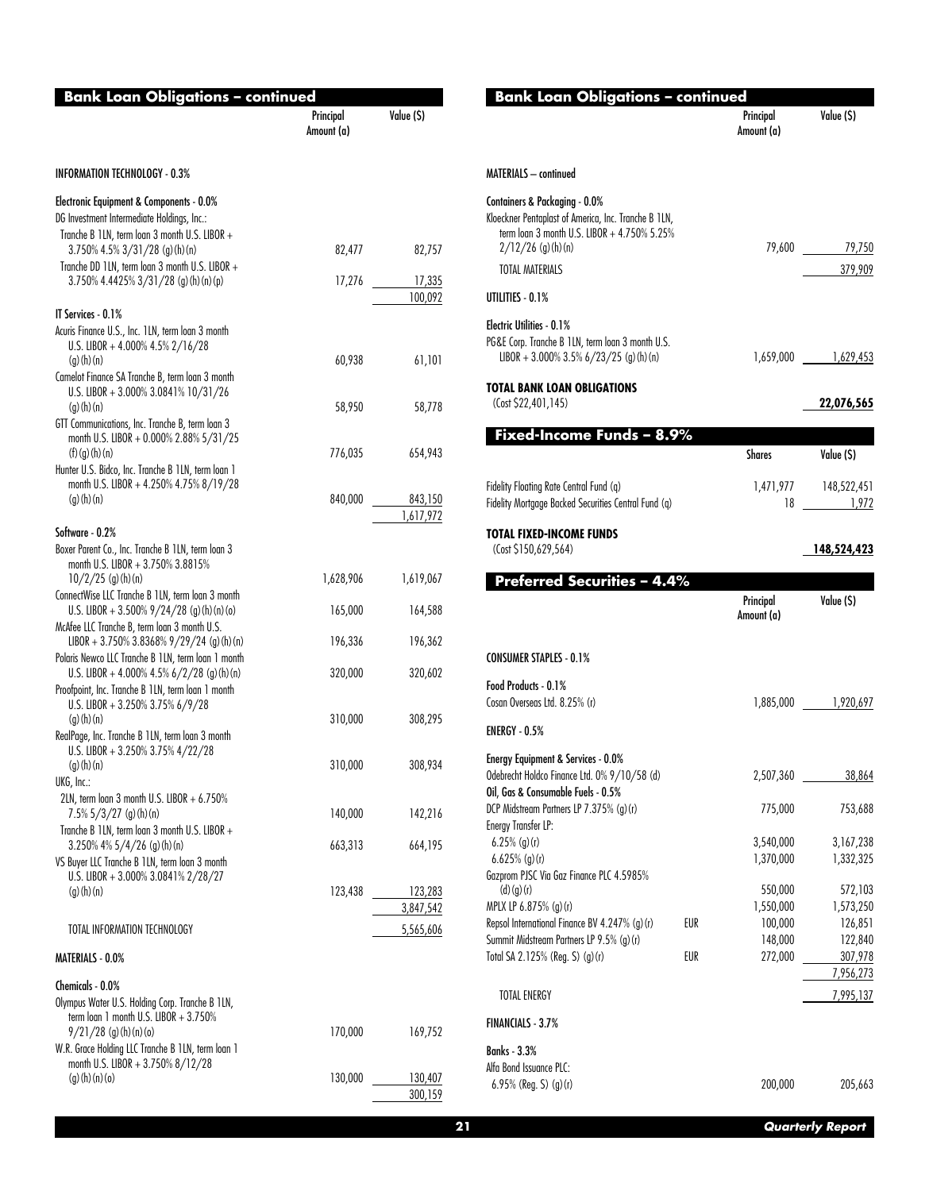## Bank Loan Obligations – continued

| | Principal Amount (a) | Value ($) |
|---|---|---|
| **INFORMATION TECHNOLOGY - 0.3%** | | |
| **Electronic Equipment & Components - 0.0%** | | |
| DG Investment Intermediate Holdings, Inc.: | | |
| Tranche B 1LN, term loan 3 month U.S. LIBOR + 3.750% 4.5% 3/31/28 (g)(h)(n) | 82,477 | 82,757 |
| Tranche DD 1LN, term loan 3 month U.S. LIBOR + 3.750% 4.4425% 3/31/28 (g)(h)(n)(p) | 17,276 | 17,335 |
| | | 100,092 |
| **IT Services - 0.1%** | | |
| Acuris Finance U.S., Inc. 1LN, term loan 3 month U.S. LIBOR + 4.000% 4.5% 2/16/28 (g)(h)(n) | 60,938 | 61,101 |
| Camelot Finance SA Tranche B, term loan 3 month U.S. LIBOR + 3.000% 3.0841% 10/31/26 (g)(h)(n) | 58,950 | 58,778 |
| GTT Communications, Inc. Tranche B, term loan 3 month U.S. LIBOR + 0.000% 2.88% 5/31/25 (f)(g)(h)(n) | 776,035 | 654,943 |
| Hunter U.S. Bidco, Inc. Tranche B 1LN, term loan 1 month U.S. LIBOR + 4.250% 4.75% 8/19/28 (g)(h)(n) | 840,000 | 843,150 |
| | | 1,617,972 |
| **Software - 0.2%** | | |
| Boxer Parent Co., Inc. Tranche B 1LN, term loan 3 month U.S. LIBOR + 3.750% 3.8815% 10/2/25 (g)(h)(n) | 1,628,906 | 1,619,067 |
| ConnectWise LLC Tranche B 1LN, term loan 3 month U.S. LIBOR + 3.500% 9/24/28 (g)(h)(n)(o) | 165,000 | 164,588 |
| McAfee LLC Tranche B, term loan 3 month U.S. LIBOR + 3.750% 3.8368% 9/29/24 (g)(h)(n) | 196,336 | 196,362 |
| Polaris Newco LLC Tranche B 1LN, term loan 1 month U.S. LIBOR + 4.000% 4.5% 6/2/28 (g)(h)(n) | 320,000 | 320,602 |
| Proofpoint, Inc. Tranche B 1LN, term loan 1 month U.S. LIBOR + 3.250% 3.75% 6/9/28 (g)(h)(n) | 310,000 | 308,295 |
| RealPage, Inc. Tranche B 1LN, term loan 3 month U.S. LIBOR + 3.250% 3.75% 4/22/28 (g)(h)(n) | 310,000 | 308,934 |
| UKG, Inc.: | | |
| 2LN, term loan 3 month U.S. LIBOR + 6.750% 7.5% 5/3/27 (g)(h)(n) | 140,000 | 142,216 |
| Tranche B 1LN, term loan 3 month U.S. LIBOR + 3.250% 4% 5/4/26 (g)(h)(n) | 663,313 | 664,195 |
| VS Buyer LLC Tranche B 1LN, term loan 3 month U.S. LIBOR + 3.000% 3.0841% 2/28/27 (g)(h)(n) | 123,438 | 123,283 |
| | | 3,847,542 |
| TOTAL INFORMATION TECHNOLOGY | | 5,565,606 |
| **MATERIALS - 0.0%** | | |
| **Chemicals - 0.0%** | | |
| Olympus Water U.S. Holding Corp. Tranche B 1LN, term loan 1 month U.S. LIBOR + 3.750% 9/21/28 (g)(h)(n)(o) | 170,000 | 169,752 |
| W.R. Grace Holding LLC Tranche B 1LN, term loan 1 month U.S. LIBOR + 3.750% 8/12/28 (g)(h)(n)(o) | 130,000 | 130,407 |
| | | 300,159 |
| MATERIALS – continued | | |
| **Containers & Packaging - 0.0%** | | |
| Kloeckner Pentaplast of America, Inc. Tranche B 1LN, term loan 3 month U.S. LIBOR + 4.750% 5.25% 2/12/26 (g)(h)(n) | 79,600 | 79,750 |
| TOTAL MATERIALS | | 379,909 |
| **UTILITIES - 0.1%** | | |
| **Electric Utilities - 0.1%** | | |
| PG&E Corp. Tranche B 1LN, term loan 3 month U.S. LIBOR + 3.000% 3.5% 6/23/25 (g)(h)(n) | 1,659,000 | 1,629,453 |
| **TOTAL BANK LOAN OBLIGATIONS** (Cost $22,401,145) | | **22,076,565** |

## Fixed-Income Funds – 8.9%

| | Shares | Value ($) |
|---|---|---|
| Fidelity Floating Rate Central Fund (q) | 1,471,977 | 148,522,451 |
| Fidelity Mortgage Backed Securities Central Fund (q) | 18 | 1,972 |
| **TOTAL FIXED-INCOME FUNDS** (Cost $150,629,564) | | **148,524,423** |

## Preferred Securities – 4.4%

| | | Principal Amount (a) | Value ($) |
|---|---|---|---|
| **CONSUMER STAPLES - 0.1%** | | | |
| **Food Products - 0.1%** | | | |
| Cosan Overseas Ltd. 8.25% (r) | | 1,885,000 | 1,920,697 |
| **ENERGY - 0.5%** | | | |
| **Energy Equipment & Services - 0.0%** | | | |
| Odebrecht Holdco Finance Ltd. 0% 9/10/58 (d) | | 2,507,360 | 38,864 |
| **Oil, Gas & Consumable Fuels - 0.5%** | | | |
| DCP Midstream Partners LP 7.375% (g)(r) | | 775,000 | 753,688 |
| Energy Transfer LP: | | | |
| 6.25% (g)(r) | | 3,540,000 | 3,167,238 |
| 6.625% (g)(r) | | 1,370,000 | 1,332,325 |
| Gazprom PJSC Via Gaz Finance PLC 4.5985% (d)(g)(r) | | 550,000 | 572,103 |
| MPLX LP 6.875% (g)(r) | | 1,550,000 | 1,573,250 |
| Repsol International Finance BV 4.247% (g)(r) | EUR | 100,000 | 126,851 |
| Summit Midstream Partners LP 9.5% (g)(r) | | 148,000 | 122,840 |
| Total SA 2.125% (Reg. S) (g)(r) | EUR | 272,000 | 307,978 |
| | | | 7,956,273 |
| TOTAL ENERGY | | | 7,995,137 |
| **FINANCIALS - 3.7%** | | | |
| **Banks - 3.3%** | | | |
| Alfa Bond Issuance PLC: | | | |
| 6.95% (Reg. S) (g)(r) | | 200,000 | 205,663 |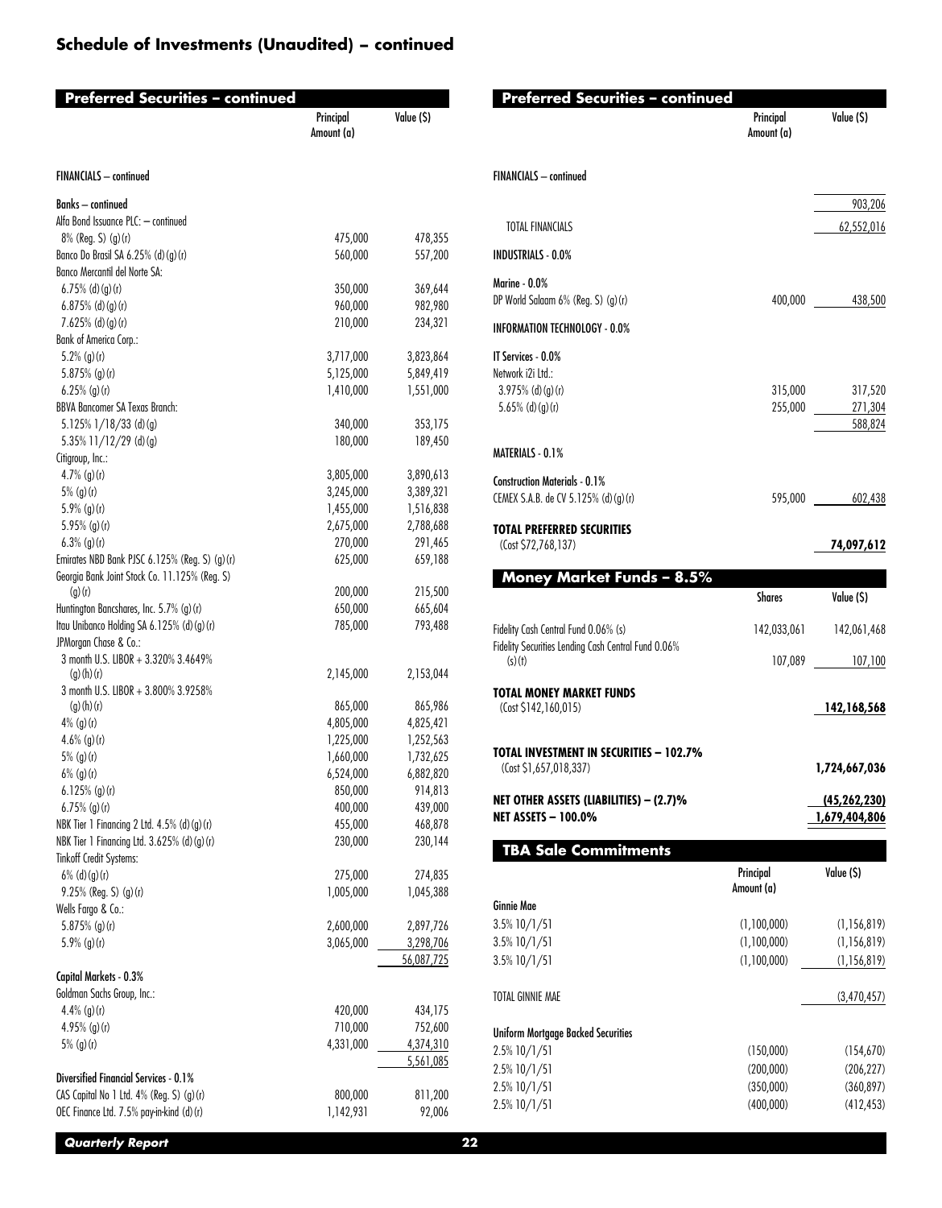## Schedule of Investments (Unaudited) – continued

### Preferred Securities – continued

| | Principal Amount (a) | Value ($) |
|---|---|---|
| **FINANCIALS – continued** | | |
| **Banks – continued** | | |
| Alfa Bond Issuance PLC: – continued | | |
| 8% (Reg. S) (g)(r) | 475,000 | 478,355 |
| Banco Do Brasil SA 6.25% (d)(g)(r) | 560,000 | 557,200 |
| Banco Mercantil del Norte SA: | | |
| 6.75% (d)(g)(r) | 350,000 | 369,644 |
| 6.875% (d)(g)(r) | 960,000 | 982,980 |
| 7.625% (d)(g)(r) | 210,000 | 234,321 |
| Bank of America Corp.: | | |
| 5.2% (g)(r) | 3,717,000 | 3,823,864 |
| 5.875% (g)(r) | 5,125,000 | 5,849,419 |
| 6.25% (g)(r) | 1,410,000 | 1,551,000 |
| BBVA Bancomer SA Texas Branch: | | |
| 5.125% 1/18/33 (d)(g) | 340,000 | 353,175 |
| 5.35% 11/12/29 (d)(g) | 180,000 | 189,450 |
| Citigroup, Inc.: | | |
| 4.7% (g)(r) | 3,805,000 | 3,890,613 |
| 5% (g)(r) | 3,245,000 | 3,389,321 |
| 5.9% (g)(r) | 1,455,000 | 1,516,838 |
| 5.95% (g)(r) | 2,675,000 | 2,788,688 |
| 6.3% (g)(r) | 270,000 | 291,465 |
| Emirates NBD Bank PJSC 6.125% (Reg. S) (g)(r) | 625,000 | 659,188 |
| Georgia Bank Joint Stock Co. 11.125% (Reg. S) (g)(r) | 200,000 | 215,500 |
| Huntington Bancshares, Inc. 5.7% (g)(r) | 650,000 | 665,604 |
| Itau Unibanco Holding SA 6.125% (d)(g)(r) | 785,000 | 793,488 |
| JPMorgan Chase & Co.: | | |
| 3 month U.S. LIBOR + 3.320% 3.4649% (g)(h)(r) | 2,145,000 | 2,153,044 |
| 3 month U.S. LIBOR + 3.800% 3.9258% (g)(h)(r) | 865,000 | 865,986 |
| 4% (g)(r) | 4,805,000 | 4,825,421 |
| 4.6% (g)(r) | 1,225,000 | 1,252,563 |
| 5% (g)(r) | 1,660,000 | 1,732,625 |
| 6% (g)(r) | 6,524,000 | 6,882,820 |
| 6.125% (g)(r) | 850,000 | 914,813 |
| 6.75% (g)(r) | 400,000 | 439,000 |
| NBK Tier 1 Financing 2 Ltd. 4.5% (d)(g)(r) | 455,000 | 468,878 |
| NBK Tier 1 Financing Ltd. 3.625% (d)(g)(r) | 230,000 | 230,144 |
| Tinkoff Credit Systems: | | |
| 6% (d)(g)(r) | 275,000 | 274,835 |
| 9.25% (Reg. S) (g)(r) | 1,005,000 | 1,045,388 |
| Wells Fargo & Co.: | | |
| 5.875% (g)(r) | 2,600,000 | 2,897,726 |
| 5.9% (g)(r) | 3,065,000 | 3,298,706 |
| | | 56,087,725 |
| **Capital Markets - 0.3%** | | |
| Goldman Sachs Group, Inc.: | | |
| 4.4% (g)(r) | 420,000 | 434,175 |
| 4.95% (g)(r) | 710,000 | 752,600 |
| 5% (g)(r) | 4,331,000 | 4,374,310 |
| | | 5,561,085 |
| **Diversified Financial Services - 0.1%** | | |
| CAS Capital No 1 Ltd. 4% (Reg. S) (g)(r) | 800,000 | 811,200 |
| OEC Finance Ltd. 7.5% pay-in-kind (d)(r) | 1,142,931 | 92,006 |
| | | 903,206 |
| TOTAL FINANCIALS | | 62,552,016 |
| **INDUSTRIALS - 0.0%** | | |
| **Marine - 0.0%** | | |
| DP World Salaam 6% (Reg. S) (g)(r) | 400,000 | 438,500 |
| **INFORMATION TECHNOLOGY - 0.0%** | | |
| **IT Services - 0.0%** | | |
| Network i2i Ltd.: | | |
| 3.975% (d)(g)(r) | 315,000 | 317,520 |
| 5.65% (d)(g)(r) | 255,000 | 271,304 |
| | | 588,824 |
| **MATERIALS - 0.1%** | | |
| **Construction Materials - 0.1%** | | |
| CEMEX S.A.B. de CV 5.125% (d)(g)(r) | 595,000 | 602,438 |
| **TOTAL PREFERRED SECURITIES** (Cost $72,768,137) | | **74,097,612** |

### Money Market Funds – 8.5%

| | Shares | Value ($) |
|---|---|---|
| Fidelity Cash Central Fund 0.06% (s) | 142,033,061 | 142,061,468 |
| Fidelity Securities Lending Cash Central Fund 0.06% (s)(t) | 107,089 | 107,100 |
| **TOTAL MONEY MARKET FUNDS** (Cost $142,160,015) | | **142,168,568** |

| | |
|---|---|
| **TOTAL INVESTMENT IN SECURITIES – 102.7%** (Cost $1,657,018,337) | **1,724,667,036** |
| **NET OTHER ASSETS (LIABILITIES) – (2.7)%** | **(45,262,230)** |
| **NET ASSETS – 100.0%** | **1,679,404,806** |

### TBA Sale Commitments

| | Principal Amount (a) | Value ($) |
|---|---|---|
| **Ginnie Mae** | | |
| 3.5% 10/1/51 | (1,100,000) | (1,156,819) |
| 3.5% 10/1/51 | (1,100,000) | (1,156,819) |
| 3.5% 10/1/51 | (1,100,000) | (1,156,819) |
| TOTAL GINNIE MAE | | (3,470,457) |
| **Uniform Mortgage Backed Securities** | | |
| 2.5% 10/1/51 | (150,000) | (154,670) |
| 2.5% 10/1/51 | (200,000) | (206,227) |
| 2.5% 10/1/51 | (350,000) | (360,897) |
| 2.5% 10/1/51 | (400,000) | (412,453) |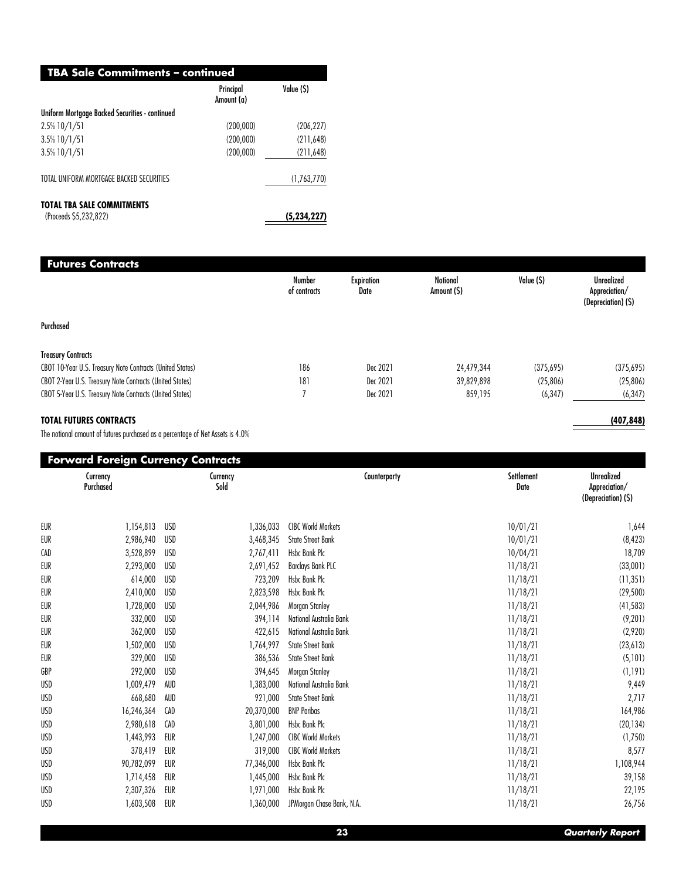## TBA Sale Commitments – continued

| | Principal Amount (a) | Value ($) |
|---|---|---|
| **Uniform Mortgage Backed Securities - continued** | | |
| 2.5% 10/1/51 | (200,000) | (206,227) |
| 3.5% 10/1/51 | (200,000) | (211,648) |
| 3.5% 10/1/51 | (200,000) | (211,648) |
| TOTAL UNIFORM MORTGAGE BACKED SECURITIES | | (1,763,770) |
| **TOTAL TBA SALE COMMITMENTS** (Proceeds $5,232,822) | | **(5,234,227)** |

## Futures Contracts

| | Number of contracts | Expiration Date | Notional Amount ($) | Value ($) | Unrealized Appreciation/ (Depreciation) ($) |
|---|---|---|---|---|---|
| **Purchased** | | | | | |
| **Treasury Contracts** | | | | | |
| CBOT 10-Year U.S. Treasury Note Contracts (United States) | 186 | Dec 2021 | 24,479,344 | (375,695) | (375,695) |
| CBOT 2-Year U.S. Treasury Note Contracts (United States) | 181 | Dec 2021 | 39,829,898 | (25,806) | (25,806) |
| CBOT 5-Year U.S. Treasury Note Contracts (United States) | 7 | Dec 2021 | 859,195 | (6,347) | (6,347) |
| **TOTAL FUTURES CONTRACTS** | | | | | **(407,848)** |

The notional amount of futures purchased as a percentage of Net Assets is 4.0%

## Forward Foreign Currency Contracts

| Currency Purchased | | Currency Sold | | Counterparty | Settlement Date | Unrealized Appreciation/ (Depreciation) ($) |
|---|---|---|---|---|---|---|
| EUR | 1,154,813 | USD | 1,336,033 | CIBC World Markets | 10/01/21 | 1,644 |
| EUR | 2,986,940 | USD | 3,468,345 | State Street Bank | 10/01/21 | (8,423) |
| CAD | 3,528,899 | USD | 2,767,411 | Hsbc Bank Plc | 10/04/21 | 18,709 |
| EUR | 2,293,000 | USD | 2,691,452 | Barclays Bank PLC | 11/18/21 | (33,001) |
| EUR | 614,000 | USD | 723,209 | Hsbc Bank Plc | 11/18/21 | (11,351) |
| EUR | 2,410,000 | USD | 2,823,598 | Hsbc Bank Plc | 11/18/21 | (29,500) |
| EUR | 1,728,000 | USD | 2,044,986 | Morgan Stanley | 11/18/21 | (41,583) |
| EUR | 332,000 | USD | 394,114 | National Australia Bank | 11/18/21 | (9,201) |
| EUR | 362,000 | USD | 422,615 | National Australia Bank | 11/18/21 | (2,920) |
| EUR | 1,502,000 | USD | 1,764,997 | State Street Bank | 11/18/21 | (23,613) |
| EUR | 329,000 | USD | 386,536 | State Street Bank | 11/18/21 | (5,101) |
| GBP | 292,000 | USD | 394,645 | Morgan Stanley | 11/18/21 | (1,191) |
| USD | 1,009,479 | AUD | 1,383,000 | National Australia Bank | 11/18/21 | 9,449 |
| USD | 668,680 | AUD | 921,000 | State Street Bank | 11/18/21 | 2,717 |
| USD | 16,246,364 | CAD | 20,370,000 | BNP Paribas | 11/18/21 | 164,986 |
| USD | 2,980,618 | CAD | 3,801,000 | Hsbc Bank Plc | 11/18/21 | (20,134) |
| USD | 1,443,993 | EUR | 1,247,000 | CIBC World Markets | 11/18/21 | (1,750) |
| USD | 378,419 | EUR | 319,000 | CIBC World Markets | 11/18/21 | 8,577 |
| USD | 90,782,099 | EUR | 77,346,000 | Hsbc Bank Plc | 11/18/21 | 1,108,944 |
| USD | 1,714,458 | EUR | 1,445,000 | Hsbc Bank Plc | 11/18/21 | 39,158 |
| USD | 2,307,326 | EUR | 1,971,000 | Hsbc Bank Plc | 11/18/21 | 22,195 |
| USD | 1,603,508 | EUR | 1,360,000 | JPMorgan Chase Bank, N.A. | 11/18/21 | 26,756 |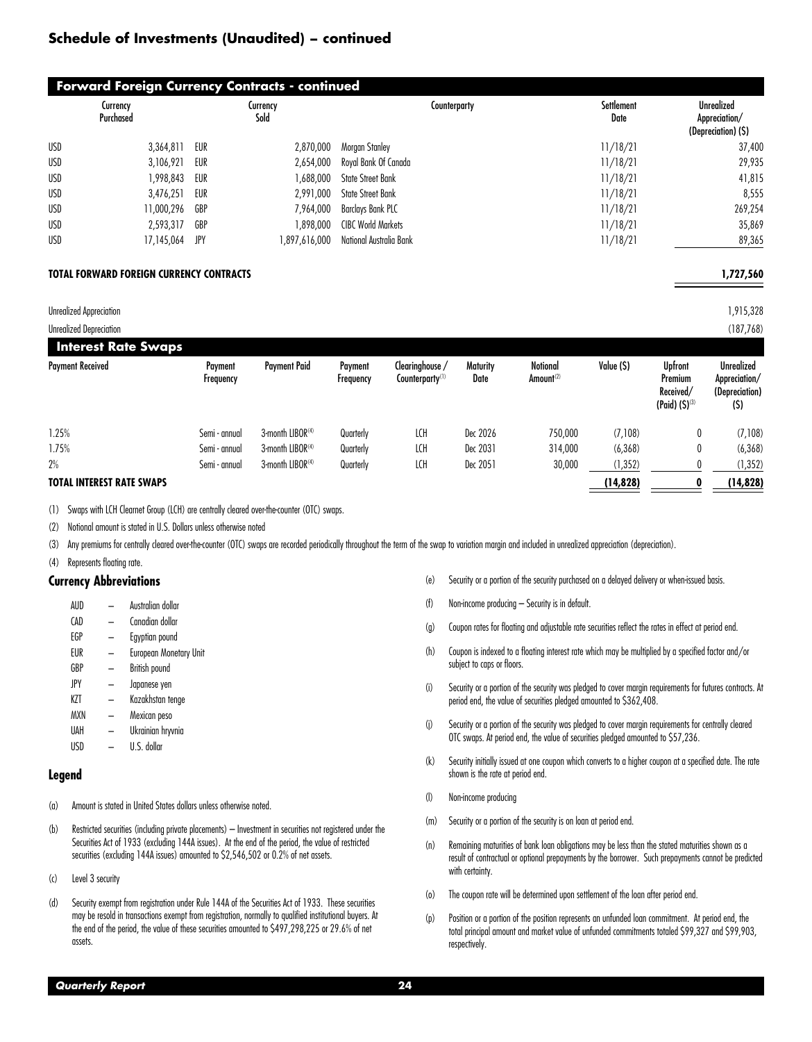## Schedule of Investments (Unaudited) – continued

### Forward Foreign Currency Contracts - continued

| Currency Purchased | | Currency Sold | | Counterparty | Settlement Date | Unrealized Appreciation/ (Depreciation) ($) |
|---|---|---|---|---|---|---|
| USD | 3,364,811 | EUR | 2,870,000 | Morgan Stanley | 11/18/21 | 37,400 |
| USD | 3,106,921 | EUR | 2,654,000 | Royal Bank Of Canada | 11/18/21 | 29,935 |
| USD | 1,998,843 | EUR | 1,688,000 | State Street Bank | 11/18/21 | 41,815 |
| USD | 3,476,251 | EUR | 2,991,000 | State Street Bank | 11/18/21 | 8,555 |
| USD | 11,000,296 | GBP | 7,964,000 | Barclays Bank PLC | 11/18/21 | 269,254 |
| USD | 2,593,317 | GBP | 1,898,000 | CIBC World Markets | 11/18/21 | 35,869 |
| USD | 17,145,064 | JPY | 1,897,616,000 | National Australia Bank | 11/18/21 | 89,365 |
| **TOTAL FORWARD FOREIGN CURRENCY CONTRACTS** | | | | | | **1,727,560** |
| Unrealized Appreciation | | | | | | 1,915,328 |
| Unrealized Depreciation | | | | | | (187,768) |

### Interest Rate Swaps

| Payment Received | Payment Frequency | Payment Paid | Payment Frequency | Clearinghouse / Counterparty[1] | Maturity Date | Notional Amount[2] | Value ($) | Upfront Premium Received/ (Paid) ($)[3] | Unrealized Appreciation/ (Depreciation) ($) |
|---|---|---|---|---|---|---|---|---|---|
| 1.25% | Semi - annual | 3-month LIBOR[4] | Quarterly | LCH | Dec 2026 | 750,000 | (7,108) | 0 | (7,108) |
| 1.75% | Semi - annual | 3-month LIBOR[4] | Quarterly | LCH | Dec 2031 | 314,000 | (6,368) | 0 | (6,368) |
| 2% | Semi - annual | 3-month LIBOR[4] | Quarterly | LCH | Dec 2051 | 30,000 | (1,352) | 0 | (1,352) |
| **TOTAL INTEREST RATE SWAPS** | | | | | | | **(14,828)** | **0** | **(14,828)** |

(1) Swaps with LCH Clearnet Group (LCH) are centrally cleared over-the-counter (OTC) swaps.

(2) Notional amount is stated in U.S. Dollars unless otherwise noted

(3) Any premiums for centrally cleared over-the-counter (OTC) swaps are recorded periodically throughout the term of the swap to variation margin and included in unrealized appreciation (depreciation).

(4) Represents floating rate.

### Currency Abbreviations

- AUD – Australian dollar
- CAD – Canadian dollar
- EGP – Egyptian pound
- EUR – European Monetary Unit
- GBP – British pound
- JPY – Japanese yen
- KZT – Kazakhstan tenge
- MXN – Mexican peso
- UAH – Ukrainian hryvnia
- USD – U.S. dollar

### Legend

(a) Amount is stated in United States dollars unless otherwise noted.

(b) Restricted securities (including private placements) – Investment in securities not registered under the Securities Act of 1933 (excluding 144A issues). At the end of the period, the value of restricted securities (excluding 144A issues) amounted to $2,546,502 or 0.2% of net assets.

(c) Level 3 security

(d) Security exempt from registration under Rule 144A of the Securities Act of 1933. These securities may be resold in transactions exempt from registration, normally to qualified institutional buyers. At the end of the period, the value of these securities amounted to $497,298,225 or 29.6% of net assets.

(e) Security or a portion of the security purchased on a delayed delivery or when-issued basis.

(f) Non-income producing – Security is in default.

(g) Coupon rates for floating and adjustable rate securities reflect the rates in effect at period end.

(h) Coupon is indexed to a floating interest rate which may be multiplied by a specified factor and/or subject to caps or floors.

(i) Security or a portion of the security was pledged to cover margin requirements for futures contracts. At period end, the value of securities pledged amounted to $362,408.

(j) Security or a portion of the security was pledged to cover margin requirements for centrally cleared OTC swaps. At period end, the value of securities pledged amounted to $57,236.

(k) Security initially issued at one coupon which converts to a higher coupon at a specified date. The rate shown is the rate at period end.

(l) Non-income producing

(m) Security or a portion of the security is on loan at period end.

(n) Remaining maturities of bank loan obligations may be less than the stated maturities shown as a result of contractual or optional prepayments by the borrower. Such prepayments cannot be predicted with certainty.

(o) The coupon rate will be determined upon settlement of the loan after period end.

(p) Position or a portion of the position represents an unfunded loan commitment. At period end, the total principal amount and market value of unfunded commitments totaled $99,327 and $99,903, respectively.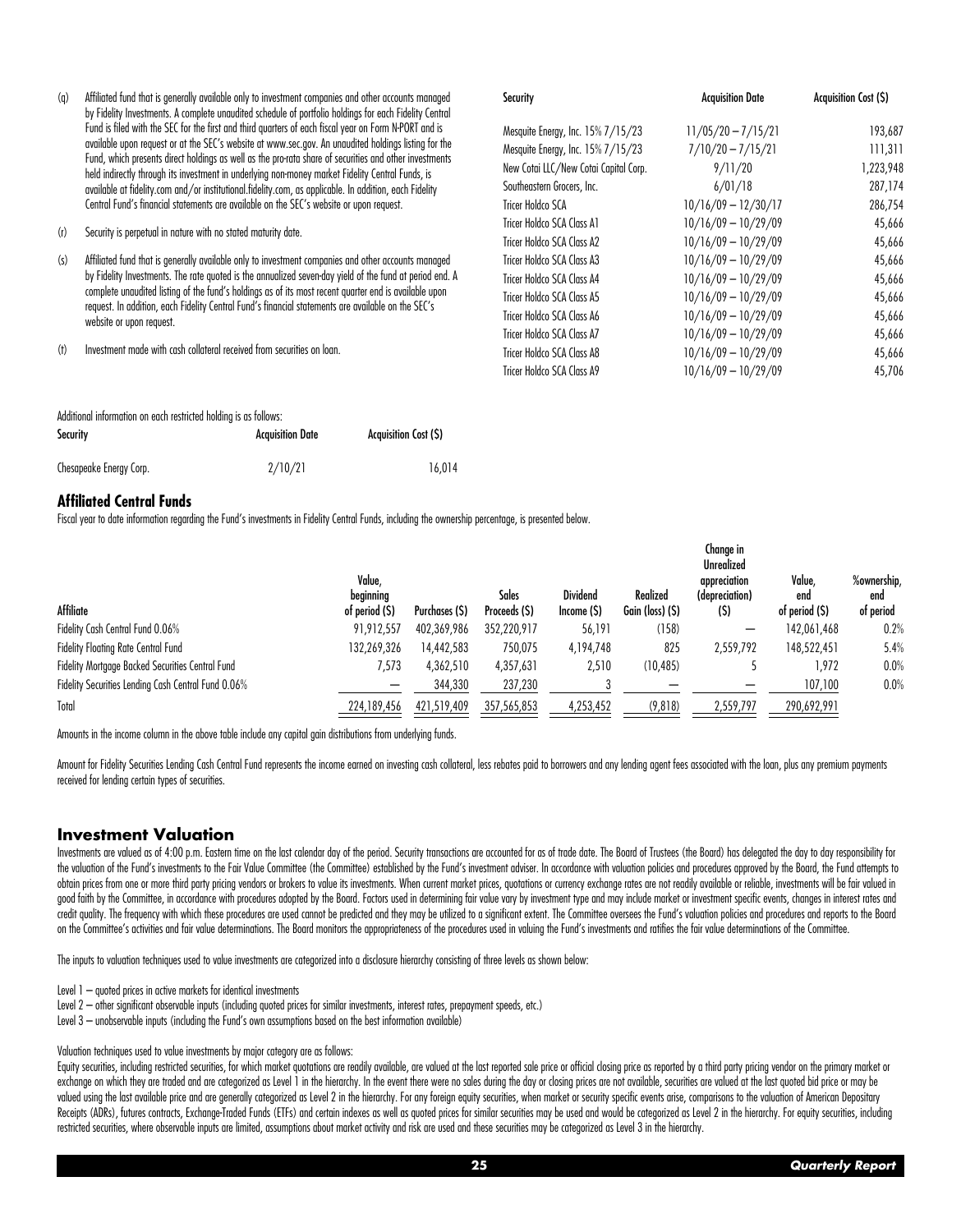(q) Affiliated fund that is generally available only to investment companies and other accounts managed by Fidelity Investments. A complete unaudited schedule of portfolio holdings for each Fidelity Central Fund is filed with the SEC for the first and third quarters of each fiscal year on Form N-PORT and is available upon request or at the SEC's website at www.sec.gov. An unaudited holdings listing for the Fund, which presents direct holdings as well as the pro-rata share of securities and other investments held indirectly through its investment in underlying non-money market Fidelity Central Funds, is available at fidelity.com and/or institutional.fidelity.com, as applicable. In addition, each Fidelity Central Fund's financial statements are available on the SEC's website or upon request.

(r) Security is perpetual in nature with no stated maturity date.

(s) Affiliated fund that is generally available only to investment companies and other accounts managed by Fidelity Investments. The rate quoted is the annualized seven-day yield of the fund at period end. A complete unaudited listing of the fund's holdings as of its most recent quarter end is available upon request. In addition, each Fidelity Central Fund's financial statements are available on the SEC's website or upon request.

(t) Investment made with cash collateral received from securities on loan.

Additional information on each restricted holding is as follows:

| Security | Acquisition Date | Acquisition Cost ($) |
|---|---|---|
| Chesapeake Energy Corp. | 2/10/21 | 16,014 |
| Mesquite Energy, Inc. 15% 7/15/23 | 11/05/20 – 7/15/21 | 193,687 |
| Mesquite Energy, Inc. 15% 7/15/23 | 7/10/20 – 7/15/21 | 111,311 |
| New Cotai LLC/New Cotai Capital Corp. | 9/11/20 | 1,223,948 |
| Southeastern Grocers, Inc. | 6/01/18 | 287,174 |
| Tricer Holdco SCA | 10/16/09 – 12/30/17 | 286,754 |
| Tricer Holdco SCA Class A1 | 10/16/09 – 10/29/09 | 45,666 |
| Tricer Holdco SCA Class A2 | 10/16/09 – 10/29/09 | 45,666 |
| Tricer Holdco SCA Class A3 | 10/16/09 – 10/29/09 | 45,666 |
| Tricer Holdco SCA Class A4 | 10/16/09 – 10/29/09 | 45,666 |
| Tricer Holdco SCA Class A5 | 10/16/09 – 10/29/09 | 45,666 |
| Tricer Holdco SCA Class A6 | 10/16/09 – 10/29/09 | 45,666 |
| Tricer Holdco SCA Class A7 | 10/16/09 – 10/29/09 | 45,666 |
| Tricer Holdco SCA Class A8 | 10/16/09 – 10/29/09 | 45,666 |
| Tricer Holdco SCA Class A9 | 10/16/09 – 10/29/09 | 45,706 |

## Affiliated Central Funds

Fiscal year to date information regarding the Fund's investments in Fidelity Central Funds, including the ownership percentage, is presented below.

| Affiliate | Value, beginning of period ($) | Purchases ($) | Sales Proceeds ($) | Dividend Income ($) | Realized Gain (loss) ($) | Change in Unrealized appreciation (depreciation) ($) | Value, end of period ($) | %ownership, end of period |
|---|---|---|---|---|---|---|---|---|
| Fidelity Cash Central Fund 0.06% | 91,912,557 | 402,369,986 | 352,220,917 | 56,191 | (158) | — | 142,061,468 | 0.2% |
| Fidelity Floating Rate Central Fund | 132,269,326 | 14,442,583 | 750,075 | 4,194,748 | 825 | 2,559,792 | 148,522,451 | 5.4% |
| Fidelity Mortgage Backed Securities Central Fund | 7,573 | 4,362,510 | 4,357,631 | 2,510 | (10,485) | 5 | 1,972 | 0.0% |
| Fidelity Securities Lending Cash Central Fund 0.06% | — | 344,330 | 237,230 | 3 | — | — | 107,100 | 0.0% |
| Total | 224,189,456 | 421,519,409 | 357,565,853 | 4,253,452 | (9,818) | 2,559,797 | 290,692,991 | |

Amounts in the income column in the above table include any capital gain distributions from underlying funds.

Amount for Fidelity Securities Lending Cash Central Fund represents the income earned on investing cash collateral, less rebates paid to borrowers and any lending agent fees associated with the loan, plus any premium payments received for lending certain types of securities.

## Investment Valuation

Investments are valued as of 4:00 p.m. Eastern time on the last calendar day of the period. Security transactions are accounted for as of trade date. The Board of Trustees (the Board) has delegated the day to day responsibility for the valuation of the Fund's investments to the Fair Value Committee (the Committee) established by the Fund's investment adviser. In accordance with valuation policies and procedures approved by the Board, the Fund attempts to obtain prices from one or more third party pricing vendors or brokers to value its investments. When current market prices, quotations or currency exchange rates are not readily available or reliable, investments will be fair valued in good faith by the Committee, in accordance with procedures adopted by the Board. Factors used in determining fair value vary by investment type and may include market or investment specific events, changes in interest rates and credit quality. The frequency with which these procedures are used cannot be predicted and they may be utilized to a significant extent. The Committee oversees the Fund's valuation policies and procedures and reports to the Board on the Committee's activities and fair value determinations. The Board monitors the appropriateness of the procedures used in valuing the Fund's investments and ratifies the fair value determinations of the Committee.

The inputs to valuation techniques used to value investments are categorized into a disclosure hierarchy consisting of three levels as shown below:

Level 1 – quoted prices in active markets for identical investments
Level 2 – other significant observable inputs (including quoted prices for similar investments, interest rates, prepayment speeds, etc.)
Level 3 – unobservable inputs (including the Fund's own assumptions based on the best information available)

Valuation techniques used to value investments by major category are as follows:

Equity securities, including restricted securities, for which market quotations are readily available, are valued at the last reported sale price or official closing price as reported by a third party pricing vendor on the primary market or exchange on which they are traded and are categorized as Level 1 in the hierarchy. In the event there were no sales during the day or closing prices are not available, securities are valued at the last quoted bid price or may be valued using the last available price and are generally categorized as Level 2 in the hierarchy. For any foreign equity securities, when market or security specific events arise, comparisons to the valuation of American Depositary Receipts (ADRs), futures contracts, Exchange-Traded Funds (ETFs) and certain indexes as well as quoted prices for similar securities may be used and would be categorized as Level 2 in the hierarchy. For equity securities, including restricted securities, where observable inputs are limited, assumptions about market activity and risk are used and these securities may be categorized as Level 3 in the hierarchy.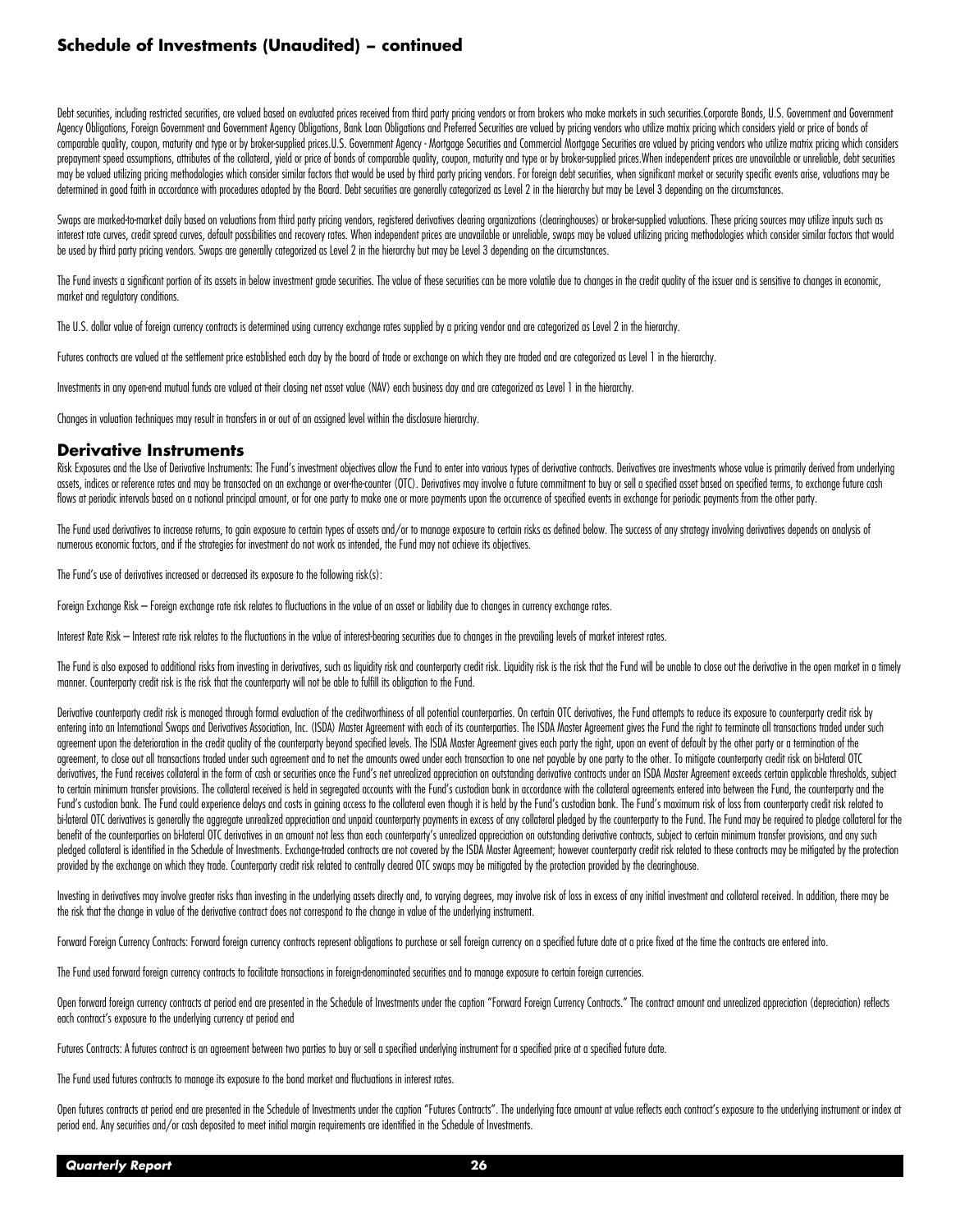## Schedule of Investments (Unaudited) – continued

Debt securities, including restricted securities, are valued based on evaluated prices received from third party pricing vendors or from brokers who make markets in such securities.Corporate Bonds, U.S. Government and Government Agency Obligations, Foreign Government and Government Agency Obligations, Bank Loan Obligations and Preferred Securities are valued by pricing vendors who utilize matrix pricing which considers yield or price of bonds of comparable quality, coupon, maturity and type or by broker-supplied prices.U.S. Government Agency - Mortgage Securities and Commercial Mortgage Securities are valued by pricing vendors who utilize matrix pricing which considers prepayment speed assumptions, attributes of the collateral, yield or price of bonds of comparable quality, coupon, maturity and type or by broker-supplied prices.When independent prices are unavailable or unreliable, debt securities may be valued utilizing pricing methodologies which consider similar factors that would be used by third party pricing vendors. For foreign debt securities, when significant market or security specific events arise, valuations may be determined in good faith in accordance with procedures adopted by the Board. Debt securities are generally categorized as Level 2 in the hierarchy but may be Level 3 depending on the circumstances.

Swaps are marked-to-market daily based on valuations from third party pricing vendors, registered derivatives clearing organizations (clearinghouses) or broker-supplied valuations. These pricing sources may utilize inputs such as interest rate curves, credit spread curves, default possibilities and recovery rates. When independent prices are unavailable or unreliable, swaps may be valued utilizing pricing methodologies which consider similar factors that would be used by third party pricing vendors. Swaps are generally categorized as Level 2 in the hierarchy but may be Level 3 depending on the circumstances.

The Fund invests a significant portion of its assets in below investment grade securities. The value of these securities can be more volatile due to changes in the credit quality of the issuer and is sensitive to changes in economic, market and regulatory conditions.

The U.S. dollar value of foreign currency contracts is determined using currency exchange rates supplied by a pricing vendor and are categorized as Level 2 in the hierarchy.

Futures contracts are valued at the settlement price established each day by the board of trade or exchange on which they are traded and are categorized as Level 1 in the hierarchy.

Investments in any open-end mutual funds are valued at their closing net asset value (NAV) each business day and are categorized as Level 1 in the hierarchy.

Changes in valuation techniques may result in transfers in or out of an assigned level within the disclosure hierarchy.

### Derivative Instruments

Risk Exposures and the Use of Derivative Instruments: The Fund's investment objectives allow the Fund to enter into various types of derivative contracts. Derivatives are investments whose value is primarily derived from underlying assets, indices or reference rates and may be transacted on an exchange or over-the-counter (OTC). Derivatives may involve a future commitment to buy or sell a specified asset based on specified terms, to exchange future cash flows at periodic intervals based on a notional principal amount, or for one party to make one or more payments upon the occurrence of specified events in exchange for periodic payments from the other party.

The Fund used derivatives to increase returns, to gain exposure to certain types of assets and/or to manage exposure to certain risks as defined below. The success of any strategy involving derivatives depends on analysis of numerous economic factors, and if the strategies for investment do not work as intended, the Fund may not achieve its objectives.

The Fund's use of derivatives increased or decreased its exposure to the following risk(s):

Foreign Exchange Risk – Foreign exchange rate risk relates to fluctuations in the value of an asset or liability due to changes in currency exchange rates.

Interest Rate Risk – Interest rate risk relates to the fluctuations in the value of interest-bearing securities due to changes in the prevailing levels of market interest rates.

The Fund is also exposed to additional risks from investing in derivatives, such as liquidity risk and counterparty credit risk. Liquidity risk is the risk that the Fund will be unable to close out the derivative in the open market in a timely manner. Counterparty credit risk is the risk that the counterparty will not be able to fulfill its obligation to the Fund.

Derivative counterparty credit risk is managed through formal evaluation of the creditworthiness of all potential counterparties. On certain OTC derivatives, the Fund attempts to reduce its exposure to counterparty credit risk by entering into an International Swaps and Derivatives Association, Inc. (ISDA) Master Agreement with each of its counterparties. The ISDA Master Agreement gives the Fund the right to terminate all transactions traded under such agreement upon the deterioration in the credit quality of the counterparty beyond specified levels. The ISDA Master Agreement gives each party the right, upon an event of default by the other party or a termination of the agreement, to close out all transactions traded under such agreement and to net the amounts owed under each transaction to one net payable by one party to the other. To mitigate counterparty credit risk on bi-lateral OTC derivatives, the Fund receives collateral in the form of cash or securities once the Fund's net unrealized appreciation on outstanding derivative contracts under an ISDA Master Agreement exceeds certain applicable thresholds, subject to certain minimum transfer provisions. The collateral received is held in segregated accounts with the Fund's custodian bank in accordance with the collateral agreements entered into between the Fund, the counterparty and the Fund's custodian bank. The Fund could experience delays and costs in gaining access to the collateral even though it is held by the Fund's custodian bank. The Fund's maximum risk of loss from counterparty credit risk related to bi-lateral OTC derivatives is generally the aggregate unrealized appreciation and unpaid counterparty payments in excess of any collateral pledged by the counterparty to the Fund. The Fund may be required to pledge collateral for the benefit of the counterparties on bi-lateral OTC derivatives in an amount not less than each counterparty's unrealized appreciation on outstanding derivative contracts, subject to certain minimum transfer provisions, and any such pledged collateral is identified in the Schedule of Investments. Exchange-traded contracts are not covered by the ISDA Master Agreement; however counterparty credit risk related to these contracts may be mitigated by the protection provided by the exchange on which they trade. Counterparty credit risk related to centrally cleared OTC swaps may be mitigated by the protection provided by the clearinghouse.

Investing in derivatives may involve greater risks than investing in the underlying assets directly and, to varying degrees, may involve risk of loss in excess of any initial investment and collateral received. In addition, there may be the risk that the change in value of the derivative contract does not correspond to the change in value of the underlying instrument.

Forward Foreign Currency Contracts: Forward foreign currency contracts represent obligations to purchase or sell foreign currency on a specified future date at a price fixed at the time the contracts are entered into.

The Fund used forward foreign currency contracts to facilitate transactions in foreign-denominated securities and to manage exposure to certain foreign currencies.

Open forward foreign currency contracts at period end are presented in the Schedule of Investments under the caption "Forward Foreign Currency Contracts." The contract amount and unrealized appreciation (depreciation) reflects each contract's exposure to the underlying currency at period end

Futures Contracts: A futures contract is an agreement between two parties to buy or sell a specified underlying instrument for a specified price at a specified future date.

The Fund used futures contracts to manage its exposure to the bond market and fluctuations in interest rates.

Open futures contracts at period end are presented in the Schedule of Investments under the caption "Futures Contracts". The underlying face amount at value reflects each contract's exposure to the underlying instrument or index at period end. Any securities and/or cash deposited to meet initial margin requirements are identified in the Schedule of Investments.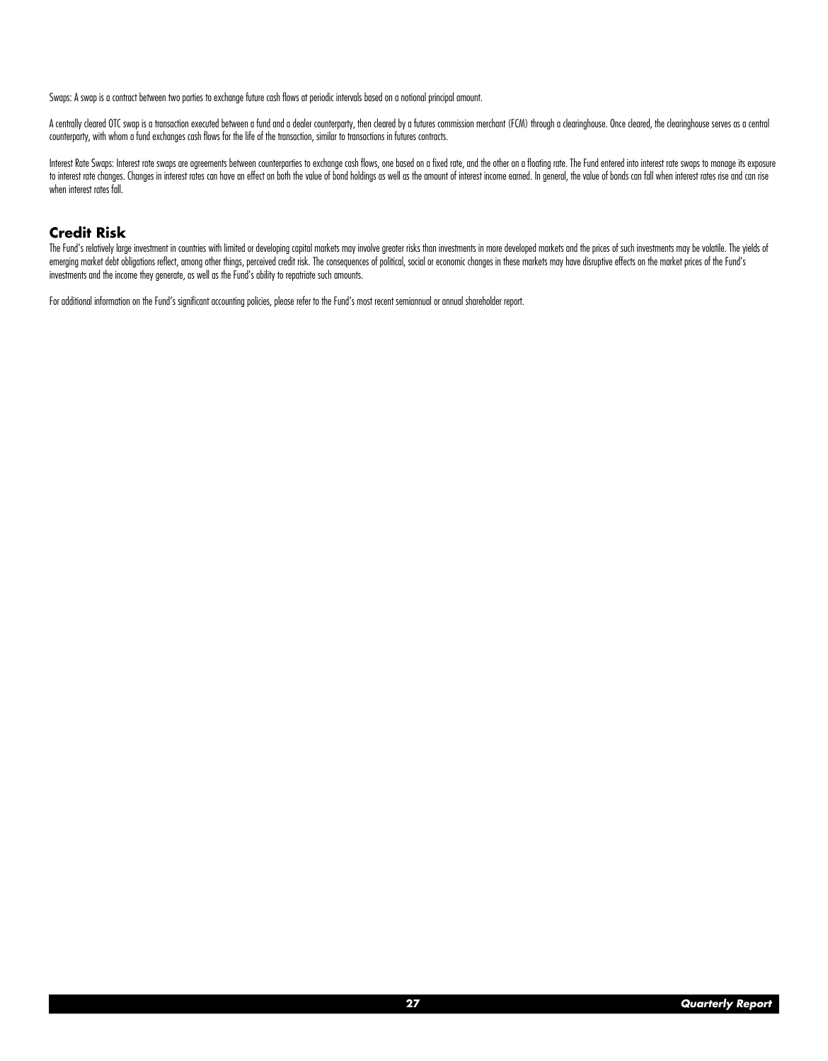Swaps: A swap is a contract between two parties to exchange future cash flows at periodic intervals based on a notional principal amount.

A centrally cleared OTC swap is a transaction executed between a fund and a dealer counterparty, then cleared by a futures commission merchant (FCM) through a clearinghouse. Once cleared, the clearinghouse serves as a central counterparty, with whom a fund exchanges cash flows for the life of the transaction, similar to transactions in futures contracts.

Interest Rate Swaps: Interest rate swaps are agreements between counterparties to exchange cash flows, one based on a fixed rate, and the other on a floating rate. The Fund entered into interest rate swaps to manage its exposure to interest rate changes. Changes in interest rates can have an effect on both the value of bond holdings as well as the amount of interest income earned. In general, the value of bonds can fall when interest rates rise and can rise when interest rates fall.

## Credit Risk

The Fund's relatively large investment in countries with limited or developing capital markets may involve greater risks than investments in more developed markets and the prices of such investments may be volatile. The yields of emerging market debt obligations reflect, among other things, perceived credit risk. The consequences of political, social or economic changes in these markets may have disruptive effects on the market prices of the Fund's investments and the income they generate, as well as the Fund's ability to repatriate such amounts.

For additional information on the Fund's significant accounting policies, please refer to the Fund's most recent semiannual or annual shareholder report.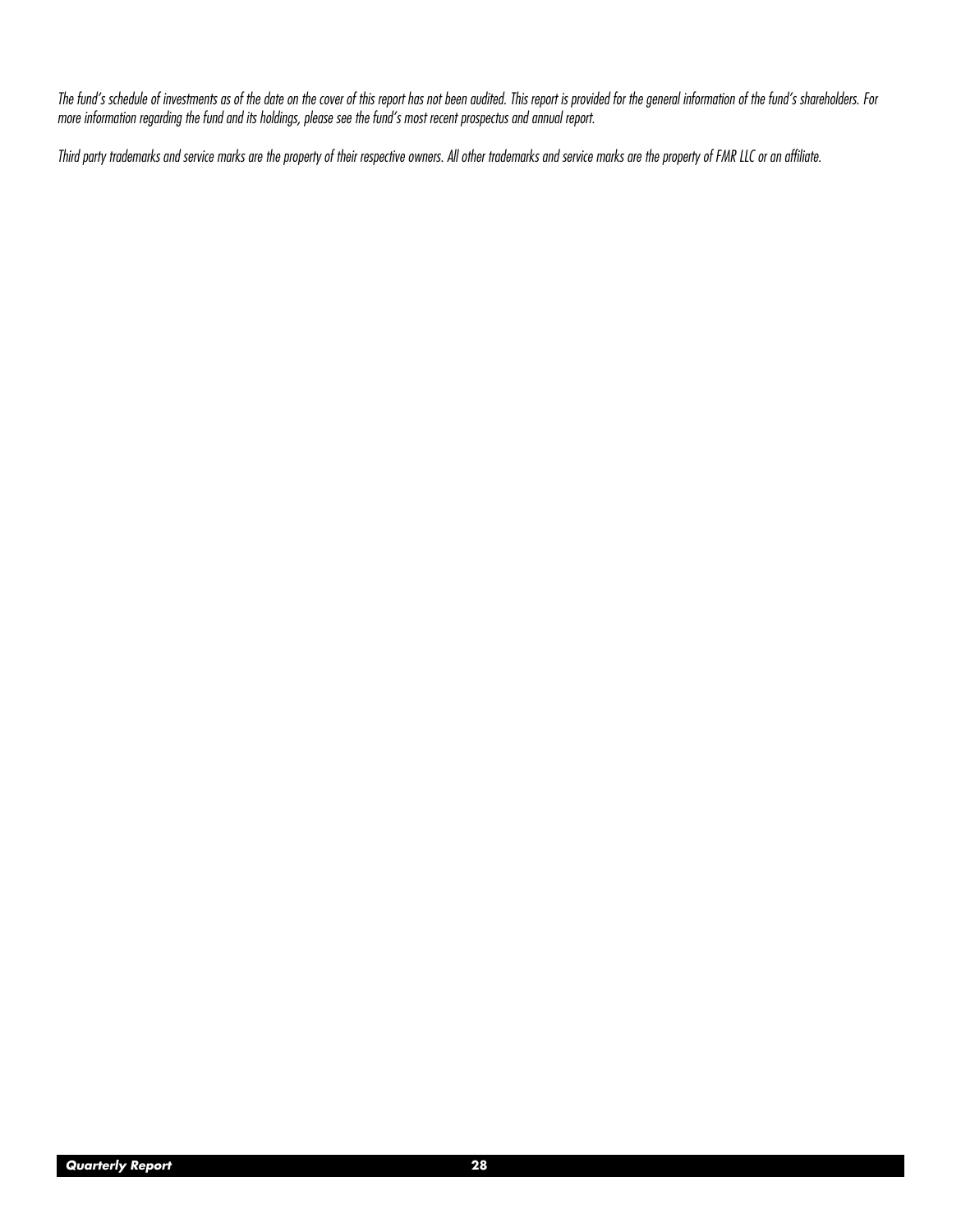*The fund's schedule of investments as of the date on the cover of this report has not been audited. This report is provided for the general information of the fund's shareholders. For more information regarding the fund and its holdings, please see the fund's most recent prospectus and annual report.*

*Third party trademarks and service marks are the property of their respective owners. All other trademarks and service marks are the property of FMR LLC or an affiliate.*